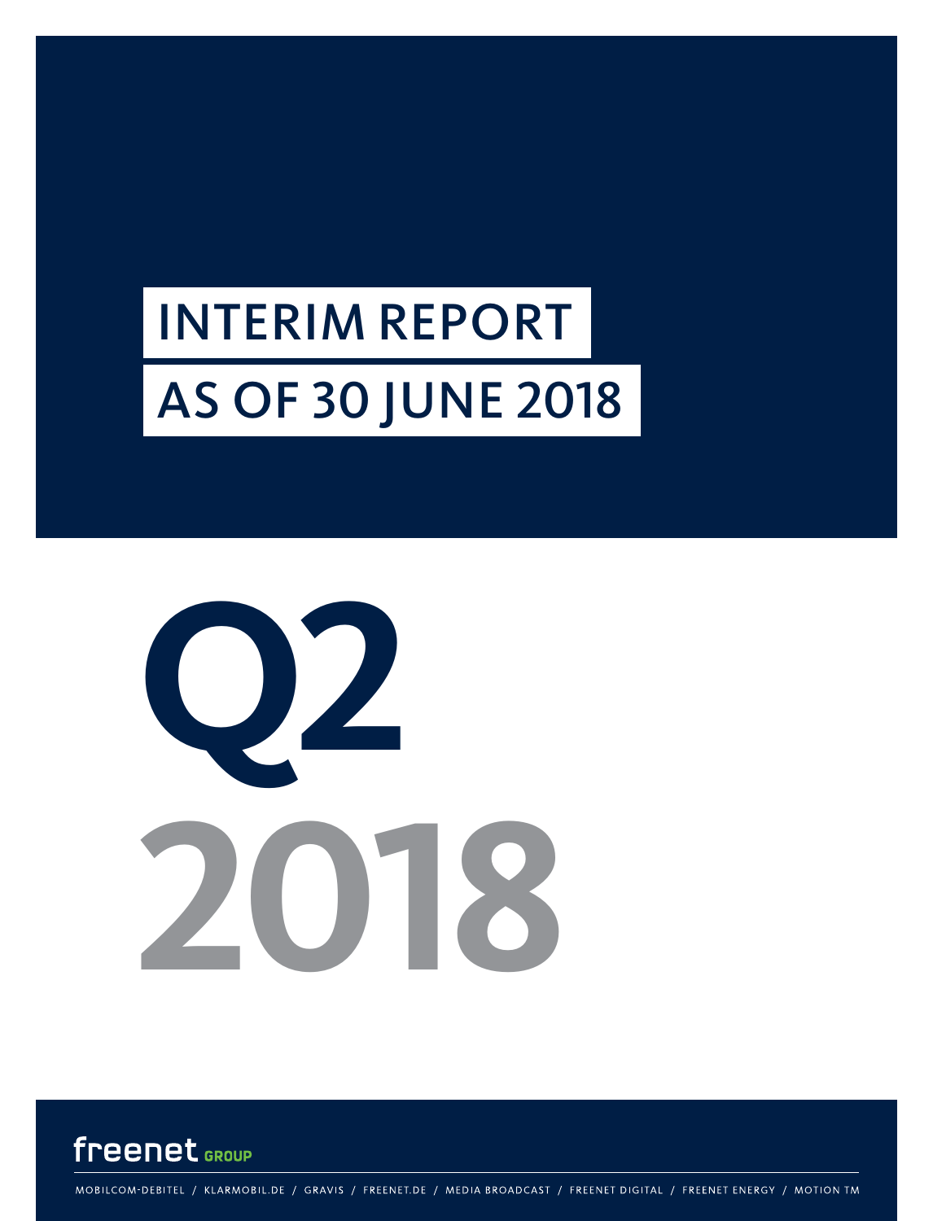# INTERIM REPORT
# AS OF 30 JUNE 2018

# Q2
# 2018

freenet GROUP

MOBILCOM-DEBITEL / KLARMOBIL.DE / GRAVIS / FREENET.DE / MEDIA BROADCAST / FREENET DIGITAL / FREENET ENERGY / MOTION TM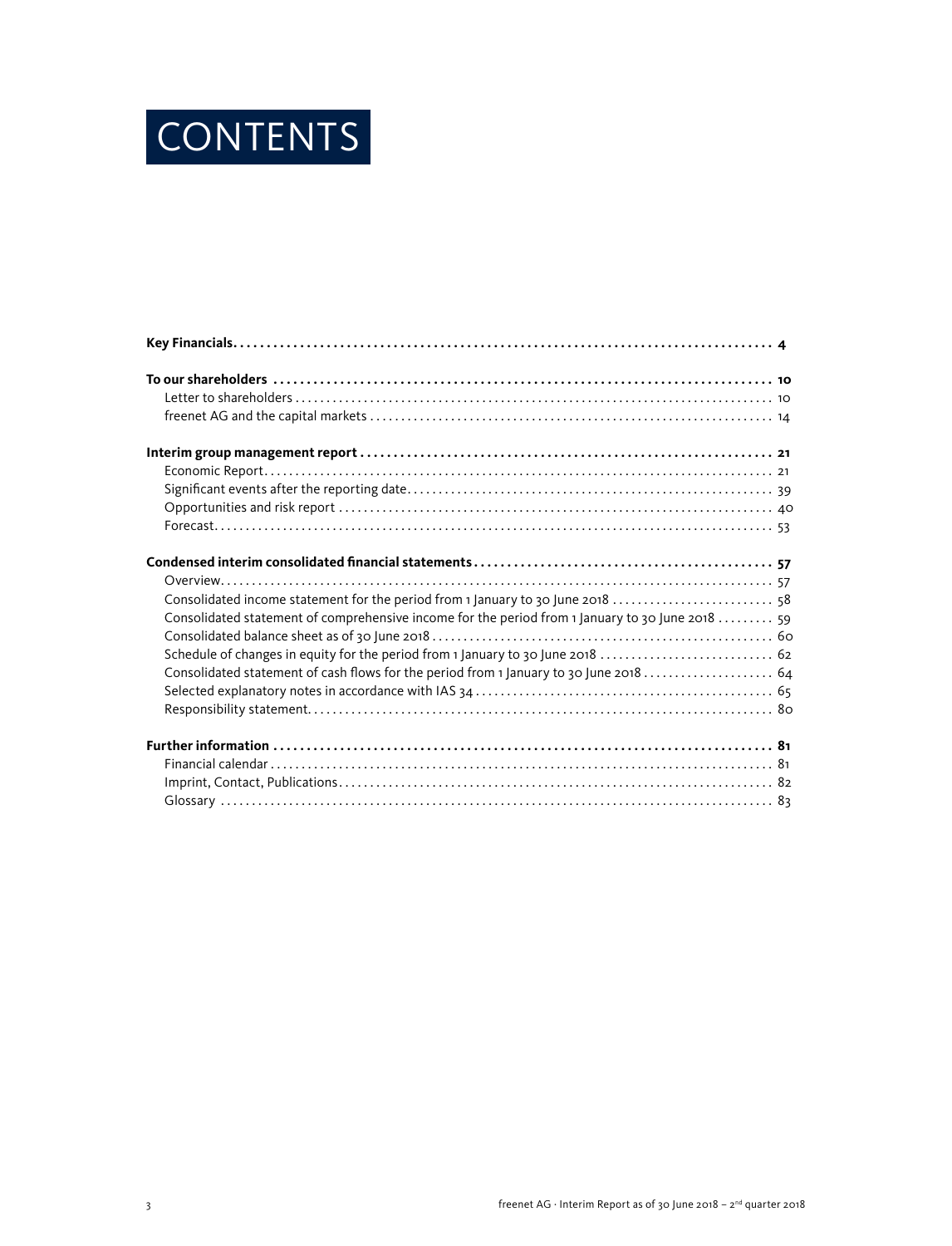# CONTENTS

**Key Financials** .......... **4**

**To our shareholders** .......... **10**
- Letter to shareholders .......... 10
- freenet AG and the capital markets .......... 14

**Interim group management report** .......... **21**
- Economic Report .......... 21
- Significant events after the reporting date .......... 39
- Opportunities and risk report .......... 40
- Forecast .......... 53

**Condensed interim consolidated financial statements** .......... **57**
- Overview .......... 57
- Consolidated income statement for the period from 1 January to 30 June 2018 .......... 58
- Consolidated statement of comprehensive income for the period from 1 January to 30 June 2018 .......... 59
- Consolidated balance sheet as of 30 June 2018 .......... 60
- Schedule of changes in equity for the period from 1 January to 30 June 2018 .......... 62
- Consolidated statement of cash flows for the period from 1 January to 30 June 2018 .......... 64
- Selected explanatory notes in accordance with IAS 34 .......... 65
- Responsibility statement .......... 80

**Further information** .......... **81**
- Financial calendar .......... 81
- Imprint, Contact, Publications .......... 82
- Glossary .......... 83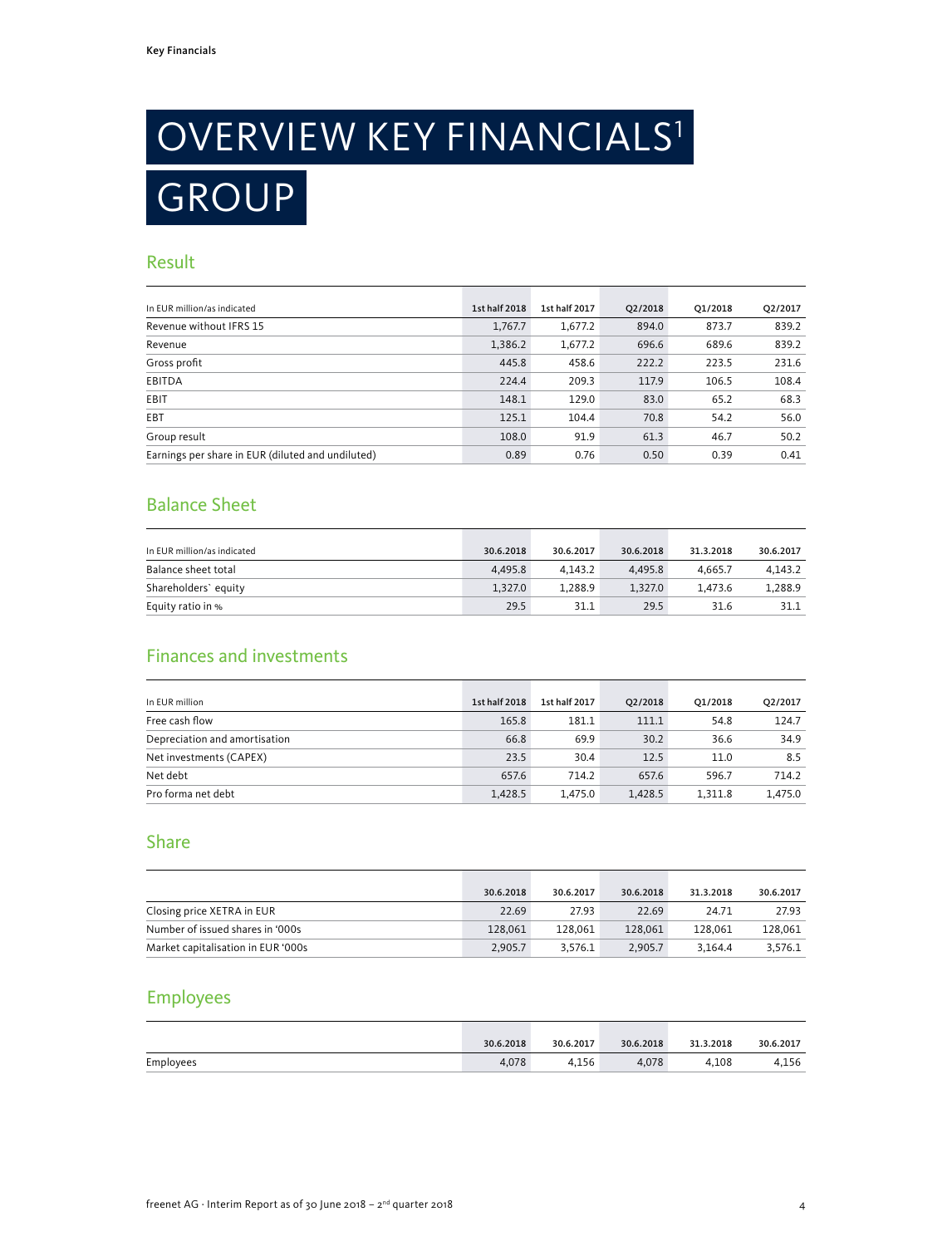# OVERVIEW KEY FINANCIALS[1]

# GROUP

## Result

| In EUR million/as indicated | 1st half 2018 | 1st half 2017 | Q2/2018 | Q1/2018 | Q2/2017 |
|---|---|---|---|---|---|
| Revenue without IFRS 15 | 1,767.7 | 1,677.2 | 894.0 | 873.7 | 839.2 |
| Revenue | 1,386.2 | 1,677.2 | 696.6 | 689.6 | 839.2 |
| Gross profit | 445.8 | 458.6 | 222.2 | 223.5 | 231.6 |
| EBITDA | 224.4 | 209.3 | 117.9 | 106.5 | 108.4 |
| EBIT | 148.1 | 129.0 | 83.0 | 65.2 | 68.3 |
| EBT | 125.1 | 104.4 | 70.8 | 54.2 | 56.0 |
| Group result | 108.0 | 91.9 | 61.3 | 46.7 | 50.2 |
| Earnings per share in EUR (diluted and undiluted) | 0.89 | 0.76 | 0.50 | 0.39 | 0.41 |

## Balance Sheet

| In EUR million/as indicated | 30.6.2018 | 30.6.2017 | 30.6.2018 | 31.3.2018 | 30.6.2017 |
|---|---|---|---|---|---|
| Balance sheet total | 4,495.8 | 4,143.2 | 4,495.8 | 4,665.7 | 4,143.2 |
| Shareholders` equity | 1,327.0 | 1,288.9 | 1,327.0 | 1,473.6 | 1,288.9 |
| Equity ratio in % | 29.5 | 31.1 | 29.5 | 31.6 | 31.1 |

## Finances and investments

| In EUR million | 1st half 2018 | 1st half 2017 | Q2/2018 | Q1/2018 | Q2/2017 |
|---|---|---|---|---|---|
| Free cash flow | 165.8 | 181.1 | 111.1 | 54.8 | 124.7 |
| Depreciation and amortisation | 66.8 | 69.9 | 30.2 | 36.6 | 34.9 |
| Net investments (CAPEX) | 23.5 | 30.4 | 12.5 | 11.0 | 8.5 |
| Net debt | 657.6 | 714.2 | 657.6 | 596.7 | 714.2 |
| Pro forma net debt | 1,428.5 | 1,475.0 | 1,428.5 | 1,311.8 | 1,475.0 |

## Share

| | 30.6.2018 | 30.6.2017 | 30.6.2018 | 31.3.2018 | 30.6.2017 |
|---|---|---|---|---|---|
| Closing price XETRA in EUR | 22.69 | 27.93 | 22.69 | 24.71 | 27.93 |
| Number of issued shares in '000s | 128,061 | 128,061 | 128,061 | 128,061 | 128,061 |
| Market capitalisation in EUR '000s | 2,905.7 | 3,576.1 | 2,905.7 | 3,164.4 | 3,576.1 |

## Employees

| | 30.6.2018 | 30.6.2017 | 30.6.2018 | 31.3.2018 | 30.6.2017 |
|---|---|---|---|---|---|
| Employees | 4,078 | 4,156 | 4,078 | 4,108 | 4,156 |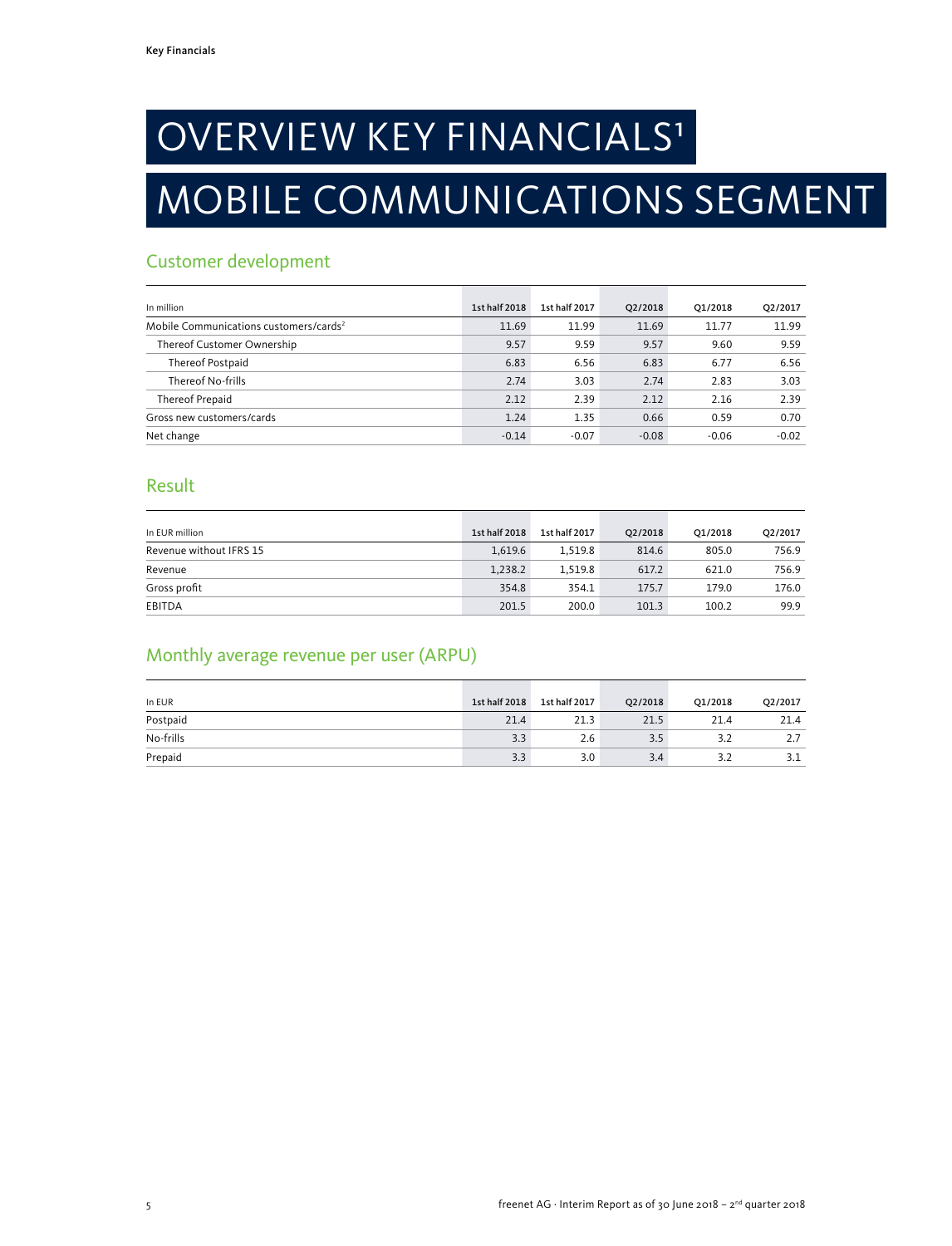# OVERVIEW KEY FINANCIALS[1]

# MOBILE COMMUNICATIONS SEGMENT

## Customer development

| In million | 1st half 2018 | 1st half 2017 | Q2/2018 | Q1/2018 | Q2/2017 |
|---|---|---|---|---|---|
| Mobile Communications customers/cards[2] | 11.69 | 11.99 | 11.69 | 11.77 | 11.99 |
| Thereof Customer Ownership | 9.57 | 9.59 | 9.57 | 9.60 | 9.59 |
| Thereof Postpaid | 6.83 | 6.56 | 6.83 | 6.77 | 6.56 |
| Thereof No-frills | 2.74 | 3.03 | 2.74 | 2.83 | 3.03 |
| Thereof Prepaid | 2.12 | 2.39 | 2.12 | 2.16 | 2.39 |
| Gross new customers/cards | 1.24 | 1.35 | 0.66 | 0.59 | 0.70 |
| Net change | -0.14 | -0.07 | -0.08 | -0.06 | -0.02 |

## Result

| In EUR million | 1st half 2018 | 1st half 2017 | Q2/2018 | Q1/2018 | Q2/2017 |
|---|---|---|---|---|---|
| Revenue without IFRS 15 | 1,619.6 | 1,519.8 | 814.6 | 805.0 | 756.9 |
| Revenue | 1,238.2 | 1,519.8 | 617.2 | 621.0 | 756.9 |
| Gross profit | 354.8 | 354.1 | 175.7 | 179.0 | 176.0 |
| EBITDA | 201.5 | 200.0 | 101.3 | 100.2 | 99.9 |

## Monthly average revenue per user (ARPU)

| In EUR | 1st half 2018 | 1st half 2017 | Q2/2018 | Q1/2018 | Q2/2017 |
|---|---|---|---|---|---|
| Postpaid | 21.4 | 21.3 | 21.5 | 21.4 | 21.4 |
| No-frills | 3.3 | 2.6 | 3.5 | 3.2 | 2.7 |
| Prepaid | 3.3 | 3.0 | 3.4 | 3.2 | 3.1 |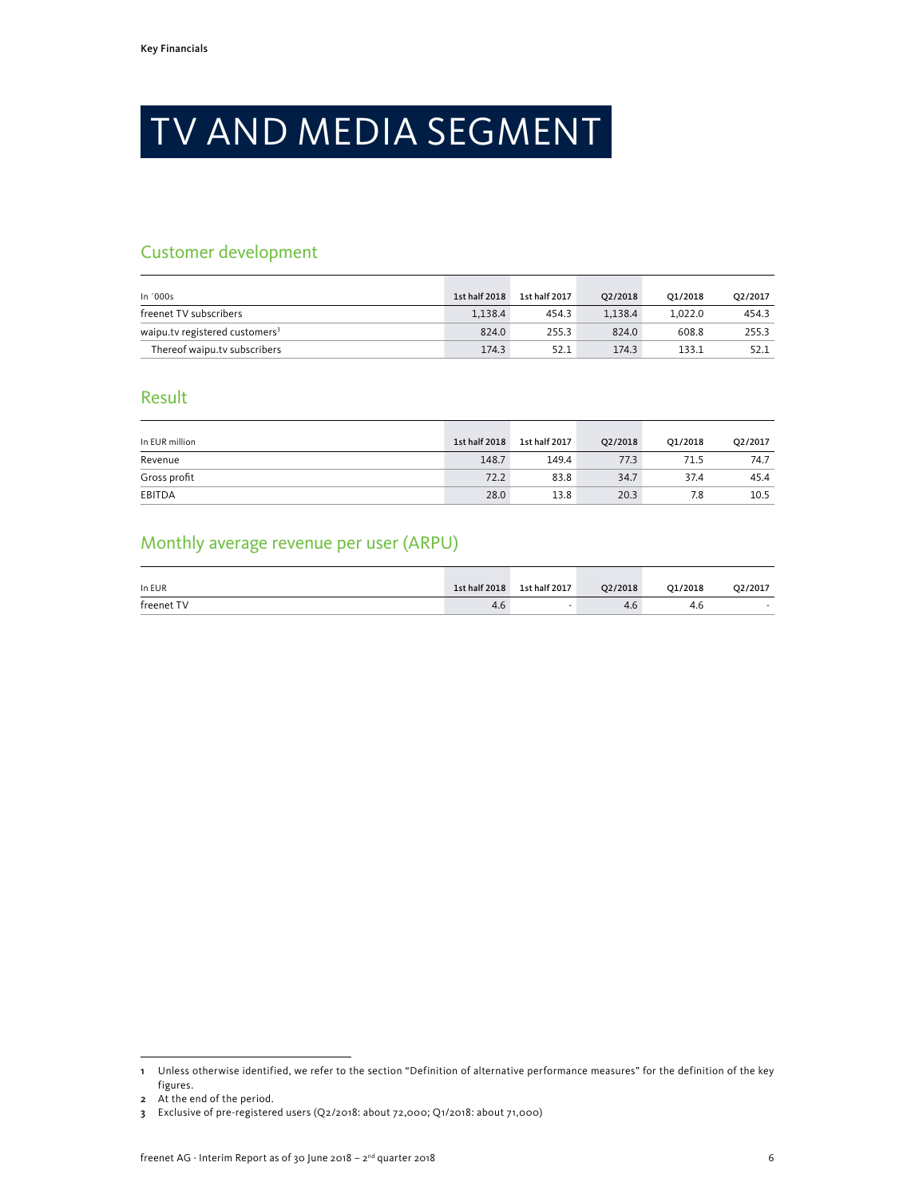Key Financials

# TV AND MEDIA SEGMENT

## Customer development

| In ´000s | 1st half 2018 | 1st half 2017 | Q2/2018 | Q1/2018 | Q2/2017 |
|---|---|---|---|---|---|
| freenet TV subscribers | 1,138.4 | 454.3 | 1,138.4 | 1,022.0 | 454.3 |
| waipu.tv registered customers[3] | 824.0 | 255.3 | 824.0 | 608.8 | 255.3 |
| Thereof waipu.tv subscribers | 174.3 | 52.1 | 174.3 | 133.1 | 52.1 |

## Result

| In EUR million | 1st half 2018 | 1st half 2017 | Q2/2018 | Q1/2018 | Q2/2017 |
|---|---|---|---|---|---|
| Revenue | 148.7 | 149.4 | 77.3 | 71.5 | 74.7 |
| Gross profit | 72.2 | 83.8 | 34.7 | 37.4 | 45.4 |
| EBITDA | 28.0 | 13.8 | 20.3 | 7.8 | 10.5 |

## Monthly average revenue per user (ARPU)

| In EUR | 1st half 2018 | 1st half 2017 | Q2/2018 | Q1/2018 | Q2/2017 |
|---|---|---|---|---|---|
| freenet TV | 4.6 | - | 4.6 | 4.6 | - |

1 Unless otherwise identified, we refer to the section "Definition of alternative performance measures" for the definition of the key figures.

2 At the end of the period.

3 Exclusive of pre-registered users (Q2/2018: about 72,000; Q1/2018: about 71,000)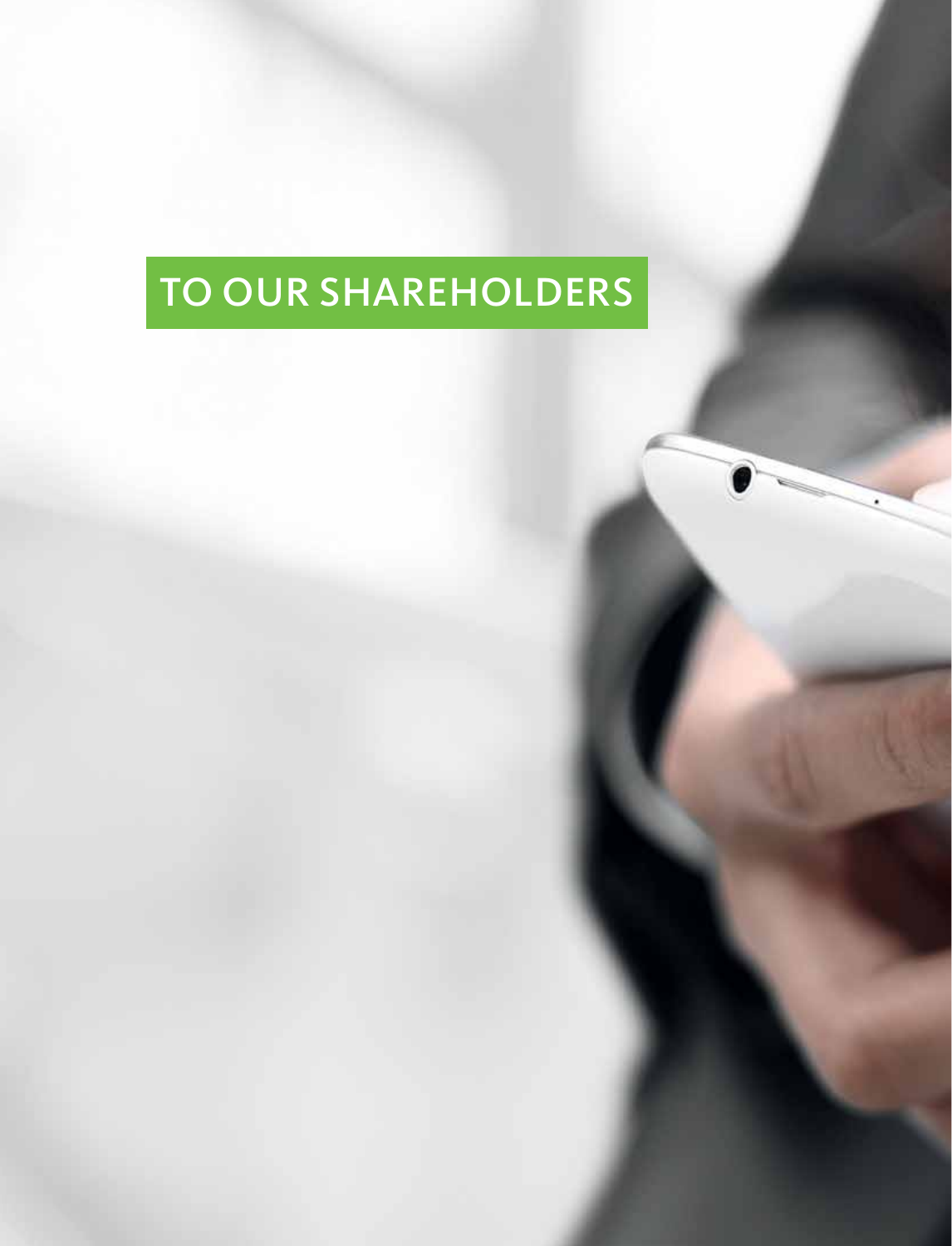# TO OUR SHAREHOLDERS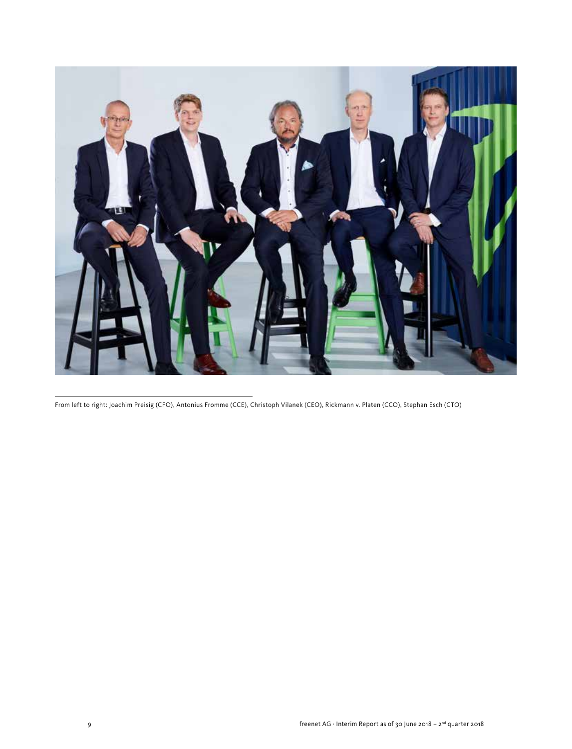From left to right: Joachim Preisig (CFO), Antonius Fromme (CCE), Christoph Vilanek (CEO), Rickmann v. Platen (CCO), Stephan Esch (CTO)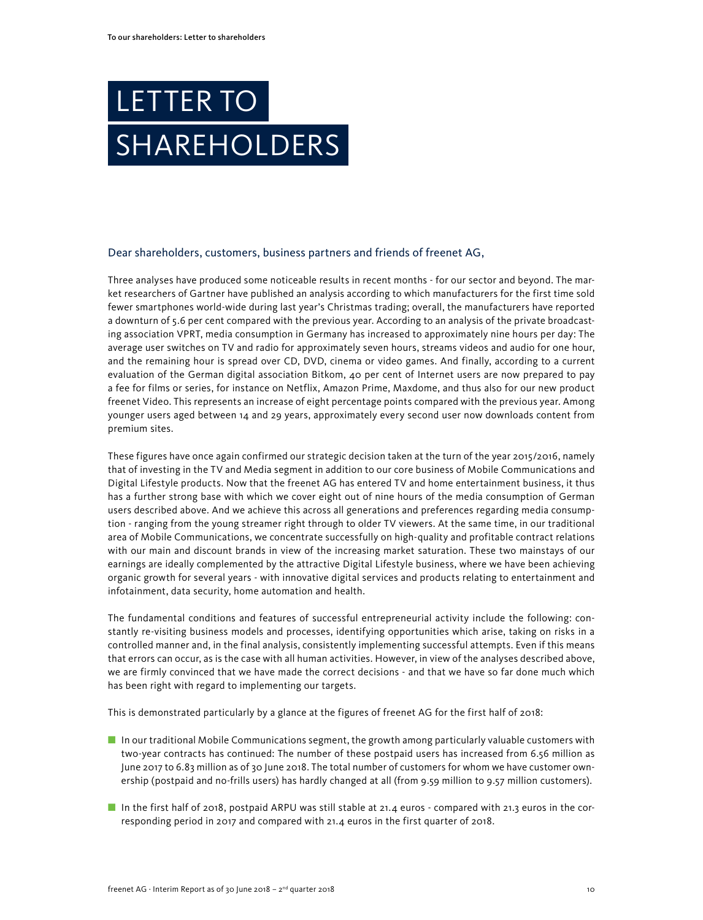# LETTER TO SHAREHOLDERS

Dear shareholders, customers, business partners and friends of freenet AG,

Three analyses have produced some noticeable results in recent months - for our sector and beyond. The market researchers of Gartner have published an analysis according to which manufacturers for the first time sold fewer smartphones world-wide during last year's Christmas trading; overall, the manufacturers have reported a downturn of 5.6 per cent compared with the previous year. According to an analysis of the private broadcasting association VPRT, media consumption in Germany has increased to approximately nine hours per day: The average user switches on TV and radio for approximately seven hours, streams videos and audio for one hour, and the remaining hour is spread over CD, DVD, cinema or video games. And finally, according to a current evaluation of the German digital association Bitkom, 40 per cent of Internet users are now prepared to pay a fee for films or series, for instance on Netflix, Amazon Prime, Maxdome, and thus also for our new product freenet Video. This represents an increase of eight percentage points compared with the previous year. Among younger users aged between 14 and 29 years, approximately every second user now downloads content from premium sites.

These figures have once again confirmed our strategic decision taken at the turn of the year 2015/2016, namely that of investing in the TV and Media segment in addition to our core business of Mobile Communications and Digital Lifestyle products. Now that the freenet AG has entered TV and home entertainment business, it thus has a further strong base with which we cover eight out of nine hours of the media consumption of German users described above. And we achieve this across all generations and preferences regarding media consumption - ranging from the young streamer right through to older TV viewers. At the same time, in our traditional area of Mobile Communications, we concentrate successfully on high-quality and profitable contract relations with our main and discount brands in view of the increasing market saturation. These two mainstays of our earnings are ideally complemented by the attractive Digital Lifestyle business, where we have been achieving organic growth for several years - with innovative digital services and products relating to entertainment and infotainment, data security, home automation and health.

The fundamental conditions and features of successful entrepreneurial activity include the following: constantly re-visiting business models and processes, identifying opportunities which arise, taking on risks in a controlled manner and, in the final analysis, consistently implementing successful attempts. Even if this means that errors can occur, as is the case with all human activities. However, in view of the analyses described above, we are firmly convinced that we have made the correct decisions - and that we have so far done much which has been right with regard to implementing our targets.

This is demonstrated particularly by a glance at the figures of freenet AG for the first half of 2018:

- In our traditional Mobile Communications segment, the growth among particularly valuable customers with two-year contracts has continued: The number of these postpaid users has increased from 6.56 million as June 2017 to 6.83 million as of 30 June 2018. The total number of customers for whom we have customer ownership (postpaid and no-frills users) has hardly changed at all (from 9.59 million to 9.57 million customers).
- In the first half of 2018, postpaid ARPU was still stable at 21.4 euros - compared with 21.3 euros in the corresponding period in 2017 and compared with 21.4 euros in the first quarter of 2018.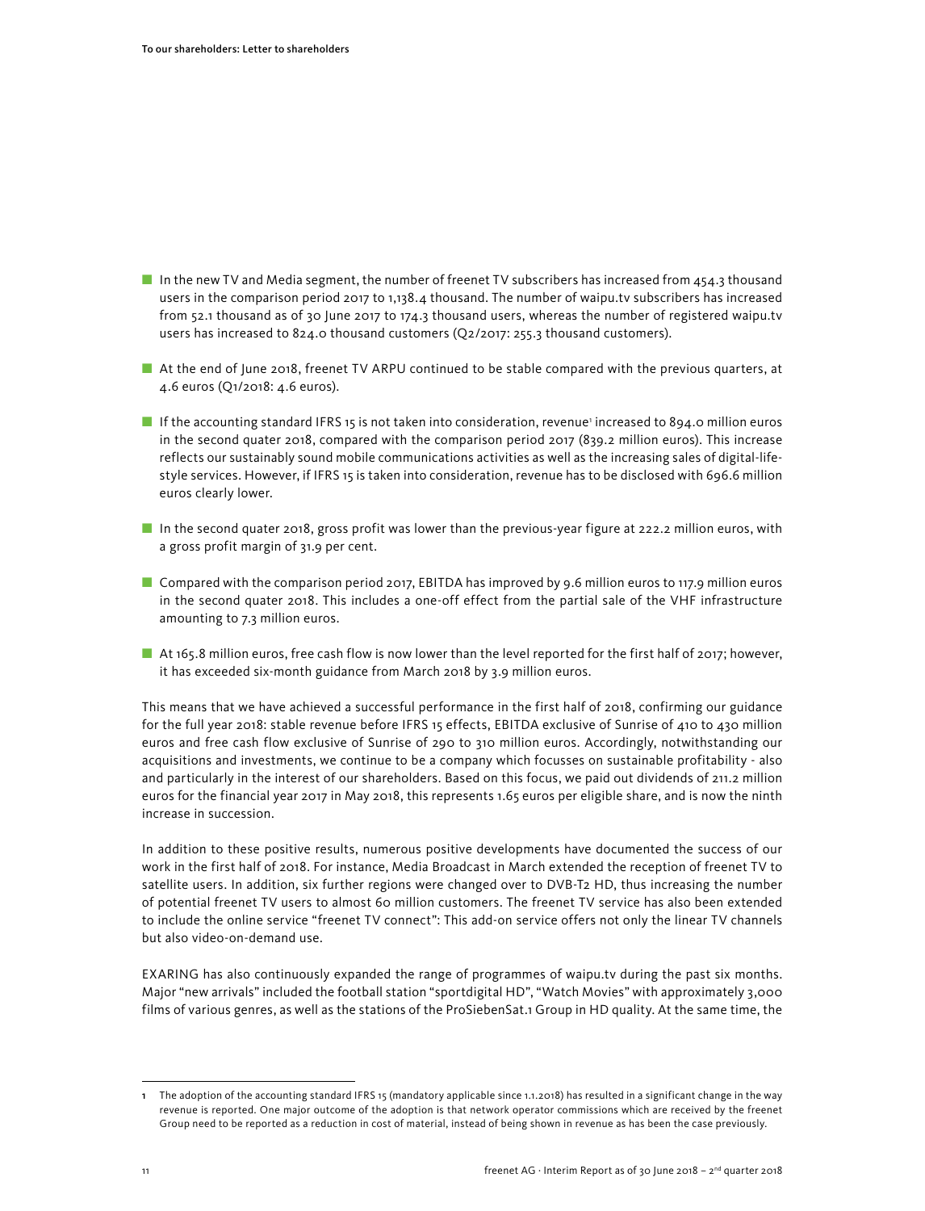- In the new TV and Media segment, the number of freenet TV subscribers has increased from 454.3 thousand users in the comparison period 2017 to 1,138.4 thousand. The number of waipu.tv subscribers has increased from 52.1 thousand as of 30 June 2017 to 174.3 thousand users, whereas the number of registered waipu.tv users has increased to 824.0 thousand customers (Q2/2017: 255.3 thousand customers).

- At the end of June 2018, freenet TV ARPU continued to be stable compared with the previous quarters, at 4.6 euros (Q1/2018: 4.6 euros).

- If the accounting standard IFRS 15 is not taken into consideration, revenue[1] increased to 894.0 million euros in the second quater 2018, compared with the comparison period 2017 (839.2 million euros). This increase reflects our sustainably sound mobile communications activities as well as the increasing sales of digital-lifestyle services. However, if IFRS 15 is taken into consideration, revenue has to be disclosed with 696.6 million euros clearly lower.

- In the second quater 2018, gross profit was lower than the previous-year figure at 222.2 million euros, with a gross profit margin of 31.9 per cent.

- Compared with the comparison period 2017, EBITDA has improved by 9.6 million euros to 117.9 million euros in the second quater 2018. This includes a one-off effect from the partial sale of the VHF infrastructure amounting to 7.3 million euros.

- At 165.8 million euros, free cash flow is now lower than the level reported for the first half of 2017; however, it has exceeded six-month guidance from March 2018 by 3.9 million euros.

This means that we have achieved a successful performance in the first half of 2018, confirming our guidance for the full year 2018: stable revenue before IFRS 15 effects, EBITDA exclusive of Sunrise of 410 to 430 million euros and free cash flow exclusive of Sunrise of 290 to 310 million euros. Accordingly, notwithstanding our acquisitions and investments, we continue to be a company which focusses on sustainable profitability - also and particularly in the interest of our shareholders. Based on this focus, we paid out dividends of 211.2 million euros for the financial year 2017 in May 2018, this represents 1.65 euros per eligible share, and is now the ninth increase in succession.

In addition to these positive results, numerous positive developments have documented the success of our work in the first half of 2018. For instance, Media Broadcast in March extended the reception of freenet TV to satellite users. In addition, six further regions were changed over to DVB-T2 HD, thus increasing the number of potential freenet TV users to almost 60 million customers. The freenet TV service has also been extended to include the online service "freenet TV connect": This add-on service offers not only the linear TV channels but also video-on-demand use.

EXARING has also continuously expanded the range of programmes of waipu.tv during the past six months. Major "new arrivals" included the football station "sportdigital HD", "Watch Movies" with approximately 3,000 films of various genres, as well as the stations of the ProSiebenSat.1 Group in HD quality. At the same time, the

---

[1] The adoption of the accounting standard IFRS 15 (mandatory applicable since 1.1.2018) has resulted in a significant change in the way revenue is reported. One major outcome of the adoption is that network operator commissions which are received by the freenet Group need to be reported as a reduction in cost of material, instead of being shown in revenue as has been the case previously.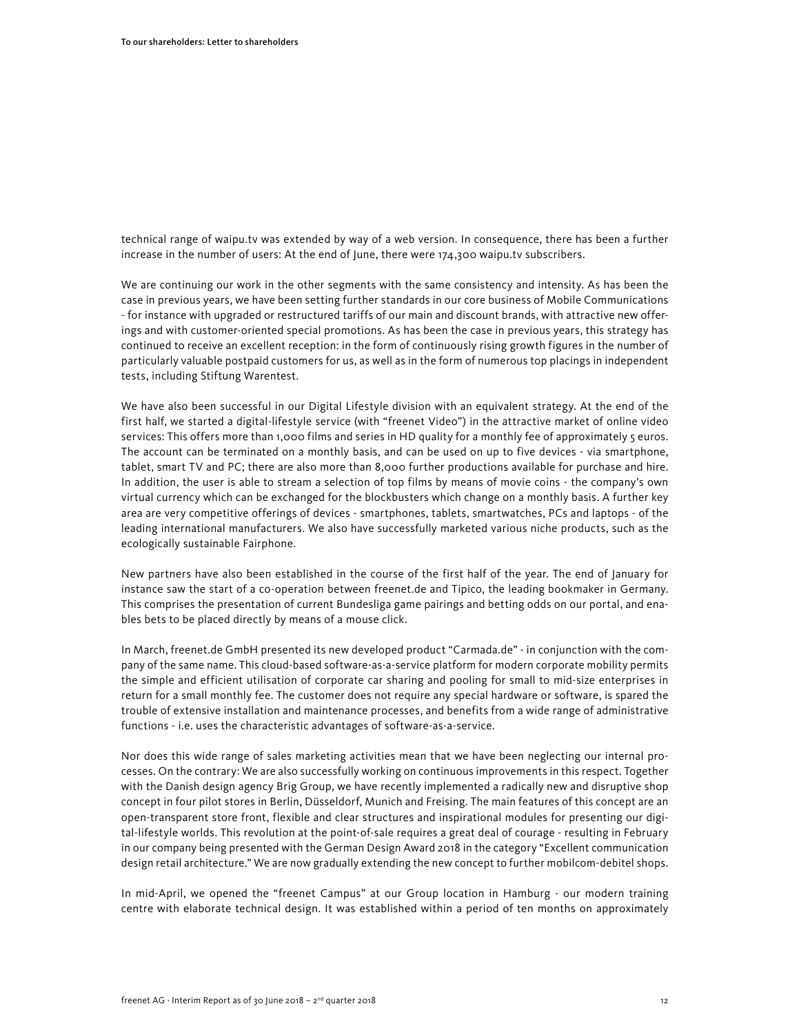technical range of waipu.tv was extended by way of a web version. In consequence, there has been a further increase in the number of users: At the end of June, there were 174,300 waipu.tv subscribers.

We are continuing our work in the other segments with the same consistency and intensity. As has been the case in previous years, we have been setting further standards in our core business of Mobile Communications - for instance with upgraded or restructured tariffs of our main and discount brands, with attractive new offerings and with customer-oriented special promotions. As has been the case in previous years, this strategy has continued to receive an excellent reception: in the form of continuously rising growth figures in the number of particularly valuable postpaid customers for us, as well as in the form of numerous top placings in independent tests, including Stiftung Warentest.

We have also been successful in our Digital Lifestyle division with an equivalent strategy. At the end of the first half, we started a digital-lifestyle service (with "freenet Video") in the attractive market of online video services: This offers more than 1,000 films and series in HD quality for a monthly fee of approximately 5 euros. The account can be terminated on a monthly basis, and can be used on up to five devices - via smartphone, tablet, smart TV and PC; there are also more than 8,000 further productions available for purchase and hire. In addition, the user is able to stream a selection of top films by means of movie coins - the company's own virtual currency which can be exchanged for the blockbusters which change on a monthly basis. A further key area are very competitive offerings of devices - smartphones, tablets, smartwatches, PCs and laptops - of the leading international manufacturers. We also have successfully marketed various niche products, such as the ecologically sustainable Fairphone.

New partners have also been established in the course of the first half of the year. The end of January for instance saw the start of a co-operation between freenet.de and Tipico, the leading bookmaker in Germany. This comprises the presentation of current Bundesliga game pairings and betting odds on our portal, and enables bets to be placed directly by means of a mouse click.

In March, freenet.de GmbH presented its new developed product "Carmada.de" - in conjunction with the company of the same name. This cloud-based software-as-a-service platform for modern corporate mobility permits the simple and efficient utilisation of corporate car sharing and pooling for small to mid-size enterprises in return for a small monthly fee. The customer does not require any special hardware or software, is spared the trouble of extensive installation and maintenance processes, and benefits from a wide range of administrative functions - i.e. uses the characteristic advantages of software-as-a-service.

Nor does this wide range of sales marketing activities mean that we have been neglecting our internal processes. On the contrary: We are also successfully working on continuous improvements in this respect. Together with the Danish design agency Brig Group, we have recently implemented a radically new and disruptive shop concept in four pilot stores in Berlin, Düsseldorf, Munich and Freising. The main features of this concept are an open-transparent store front, flexible and clear structures and inspirational modules for presenting our digital-lifestyle worlds. This revolution at the point-of-sale requires a great deal of courage - resulting in February in our company being presented with the German Design Award 2018 in the category "Excellent communication design retail architecture." We are now gradually extending the new concept to further mobilcom-debitel shops.

In mid-April, we opened the "freenet Campus" at our Group location in Hamburg - our modern training centre with elaborate technical design. It was established within a period of ten months on approximately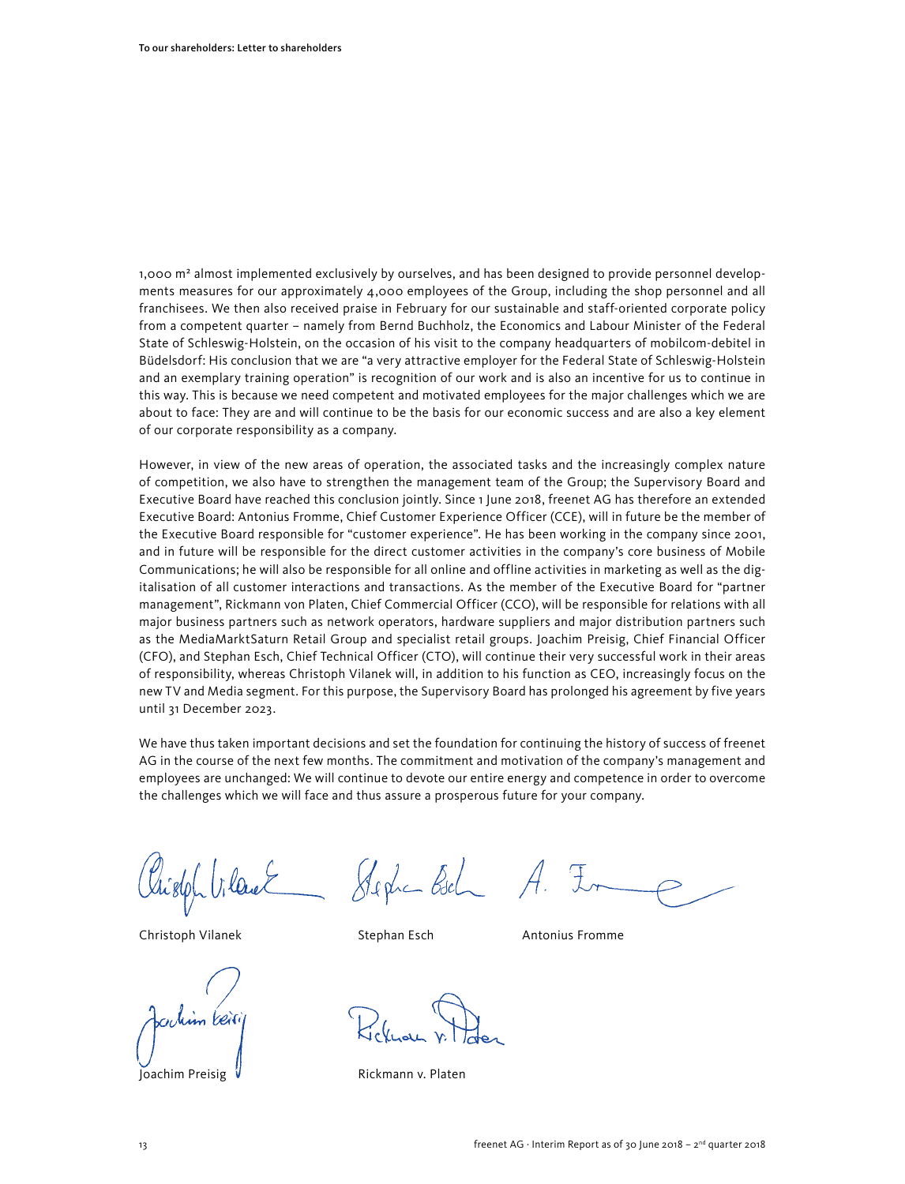1,000 m² almost implemented exclusively by ourselves, and has been designed to provide personnel developments measures for our approximately 4,000 employees of the Group, including the shop personnel and all franchisees. We then also received praise in February for our sustainable and staff-oriented corporate policy from a competent quarter – namely from Bernd Buchholz, the Economics and Labour Minister of the Federal State of Schleswig-Holstein, on the occasion of his visit to the company headquarters of mobilcom-debitel in Büdelsdorf: His conclusion that we are "a very attractive employer for the Federal State of Schleswig-Holstein and an exemplary training operation" is recognition of our work and is also an incentive for us to continue in this way. This is because we need competent and motivated employees for the major challenges which we are about to face: They are and will continue to be the basis for our economic success and are also a key element of our corporate responsibility as a company.

However, in view of the new areas of operation, the associated tasks and the increasingly complex nature of competition, we also have to strengthen the management team of the Group; the Supervisory Board and Executive Board have reached this conclusion jointly. Since 1 June 2018, freenet AG has therefore an extended Executive Board: Antonius Fromme, Chief Customer Experience Officer (CCE), will in future be the member of the Executive Board responsible for "customer experience". He has been working in the company since 2001, and in future will be responsible for the direct customer activities in the company's core business of Mobile Communications; he will also be responsible for all online and offline activities in marketing as well as the digitalisation of all customer interactions and transactions. As the member of the Executive Board for "partner management", Rickmann von Platen, Chief Commercial Officer (CCO), will be responsible for relations with all major business partners such as network operators, hardware suppliers and major distribution partners such as the MediaMarktSaturn Retail Group and specialist retail groups. Joachim Preisig, Chief Financial Officer (CFO), and Stephan Esch, Chief Technical Officer (CTO), will continue their very successful work in their areas of responsibility, whereas Christoph Vilanek will, in addition to his function as CEO, increasingly focus on the new TV and Media segment. For this purpose, the Supervisory Board has prolonged his agreement by five years until 31 December 2023.

We have thus taken important decisions and set the foundation for continuing the history of success of freenet AG in the course of the next few months. The commitment and motivation of the company's management and employees are unchanged: We will continue to devote our entire energy and competence in order to overcome the challenges which we will face and thus assure a prosperous future for your company.

Christoph Vilanek | Stephan Esch | Antonius Fromme

Joachim Preisig | Rickmann v. Platen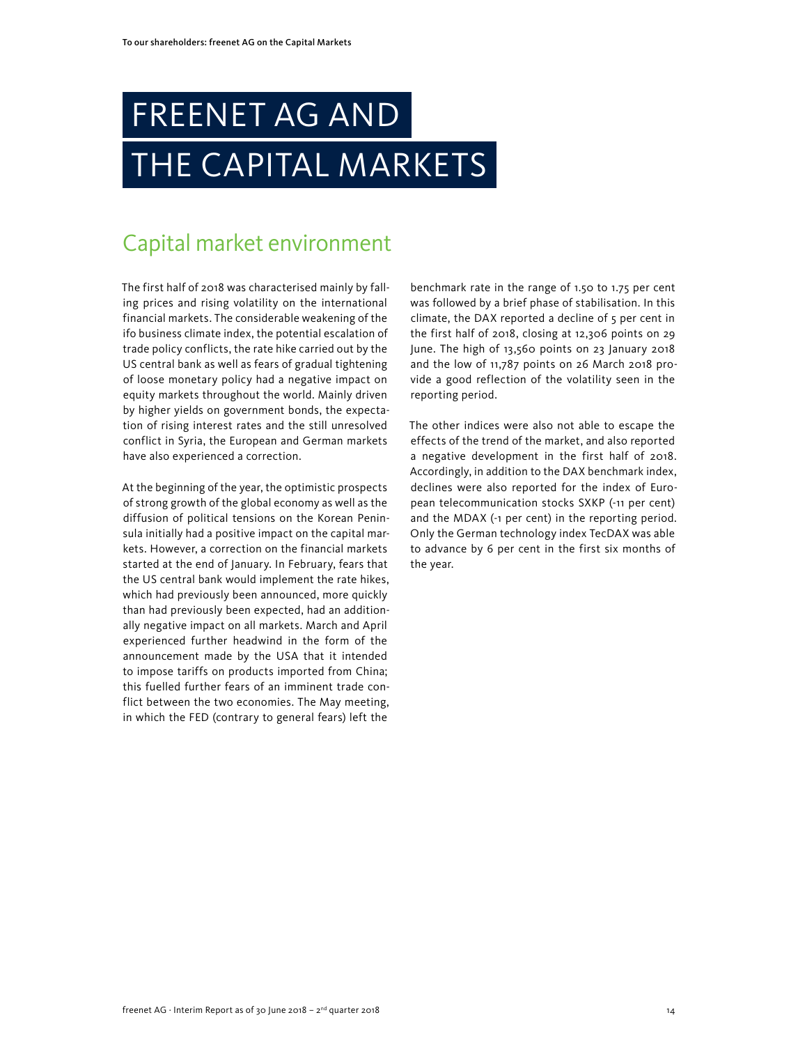# FREENET AG AND THE CAPITAL MARKETS

## Capital market environment

The first half of 2018 was characterised mainly by falling prices and rising volatility on the international financial markets. The considerable weakening of the ifo business climate index, the potential escalation of trade policy conflicts, the rate hike carried out by the US central bank as well as fears of gradual tightening of loose monetary policy had a negative impact on equity markets throughout the world. Mainly driven by higher yields on government bonds, the expectation of rising interest rates and the still unresolved conflict in Syria, the European and German markets have also experienced a correction.

At the beginning of the year, the optimistic prospects of strong growth of the global economy as well as the diffusion of political tensions on the Korean Peninsula initially had a positive impact on the capital markets. However, a correction on the financial markets started at the end of January. In February, fears that the US central bank would implement the rate hikes, which had previously been announced, more quickly than had previously been expected, had an additionally negative impact on all markets. March and April experienced further headwind in the form of the announcement made by the USA that it intended to impose tariffs on products imported from China; this fuelled further fears of an imminent trade conflict between the two economies. The May meeting, in which the FED (contrary to general fears) left the benchmark rate in the range of 1.50 to 1.75 per cent was followed by a brief phase of stabilisation. In this climate, the DAX reported a decline of 5 per cent in the first half of 2018, closing at 12,306 points on 29 June. The high of 13,560 points on 23 January 2018 and the low of 11,787 points on 26 March 2018 provide a good reflection of the volatility seen in the reporting period.

The other indices were also not able to escape the effects of the trend of the market, and also reported a negative development in the first half of 2018. Accordingly, in addition to the DAX benchmark index, declines were also reported for the index of European telecommunication stocks SXKP (-11 per cent) and the MDAX (-1 per cent) in the reporting period. Only the German technology index TecDAX was able to advance by 6 per cent in the first six months of the year.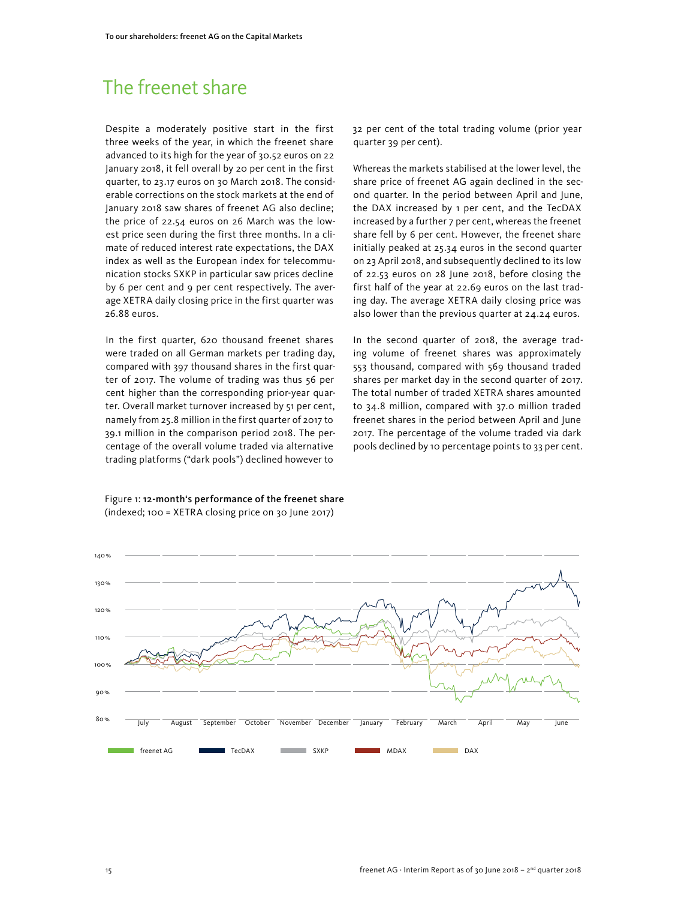# The freenet share

Despite a moderately positive start in the first three weeks of the year, in which the freenet share advanced to its high for the year of 30.52 euros on 22 January 2018, it fell overall by 20 per cent in the first quarter, to 23.17 euros on 30 March 2018. The considerable corrections on the stock markets at the end of January 2018 saw shares of freenet AG also decline; the price of 22.54 euros on 26 March was the lowest price seen during the first three months. In a climate of reduced interest rate expectations, the DAX index as well as the European index for telecommunication stocks SXKP in particular saw prices decline by 6 per cent and 9 per cent respectively. The average XETRA daily closing price in the first quarter was 26.88 euros.

In the first quarter, 620 thousand freenet shares were traded on all German markets per trading day, compared with 397 thousand shares in the first quarter of 2017. The volume of trading was thus 56 per cent higher than the corresponding prior-year quarter. Overall market turnover increased by 51 per cent, namely from 25.8 million in the first quarter of 2017 to 39.1 million in the comparison period 2018. The percentage of the overall volume traded via alternative trading platforms ("dark pools") declined however to 32 per cent of the total trading volume (prior year quarter 39 per cent).

Whereas the markets stabilised at the lower level, the share price of freenet AG again declined in the second quarter. In the period between April and June, the DAX increased by 1 per cent, and the TecDAX increased by a further 7 per cent, whereas the freenet share fell by 6 per cent. However, the freenet share initially peaked at 25.34 euros in the second quarter on 23 April 2018, and subsequently declined to its low of 22.53 euros on 28 June 2018, before closing the first half of the year at 22.69 euros on the last trading day. The average XETRA daily closing price was also lower than the previous quarter at 24.24 euros.

In the second quarter of 2018, the average trading volume of freenet shares was approximately 553 thousand, compared with 569 thousand traded shares per market day in the second quarter of 2017. The total number of traded XETRA shares amounted to 34.8 million, compared with 37.0 million traded freenet shares in the period between April and June 2017. The percentage of the volume traded via dark pools declined by 10 percentage points to 33 per cent.

Figure 1: **12-month's performance of the freenet share** (indexed; 100 = XETRA closing price on 30 June 2017)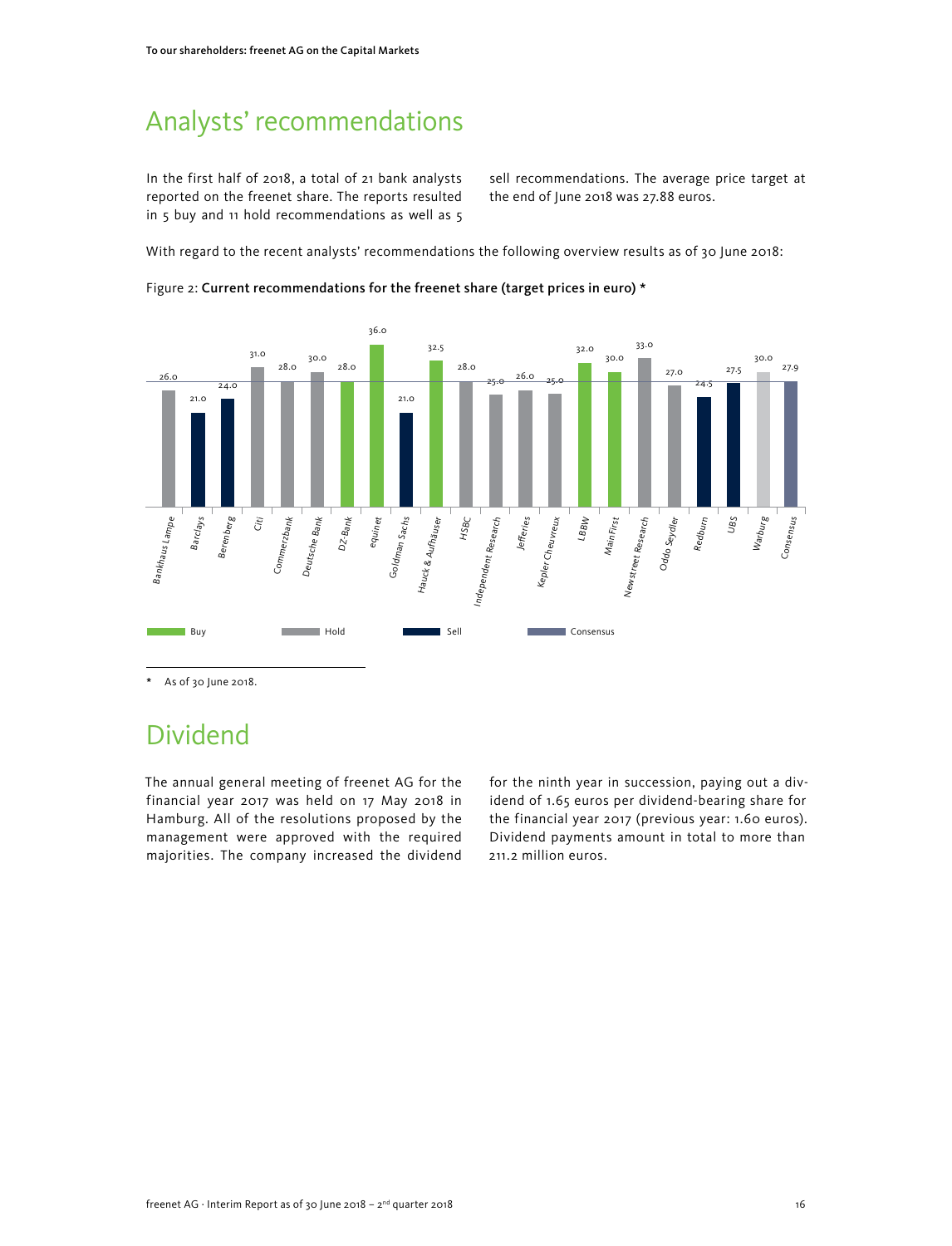# Analysts' recommendations

In the first half of 2018, a total of 21 bank analysts reported on the freenet share. The reports resulted in 5 buy and 11 hold recommendations as well as 5 sell recommendations. The average price target at the end of June 2018 was 27.88 euros.

With regard to the recent analysts' recommendations the following overview results as of 30 June 2018:

Figure 2: **Current recommendations for the freenet share (target prices in euro) \***

| Analyst | Recommendation | Target price (euro) |
|---|---|---|
| Bankhaus Lampe | Hold | 26.0 |
| Barclays | Sell | 21.0 |
| Berenberg | Sell | 24.0 |
| Citi | Hold | 31.0 |
| Commerzbank | Hold | 28.0 |
| Deutsche Bank | Hold | 30.0 |
| DZ-Bank | Buy | 28.0 |
| equinet | Buy | 36.0 |
| Goldman Sachs | Sell | 21.0 |
| Hauck & Aufhäuser | Buy | 32.5 |
| HSBC | Hold | 28.0 |
| Independent Research | Hold | 25.0 |
| Jefferies | Hold | 26.0 |
| Kepler Cheuvreux | Hold | 25.0 |
| LBBW | Buy | 32.0 |
| MainFirst | Buy | 30.0 |
| Newstreet Research | Hold | 33.0 |
| Oddo Seydler | Hold | 27.0 |
| Redburn | Sell | 24.5 |
| UBS | Sell | 27.5 |
| Warburg | Hold | 30.0 |
| Consensus | Consensus | 27.9 |

\* As of 30 June 2018.

# Dividend

The annual general meeting of freenet AG for the financial year 2017 was held on 17 May 2018 in Hamburg. All of the resolutions proposed by the management were approved with the required majorities. The company increased the dividend for the ninth year in succession, paying out a dividend of 1.65 euros per dividend-bearing share for the financial year 2017 (previous year: 1.60 euros). Dividend payments amount in total to more than 211.2 million euros.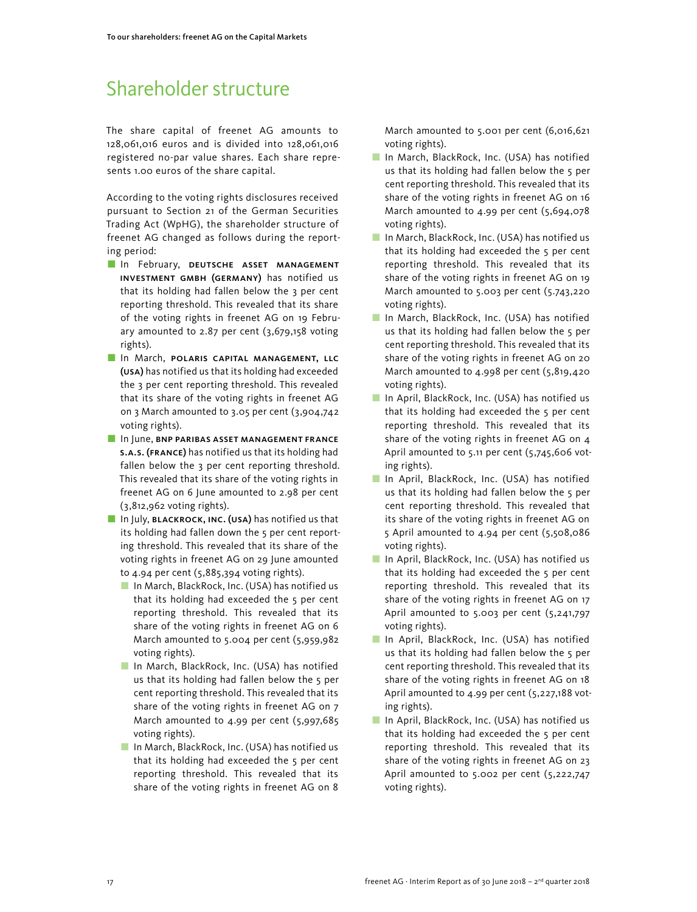# Shareholder structure

The share capital of freenet AG amounts to 128,061,016 euros and is divided into 128,061,016 registered no-par value shares. Each share represents 1.00 euros of the share capital.

According to the voting rights disclosures received pursuant to Section 21 of the German Securities Trading Act (WpHG), the shareholder structure of freenet AG changed as follows during the reporting period:

- In February, **DEUTSCHE ASSET MANAGEMENT INVESTMENT GMBH (GERMANY)** has notified us that its holding had fallen below the 3 per cent reporting threshold. This revealed that its share of the voting rights in freenet AG on 19 February amounted to 2.87 per cent (3,679,158 voting rights).
- In March, **POLARIS CAPITAL MANAGEMENT, LLC (USA)** has notified us that its holding had exceeded the 3 per cent reporting threshold. This revealed that its share of the voting rights in freenet AG on 3 March amounted to 3.05 per cent (3,904,742 voting rights).
- In June, **BNP PARIBAS ASSET MANAGEMENT FRANCE S.A.S. (FRANCE)** has notified us that its holding had fallen below the 3 per cent reporting threshold. This revealed that its share of the voting rights in freenet AG on 6 June amounted to 2.98 per cent (3,812,962 voting rights).
- In July, **BLACKROCK, INC. (USA)** has notified us that its holding had fallen down the 5 per cent reporting threshold. This revealed that its share of the voting rights in freenet AG on 29 June amounted to 4.94 per cent (5,885,394 voting rights).
  - In March, BlackRock, Inc. (USA) has notified us that its holding had exceeded the 5 per cent reporting threshold. This revealed that its share of the voting rights in freenet AG on 6 March amounted to 5.004 per cent (5,959,982 voting rights).
  - In March, BlackRock, Inc. (USA) has notified us that its holding had fallen below the 5 per cent reporting threshold. This revealed that its share of the voting rights in freenet AG on 7 March amounted to 4.99 per cent (5,997,685 voting rights).
  - In March, BlackRock, Inc. (USA) has notified us that its holding had exceeded the 5 per cent reporting threshold. This revealed that its share of the voting rights in freenet AG on 8 March amounted to 5.001 per cent (6,016,621 voting rights).
  - In March, BlackRock, Inc. (USA) has notified us that its holding had fallen below the 5 per cent reporting threshold. This revealed that its share of the voting rights in freenet AG on 16 March amounted to 4.99 per cent (5,694,078 voting rights).
  - In March, BlackRock, Inc. (USA) has notified us that its holding had exceeded the 5 per cent reporting threshold. This revealed that its share of the voting rights in freenet AG on 19 March amounted to 5.003 per cent (5.743,220 voting rights).
  - In March, BlackRock, Inc. (USA) has notified us that its holding had fallen below the 5 per cent reporting threshold. This revealed that its share of the voting rights in freenet AG on 20 March amounted to 4.998 per cent (5,819,420 voting rights).
  - In April, BlackRock, Inc. (USA) has notified us that its holding had exceeded the 5 per cent reporting threshold. This revealed that its share of the voting rights in freenet AG on 4 April amounted to 5.11 per cent (5,745,606 voting rights).
  - In April, BlackRock, Inc. (USA) has notified us that its holding had fallen below the 5 per cent reporting threshold. This revealed that its share of the voting rights in freenet AG on 5 April amounted to 4.94 per cent (5,508,086 voting rights).
  - In April, BlackRock, Inc. (USA) has notified us that its holding had exceeded the 5 per cent reporting threshold. This revealed that its share of the voting rights in freenet AG on 17 April amounted to 5.003 per cent (5,241,797 voting rights).
  - In April, BlackRock, Inc. (USA) has notified us that its holding had fallen below the 5 per cent reporting threshold. This revealed that its share of the voting rights in freenet AG on 18 April amounted to 4.99 per cent (5,227,188 voting rights).
  - In April, BlackRock, Inc. (USA) has notified us that its holding had exceeded the 5 per cent reporting threshold. This revealed that its share of the voting rights in freenet AG on 23 April amounted to 5.002 per cent (5,222,747 voting rights).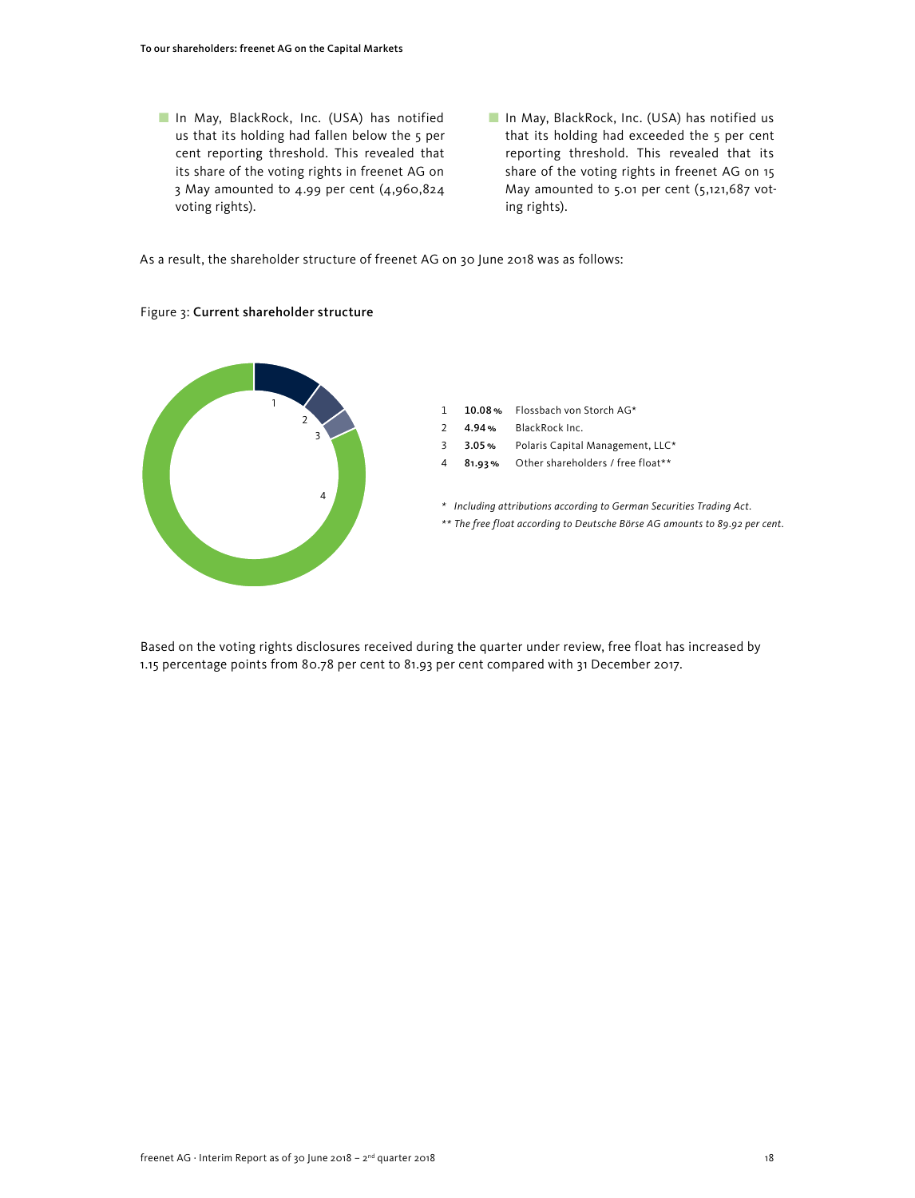- In May, BlackRock, Inc. (USA) has notified us that its holding had fallen below the 5 per cent reporting threshold. This revealed that its share of the voting rights in freenet AG on 3 May amounted to 4.99 per cent (4,960,824 voting rights).
- In May, BlackRock, Inc. (USA) has notified us that its holding had exceeded the 5 per cent reporting threshold. This revealed that its share of the voting rights in freenet AG on 15 May amounted to 5.01 per cent (5,121,687 voting rights).

As a result, the shareholder structure of freenet AG on 30 June 2018 was as follows:

Figure 3: **Current shareholder structure**

| | | |
|---|---|---|
| 1 | **10.08 %** | Flossbach von Storch AG* |
| 2 | **4.94 %** | BlackRock Inc. |
| 3 | **3.05 %** | Polaris Capital Management, LLC* |
| 4 | **81.93 %** | Other shareholders / free float** |

*\* Including attributions according to German Securities Trading Act.*

*\*\* The free float according to Deutsche Börse AG amounts to 89.92 per cent.*

Based on the voting rights disclosures received during the quarter under review, free float has increased by 1.15 percentage points from 80.78 per cent to 81.93 per cent compared with 31 December 2017.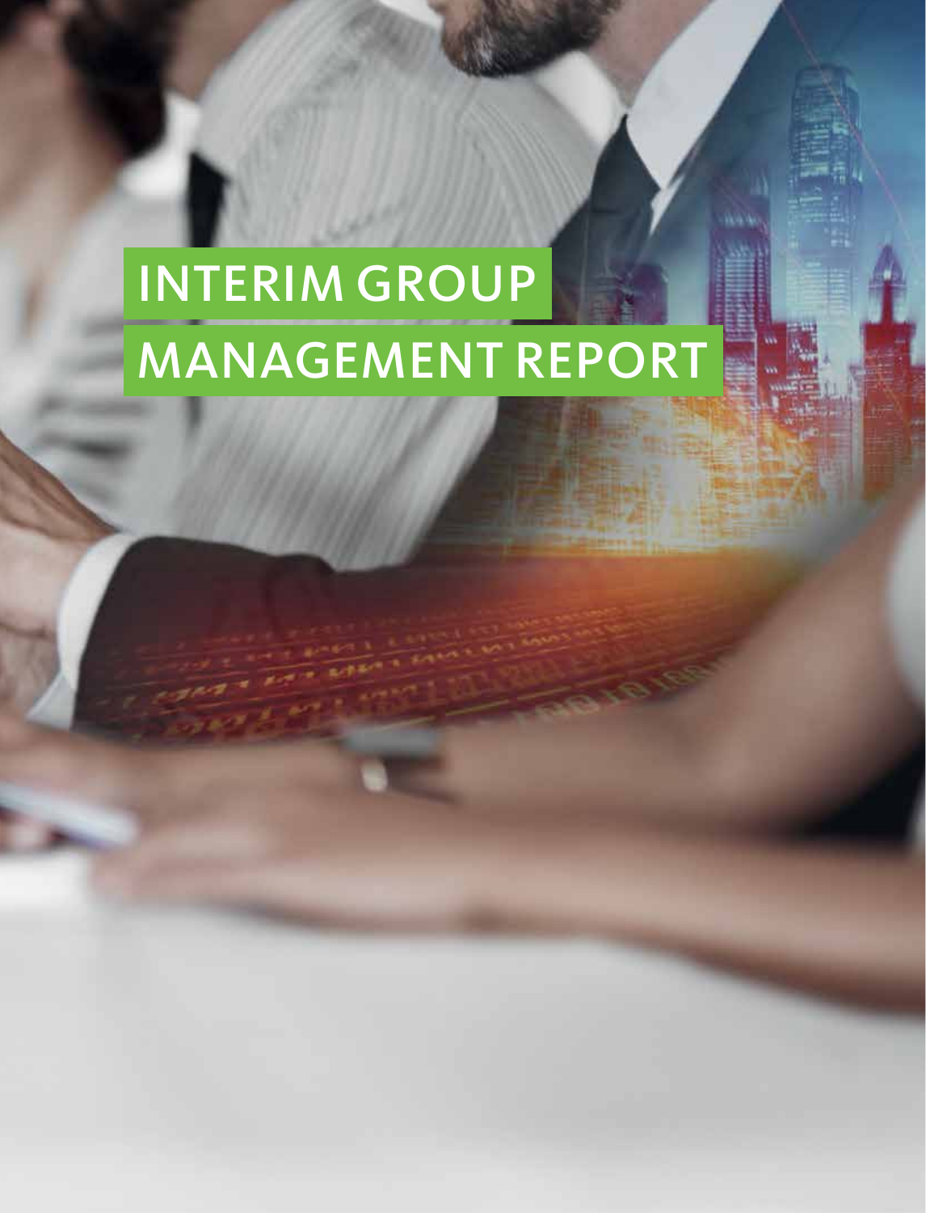# INTERIM GROUP MANAGEMENT REPORT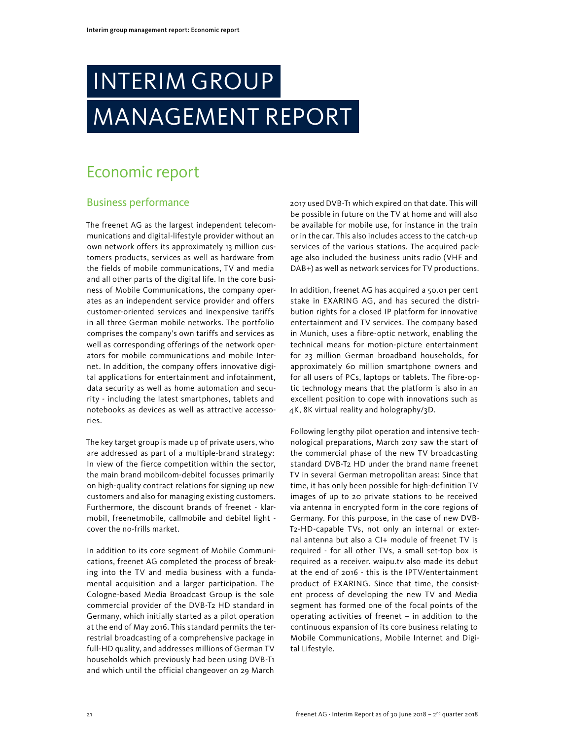# INTERIM GROUP MANAGEMENT REPORT

## Economic report

### Business performance

The freenet AG as the largest independent telecommunications and digital-lifestyle provider without an own network offers its approximately 13 million customers products, services as well as hardware from the fields of mobile communications, TV and media and all other parts of the digital life. In the core business of Mobile Communications, the company operates as an independent service provider and offers customer-oriented services and inexpensive tariffs in all three German mobile networks. The portfolio comprises the company's own tariffs and services as well as corresponding offerings of the network operators for mobile communications and mobile Internet. In addition, the company offers innovative digital applications for entertainment and infotainment, data security as well as home automation and security - including the latest smartphones, tablets and notebooks as devices as well as attractive accessories.

The key target group is made up of private users, who are addressed as part of a multiple-brand strategy: In view of the fierce competition within the sector, the main brand mobilcom-debitel focusses primarily on high-quality contract relations for signing up new customers and also for managing existing customers. Furthermore, the discount brands of freenet - klarmobil, freenetmobile, callmobile and debitel light - cover the no-frills market.

In addition to its core segment of Mobile Communications, freenet AG completed the process of breaking into the TV and media business with a fundamental acquisition and a larger participation. The Cologne-based Media Broadcast Group is the sole commercial provider of the DVB-T2 HD standard in Germany, which initially started as a pilot operation at the end of May 2016. This standard permits the terrestrial broadcasting of a comprehensive package in full-HD quality, and addresses millions of German TV households which previously had been using DVB-T1 and which until the official changeover on 29 March 2017 used DVB-T1 which expired on that date. This will be possible in future on the TV at home and will also be available for mobile use, for instance in the train or in the car. This also includes access to the catch-up services of the various stations. The acquired package also included the business units radio (VHF and DAB+) as well as network services for TV productions.

In addition, freenet AG has acquired a 50.01 per cent stake in EXARING AG, and has secured the distribution rights for a closed IP platform for innovative entertainment and TV services. The company based in Munich, uses a fibre-optic network, enabling the technical means for motion-picture entertainment for 23 million German broadband households, for approximately 60 million smartphone owners and for all users of PCs, laptops or tablets. The fibre-optic technology means that the platform is also in an excellent position to cope with innovations such as 4K, 8K virtual reality and holography/3D.

Following lengthy pilot operation and intensive technological preparations, March 2017 saw the start of the commercial phase of the new TV broadcasting standard DVB-T2 HD under the brand name freenet TV in several German metropolitan areas: Since that time, it has only been possible for high-definition TV images of up to 20 private stations to be received via antenna in encrypted form in the core regions of Germany. For this purpose, in the case of new DVB-T2-HD-capable TVs, not only an internal or external antenna but also a CI+ module of freenet TV is required - for all other TVs, a small set-top box is required as a receiver. waipu.tv also made its debut at the end of 2016 - this is the IPTV/entertainment product of EXARING. Since that time, the consistent process of developing the new TV and Media segment has formed one of the focal points of the operating activities of freenet – in addition to the continuous expansion of its core business relating to Mobile Communications, Mobile Internet and Digital Lifestyle.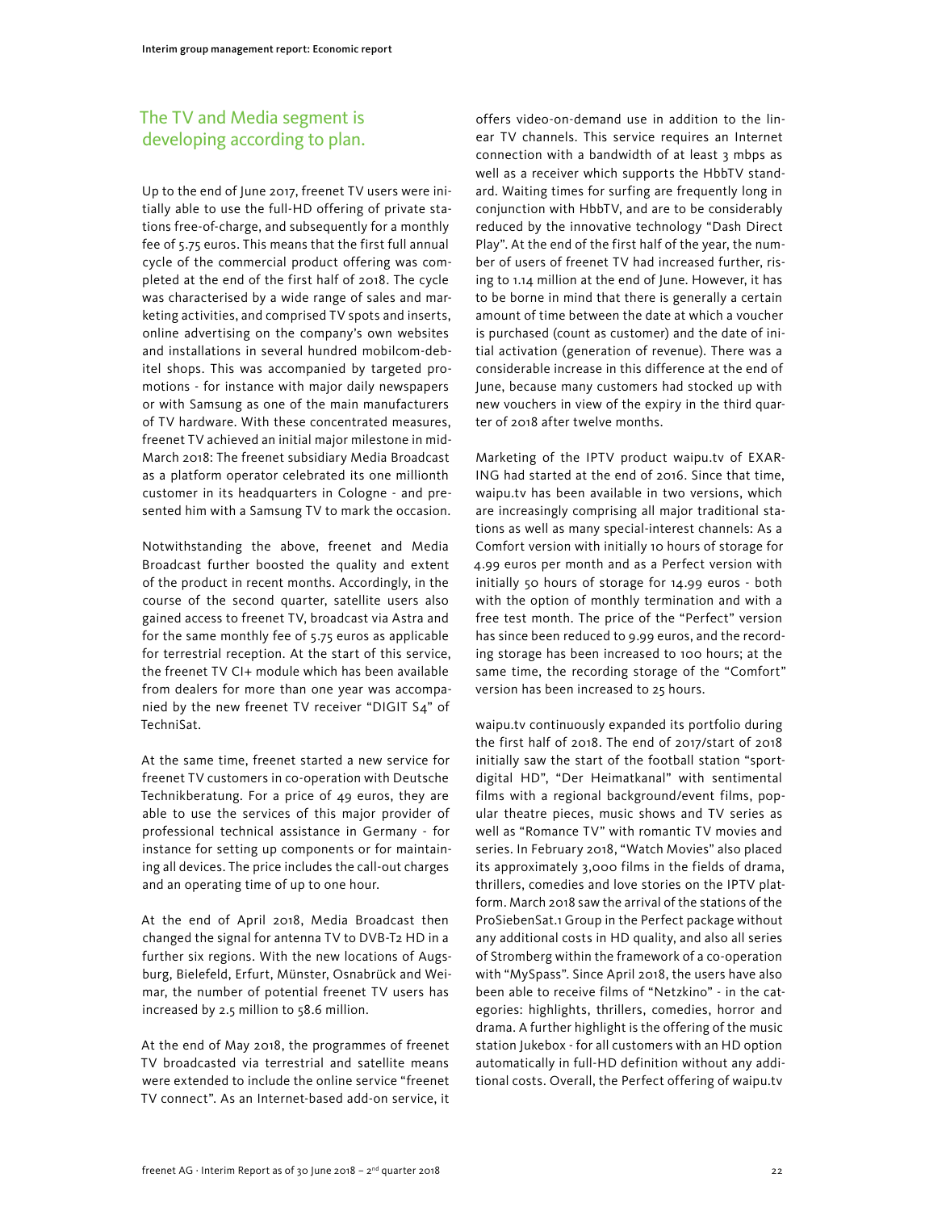## The TV and Media segment is developing according to plan.

Up to the end of June 2017, freenet TV users were initially able to use the full-HD offering of private stations free-of-charge, and subsequently for a monthly fee of 5.75 euros. This means that the first full annual cycle of the commercial product offering was completed at the end of the first half of 2018. The cycle was characterised by a wide range of sales and marketing activities, and comprised TV spots and inserts, online advertising on the company's own websites and installations in several hundred mobilcom-debitel shops. This was accompanied by targeted promotions - for instance with major daily newspapers or with Samsung as one of the main manufacturers of TV hardware. With these concentrated measures, freenet TV achieved an initial major milestone in mid-March 2018: The freenet subsidiary Media Broadcast as a platform operator celebrated its one millionth customer in its headquarters in Cologne - and presented him with a Samsung TV to mark the occasion.

Notwithstanding the above, freenet and Media Broadcast further boosted the quality and extent of the product in recent months. Accordingly, in the course of the second quarter, satellite users also gained access to freenet TV, broadcast via Astra and for the same monthly fee of 5.75 euros as applicable for terrestrial reception. At the start of this service, the freenet TV CI+ module which has been available from dealers for more than one year was accompanied by the new freenet TV receiver "DIGIT S4" of TechniSat.

At the same time, freenet started a new service for freenet TV customers in co-operation with Deutsche Technikberatung. For a price of 49 euros, they are able to use the services of this major provider of professional technical assistance in Germany - for instance for setting up components or for maintaining all devices. The price includes the call-out charges and an operating time of up to one hour.

At the end of April 2018, Media Broadcast then changed the signal for antenna TV to DVB-T2 HD in a further six regions. With the new locations of Augsburg, Bielefeld, Erfurt, Münster, Osnabrück and Weimar, the number of potential freenet TV users has increased by 2.5 million to 58.6 million.

At the end of May 2018, the programmes of freenet TV broadcasted via terrestrial and satellite means were extended to include the online service "freenet TV connect". As an Internet-based add-on service, it offers video-on-demand use in addition to the linear TV channels. This service requires an Internet connection with a bandwidth of at least 3 mbps as well as a receiver which supports the HbbTV standard. Waiting times for surfing are frequently long in conjunction with HbbTV, and are to be considerably reduced by the innovative technology "Dash Direct Play". At the end of the first half of the year, the number of users of freenet TV had increased further, rising to 1.14 million at the end of June. However, it has to be borne in mind that there is generally a certain amount of time between the date at which a voucher is purchased (count as customer) and the date of initial activation (generation of revenue). There was a considerable increase in this difference at the end of June, because many customers had stocked up with new vouchers in view of the expiry in the third quarter of 2018 after twelve months.

Marketing of the IPTV product waipu.tv of EXARING had started at the end of 2016. Since that time, waipu.tv has been available in two versions, which are increasingly comprising all major traditional stations as well as many special-interest channels: As a Comfort version with initially 10 hours of storage for 4.99 euros per month and as a Perfect version with initially 50 hours of storage for 14.99 euros - both with the option of monthly termination and with a free test month. The price of the "Perfect" version has since been reduced to 9.99 euros, and the recording storage has been increased to 100 hours; at the same time, the recording storage of the "Comfort" version has been increased to 25 hours.

waipu.tv continuously expanded its portfolio during the first half of 2018. The end of 2017/start of 2018 initially saw the start of the football station "sportdigital HD", "Der Heimatkanal" with sentimental films with a regional background/event films, popular theatre pieces, music shows and TV series as well as "Romance TV" with romantic TV movies and series. In February 2018, "Watch Movies" also placed its approximately 3,000 films in the fields of drama, thrillers, comedies and love stories on the IPTV platform. March 2018 saw the arrival of the stations of the ProSiebenSat.1 Group in the Perfect package without any additional costs in HD quality, and also all series of Stromberg within the framework of a co-operation with "MySpass". Since April 2018, the users have also been able to receive films of "Netzkino" - in the categories: highlights, thrillers, comedies, horror and drama. A further highlight is the offering of the music station Jukebox - for all customers with an HD option automatically in full-HD definition without any additional costs. Overall, the Perfect offering of waipu.tv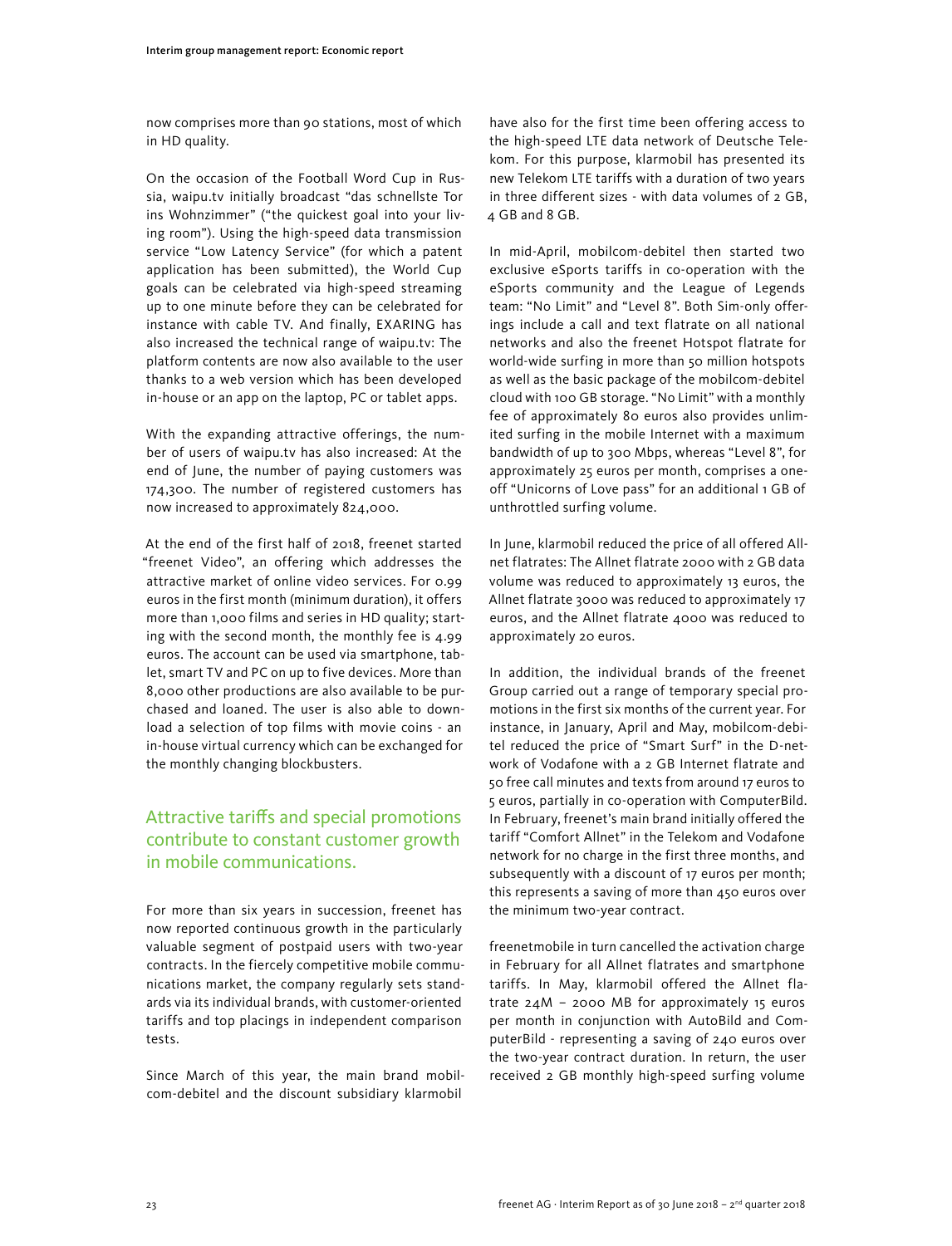now comprises more than 90 stations, most of which in HD quality.

On the occasion of the Football Word Cup in Russia, waipu.tv initially broadcast "das schnellste Tor ins Wohnzimmer" ("the quickest goal into your living room"). Using the high-speed data transmission service "Low Latency Service" (for which a patent application has been submitted), the World Cup goals can be celebrated via high-speed streaming up to one minute before they can be celebrated for instance with cable TV. And finally, EXARING has also increased the technical range of waipu.tv: The platform contents are now also available to the user thanks to a web version which has been developed in-house or an app on the laptop, PC or tablet apps.

With the expanding attractive offerings, the number of users of waipu.tv has also increased: At the end of June, the number of paying customers was 174,300. The number of registered customers has now increased to approximately 824,000.

At the end of the first half of 2018, freenet started "freenet Video", an offering which addresses the attractive market of online video services. For 0.99 euros in the first month (minimum duration), it offers more than 1,000 films and series in HD quality; starting with the second month, the monthly fee is 4.99 euros. The account can be used via smartphone, tablet, smart TV and PC on up to five devices. More than 8,000 other productions are also available to be purchased and loaned. The user is also able to download a selection of top films with movie coins - an in-house virtual currency which can be exchanged for the monthly changing blockbusters.

## Attractive tariffs and special promotions contribute to constant customer growth in mobile communications.

For more than six years in succession, freenet has now reported continuous growth in the particularly valuable segment of postpaid users with two-year contracts. In the fiercely competitive mobile communications market, the company regularly sets standards via its individual brands, with customer-oriented tariffs and top placings in independent comparison tests.

Since March of this year, the main brand mobilcom-debitel and the discount subsidiary klarmobil have also for the first time been offering access to the high-speed LTE data network of Deutsche Telekom. For this purpose, klarmobil has presented its new Telekom LTE tariffs with a duration of two years in three different sizes - with data volumes of 2 GB, 4 GB and 8 GB.

In mid-April, mobilcom-debitel then started two exclusive eSports tariffs in co-operation with the eSports community and the League of Legends team: "No Limit" and "Level 8". Both Sim-only offerings include a call and text flatrate on all national networks and also the freenet Hotspot flatrate for world-wide surfing in more than 50 million hotspots as well as the basic package of the mobilcom-debitel cloud with 100 GB storage. "No Limit" with a monthly fee of approximately 80 euros also provides unlimited surfing in the mobile Internet with a maximum bandwidth of up to 300 Mbps, whereas "Level 8", for approximately 25 euros per month, comprises a one-off "Unicorns of Love pass" for an additional 1 GB of unthrottled surfing volume.

In June, klarmobil reduced the price of all offered Allnet flatrates: The Allnet flatrate 2000 with 2 GB data volume was reduced to approximately 13 euros, the Allnet flatrate 3000 was reduced to approximately 17 euros, and the Allnet flatrate 4000 was reduced to approximately 20 euros.

In addition, the individual brands of the freenet Group carried out a range of temporary special promotions in the first six months of the current year. For instance, in January, April and May, mobilcom-debitel reduced the price of "Smart Surf" in the D-network of Vodafone with a 2 GB Internet flatrate and 50 free call minutes and texts from around 17 euros to 5 euros, partially in co-operation with ComputerBild. In February, freenet's main brand initially offered the tariff "Comfort Allnet" in the Telekom and Vodafone network for no charge in the first three months, and subsequently with a discount of 17 euros per month; this represents a saving of more than 450 euros over the minimum two-year contract.

freenetmobile in turn cancelled the activation charge in February for all Allnet flatrates and smartphone tariffs. In May, klarmobil offered the Allnet flatrate 24M – 2000 MB for approximately 15 euros per month in conjunction with AutoBild and ComputerBild - representing a saving of 240 euros over the two-year contract duration. In return, the user received 2 GB monthly high-speed surfing volume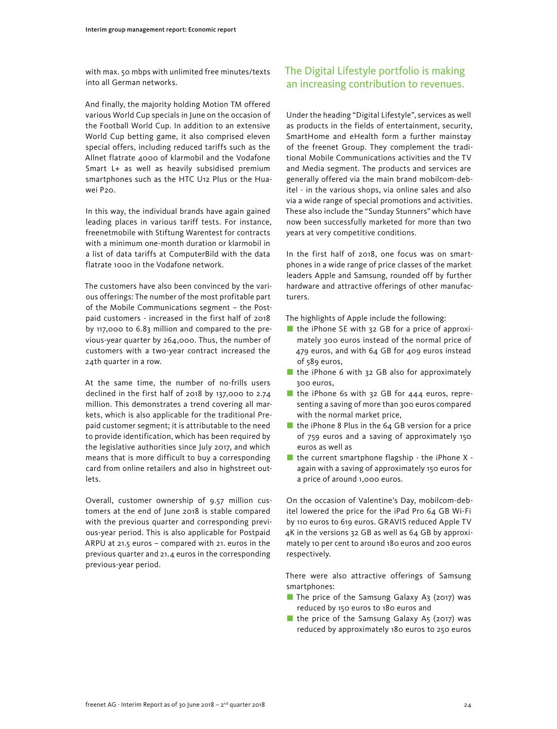with max. 50 mbps with unlimited free minutes/texts into all German networks.

And finally, the majority holding Motion TM offered various World Cup specials in June on the occasion of the Football World Cup. In addition to an extensive World Cup betting game, it also comprised eleven special offers, including reduced tariffs such as the Allnet flatrate 4000 of klarmobil and the Vodafone Smart L+ as well as heavily subsidised premium smartphones such as the HTC U12 Plus or the Huawei P20.

In this way, the individual brands have again gained leading places in various tariff tests. For instance, freenetmobile with Stiftung Warentest for contracts with a minimum one-month duration or klarmobil in a list of data tariffs at ComputerBild with the data flatrate 1000 in the Vodafone network.

The customers have also been convinced by the various offerings: The number of the most profitable part of the Mobile Communications segment – the Postpaid customers - increased in the first half of 2018 by 117,000 to 6.83 million and compared to the previous-year quarter by 264,000. Thus, the number of customers with a two-year contract increased the 24th quarter in a row.

At the same time, the number of no-frills users declined in the first half of 2018 by 137,000 to 2.74 million. This demonstrates a trend covering all markets, which is also applicable for the traditional Prepaid customer segment; it is attributable to the need to provide identification, which has been required by the legislative authorities since July 2017, and which means that is more difficult to buy a corresponding card from online retailers and also in highstreet outlets.

Overall, customer ownership of 9.57 million customers at the end of June 2018 is stable compared with the previous quarter and corresponding previous-year period. This is also applicable for Postpaid ARPU at 21.5 euros – compared with 21. euros in the previous quarter and 21.4 euros in the corresponding previous-year period.

## The Digital Lifestyle portfolio is making an increasing contribution to revenues.

Under the heading "Digital Lifestyle", services as well as products in the fields of entertainment, security, SmartHome and eHealth form a further mainstay of the freenet Group. They complement the traditional Mobile Communications activities and the TV and Media segment. The products and services are generally offered via the main brand mobilcom-debitel - in the various shops, via online sales and also via a wide range of special promotions and activities. These also include the "Sunday Stunners" which have now been successfully marketed for more than two years at very competitive conditions.

In the first half of 2018, one focus was on smartphones in a wide range of price classes of the market leaders Apple and Samsung, rounded off by further hardware and attractive offerings of other manufacturers.

The highlights of Apple include the following:

- the iPhone SE with 32 GB for a price of approximately 300 euros instead of the normal price of 479 euros, and with 64 GB for 409 euros instead of 589 euros,
- the iPhone 6 with 32 GB also for approximately 300 euros,
- the iPhone 6s with 32 GB for 444 euros, representing a saving of more than 300 euros compared with the normal market price,
- the iPhone 8 Plus in the 64 GB version for a price of 759 euros and a saving of approximately 150 euros as well as
- the current smartphone flagship - the iPhone X - again with a saving of approximately 150 euros for a price of around 1,000 euros.

On the occasion of Valentine's Day, mobilcom-debitel lowered the price for the iPad Pro 64 GB Wi-Fi by 110 euros to 619 euros. GRAVIS reduced Apple TV 4K in the versions 32 GB as well as 64 GB by approximately 10 per cent to around 180 euros and 200 euros respectively.

There were also attractive offerings of Samsung smartphones:

- The price of the Samsung Galaxy A3 (2017) was reduced by 150 euros to 180 euros and
- the price of the Samsung Galaxy A5 (2017) was reduced by approximately 180 euros to 250 euros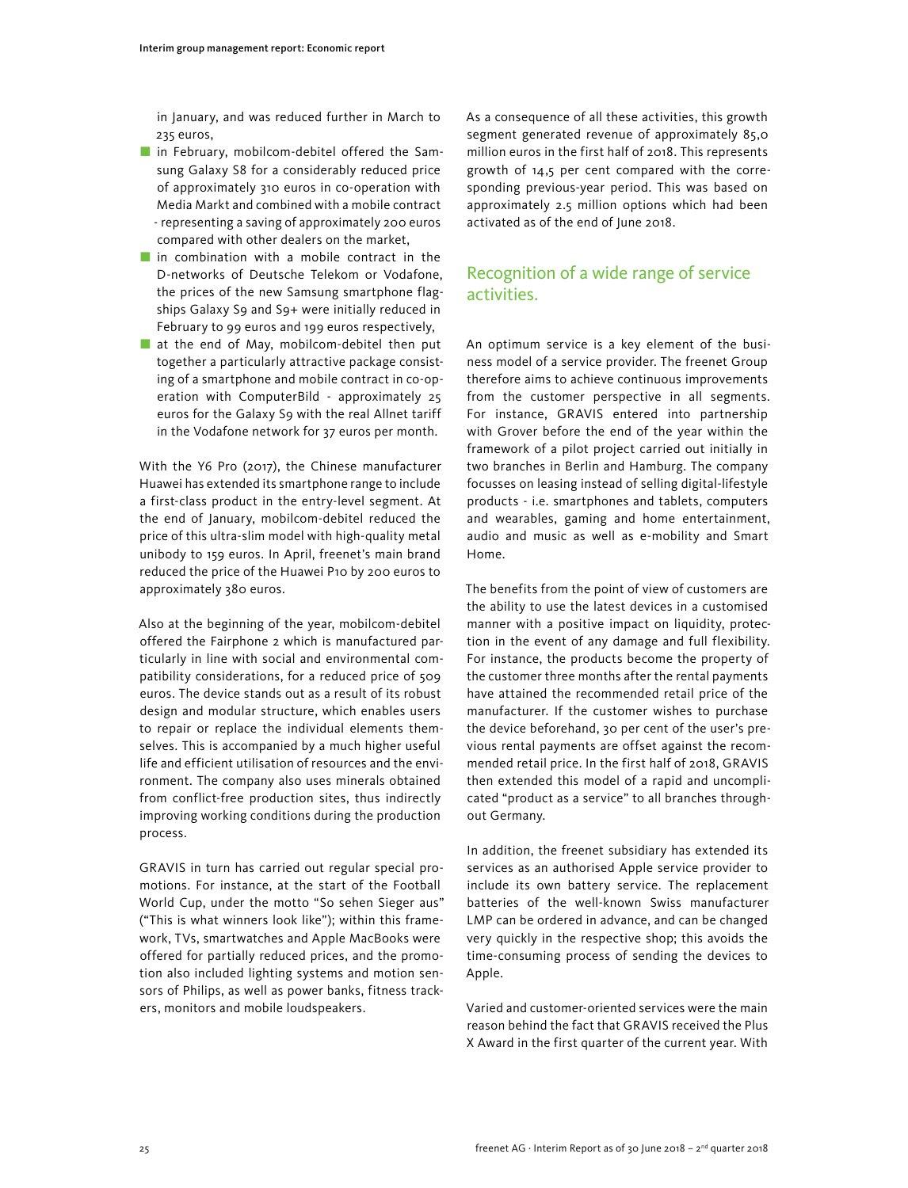in January, and was reduced further in March to 235 euros,

- in February, mobilcom-debitel offered the Samsung Galaxy S8 for a considerably reduced price of approximately 310 euros in co-operation with Media Markt and combined with a mobile contract - representing a saving of approximately 200 euros compared with other dealers on the market,
- in combination with a mobile contract in the D-networks of Deutsche Telekom or Vodafone, the prices of the new Samsung smartphone flagships Galaxy S9 and S9+ were initially reduced in February to 99 euros and 199 euros respectively,
- at the end of May, mobilcom-debitel then put together a particularly attractive package consisting of a smartphone and mobile contract in co-operation with ComputerBild - approximately 25 euros for the Galaxy S9 with the real Allnet tariff in the Vodafone network for 37 euros per month.

With the Y6 Pro (2017), the Chinese manufacturer Huawei has extended its smartphone range to include a first-class product in the entry-level segment. At the end of January, mobilcom-debitel reduced the price of this ultra-slim model with high-quality metal unibody to 159 euros. In April, freenet's main brand reduced the price of the Huawei P10 by 200 euros to approximately 380 euros.

Also at the beginning of the year, mobilcom-debitel offered the Fairphone 2 which is manufactured particularly in line with social and environmental compatibility considerations, for a reduced price of 509 euros. The device stands out as a result of its robust design and modular structure, which enables users to repair or replace the individual elements themselves. This is accompanied by a much higher useful life and efficient utilisation of resources and the environment. The company also uses minerals obtained from conflict-free production sites, thus indirectly improving working conditions during the production process.

GRAVIS in turn has carried out regular special promotions. For instance, at the start of the Football World Cup, under the motto "So sehen Sieger aus" ("This is what winners look like"); within this framework, TVs, smartwatches and Apple MacBooks were offered for partially reduced prices, and the promotion also included lighting systems and motion sensors of Philips, as well as power banks, fitness trackers, monitors and mobile loudspeakers.

As a consequence of all these activities, this growth segment generated revenue of approximately 85,0 million euros in the first half of 2018. This represents growth of 14,5 per cent compared with the corresponding previous-year period. This was based on approximately 2.5 million options which had been activated as of the end of June 2018.

## Recognition of a wide range of service activities.

An optimum service is a key element of the business model of a service provider. The freenet Group therefore aims to achieve continuous improvements from the customer perspective in all segments. For instance, GRAVIS entered into partnership with Grover before the end of the year within the framework of a pilot project carried out initially in two branches in Berlin and Hamburg. The company focusses on leasing instead of selling digital-lifestyle products - i.e. smartphones and tablets, computers and wearables, gaming and home entertainment, audio and music as well as e-mobility and Smart Home.

The benefits from the point of view of customers are the ability to use the latest devices in a customised manner with a positive impact on liquidity, protection in the event of any damage and full flexibility. For instance, the products become the property of the customer three months after the rental payments have attained the recommended retail price of the manufacturer. If the customer wishes to purchase the device beforehand, 30 per cent of the user's previous rental payments are offset against the recommended retail price. In the first half of 2018, GRAVIS then extended this model of a rapid and uncomplicated "product as a service" to all branches throughout Germany.

In addition, the freenet subsidiary has extended its services as an authorised Apple service provider to include its own battery service. The replacement batteries of the well-known Swiss manufacturer LMP can be ordered in advance, and can be changed very quickly in the respective shop; this avoids the time-consuming process of sending the devices to Apple.

Varied and customer-oriented services were the main reason behind the fact that GRAVIS received the Plus X Award in the first quarter of the current year. With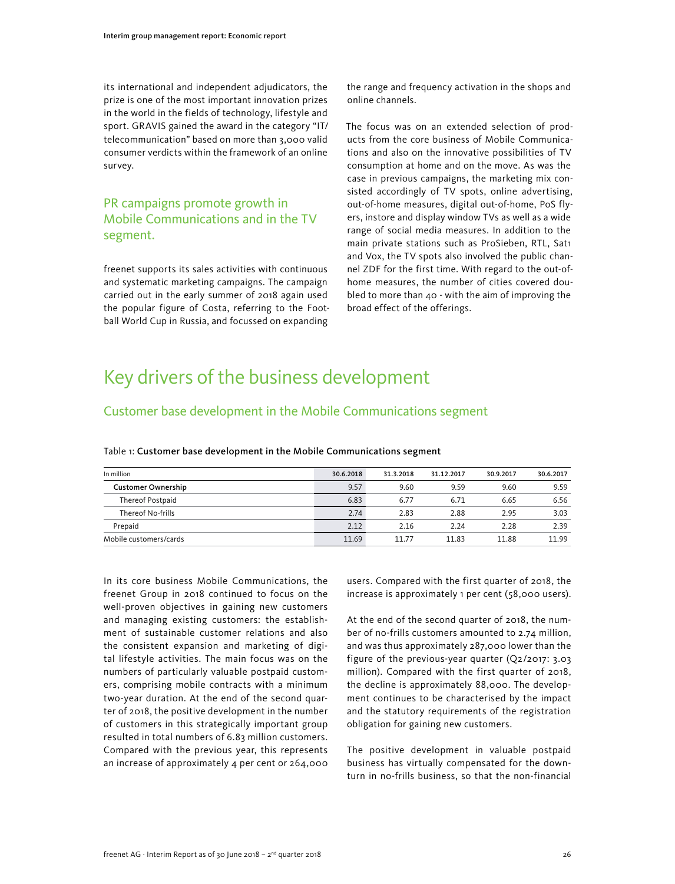its international and independent adjudicators, the prize is one of the most important innovation prizes in the world in the fields of technology, lifestyle and sport. GRAVIS gained the award in the category "IT/telecommunication" based on more than 3,000 valid consumer verdicts within the framework of an online survey.

### PR campaigns promote growth in Mobile Communications and in the TV segment.

freenet supports its sales activities with continuous and systematic marketing campaigns. The campaign carried out in the early summer of 2018 again used the popular figure of Costa, referring to the Football World Cup in Russia, and focussed on expanding the range and frequency activation in the shops and online channels.

The focus was on an extended selection of products from the core business of Mobile Communications and also on the innovative possibilities of TV consumption at home and on the move. As was the case in previous campaigns, the marketing mix consisted accordingly of TV spots, online advertising, out-of-home measures, digital out-of-home, PoS flyers, instore and display window TVs as well as a wide range of social media measures. In addition to the main private stations such as ProSieben, RTL, Sat1 and Vox, the TV spots also involved the public channel ZDF for the first time. With regard to the out-of-home measures, the number of cities covered doubled to more than 40 - with the aim of improving the broad effect of the offerings.

# Key drivers of the business development

## Customer base development in the Mobile Communications segment

Table 1: **Customer base development in the Mobile Communications segment**

| In million | 30.6.2018 | 31.3.2018 | 31.12.2017 | 30.9.2017 | 30.6.2017 |
|---|---|---|---|---|---|
| **Customer Ownership** | 9.57 | 9.60 | 9.59 | 9.60 | 9.59 |
| Thereof Postpaid | 6.83 | 6.77 | 6.71 | 6.65 | 6.56 |
| Thereof No-frills | 2.74 | 2.83 | 2.88 | 2.95 | 3.03 |
| Prepaid | 2.12 | 2.16 | 2.24 | 2.28 | 2.39 |
| Mobile customers/cards | 11.69 | 11.77 | 11.83 | 11.88 | 11.99 |

In its core business Mobile Communications, the freenet Group in 2018 continued to focus on the well-proven objectives in gaining new customers and managing existing customers: the establishment of sustainable customer relations and also the consistent expansion and marketing of digital lifestyle activities. The main focus was on the numbers of particularly valuable postpaid customers, comprising mobile contracts with a minimum two-year duration. At the end of the second quarter of 2018, the positive development in the number of customers in this strategically important group resulted in total numbers of 6.83 million customers. Compared with the previous year, this represents an increase of approximately 4 per cent or 264,000 users. Compared with the first quarter of 2018, the increase is approximately 1 per cent (58,000 users).

At the end of the second quarter of 2018, the number of no-frills customers amounted to 2.74 million, and was thus approximately 287,000 lower than the figure of the previous-year quarter (Q2/2017: 3.03 million). Compared with the first quarter of 2018, the decline is approximately 88,000. The development continues to be characterised by the impact and the statutory requirements of the registration obligation for gaining new customers.

The positive development in valuable postpaid business has virtually compensated for the downturn in no-frills business, so that the non-financial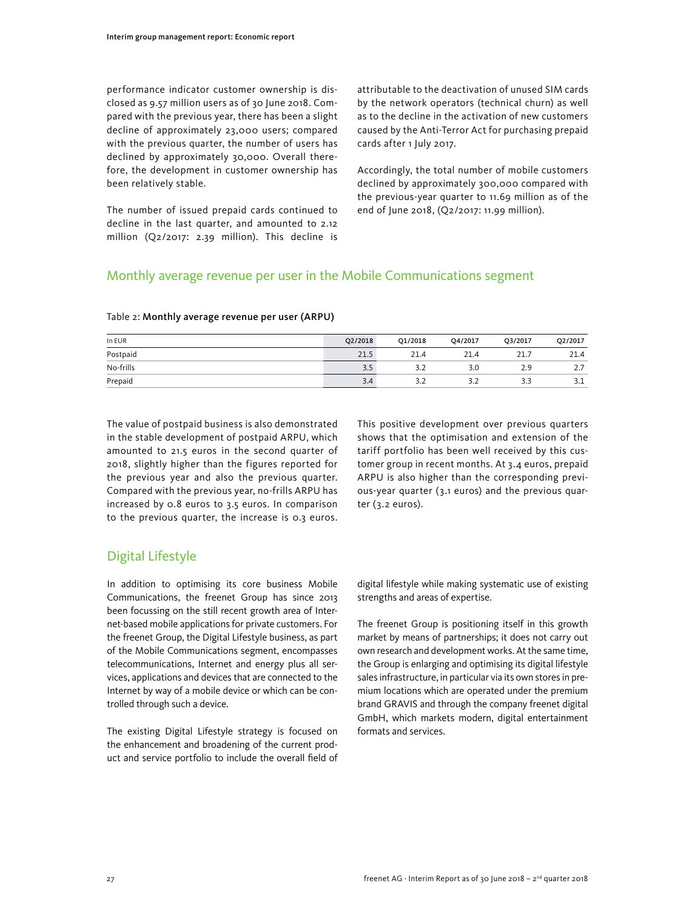performance indicator customer ownership is disclosed as 9.57 million users as of 30 June 2018. Compared with the previous year, there has been a slight decline of approximately 23,000 users; compared with the previous quarter, the number of users has declined by approximately 30,000. Overall therefore, the development in customer ownership has been relatively stable.

The number of issued prepaid cards continued to decline in the last quarter, and amounted to 2.12 million (Q2/2017: 2.39 million). This decline is attributable to the deactivation of unused SIM cards by the network operators (technical churn) as well as to the decline in the activation of new customers caused by the Anti-Terror Act for purchasing prepaid cards after 1 July 2017.

Accordingly, the total number of mobile customers declined by approximately 300,000 compared with the previous-year quarter to 11.69 million as of the end of June 2018, (Q2/2017: 11.99 million).

## Monthly average revenue per user in the Mobile Communications segment

Table 2: **Monthly average revenue per user (ARPU)**

| In EUR | Q2/2018 | Q1/2018 | Q4/2017 | Q3/2017 | Q2/2017 |
|---|---|---|---|---|---|
| Postpaid | 21.5 | 21.4 | 21.4 | 21.7 | 21.4 |
| No-frills | 3.5 | 3.2 | 3.0 | 2.9 | 2.7 |
| Prepaid | 3.4 | 3.2 | 3.2 | 3.3 | 3.1 |

The value of postpaid business is also demonstrated in the stable development of postpaid ARPU, which amounted to 21.5 euros in the second quarter of 2018, slightly higher than the figures reported for the previous year and also the previous quarter. Compared with the previous year, no-frills ARPU has increased by 0.8 euros to 3.5 euros. In comparison to the previous quarter, the increase is 0.3 euros. This positive development over previous quarters shows that the optimisation and extension of the tariff portfolio has been well received by this customer group in recent months. At 3.4 euros, prepaid ARPU is also higher than the corresponding previous-year quarter (3.1 euros) and the previous quarter (3.2 euros).

## Digital Lifestyle

In addition to optimising its core business Mobile Communications, the freenet Group has since 2013 been focussing on the still recent growth area of Internet-based mobile applications for private customers. For the freenet Group, the Digital Lifestyle business, as part of the Mobile Communications segment, encompasses telecommunications, Internet and energy plus all services, applications and devices that are connected to the Internet by way of a mobile device or which can be controlled through such a device.

The existing Digital Lifestyle strategy is focused on the enhancement and broadening of the current product and service portfolio to include the overall field of digital lifestyle while making systematic use of existing strengths and areas of expertise.

The freenet Group is positioning itself in this growth market by means of partnerships; it does not carry out own research and development works. At the same time, the Group is enlarging and optimising its digital lifestyle sales infrastructure, in particular via its own stores in premium locations which are operated under the premium brand GRAVIS and through the company freenet digital GmbH, which markets modern, digital entertainment formats and services.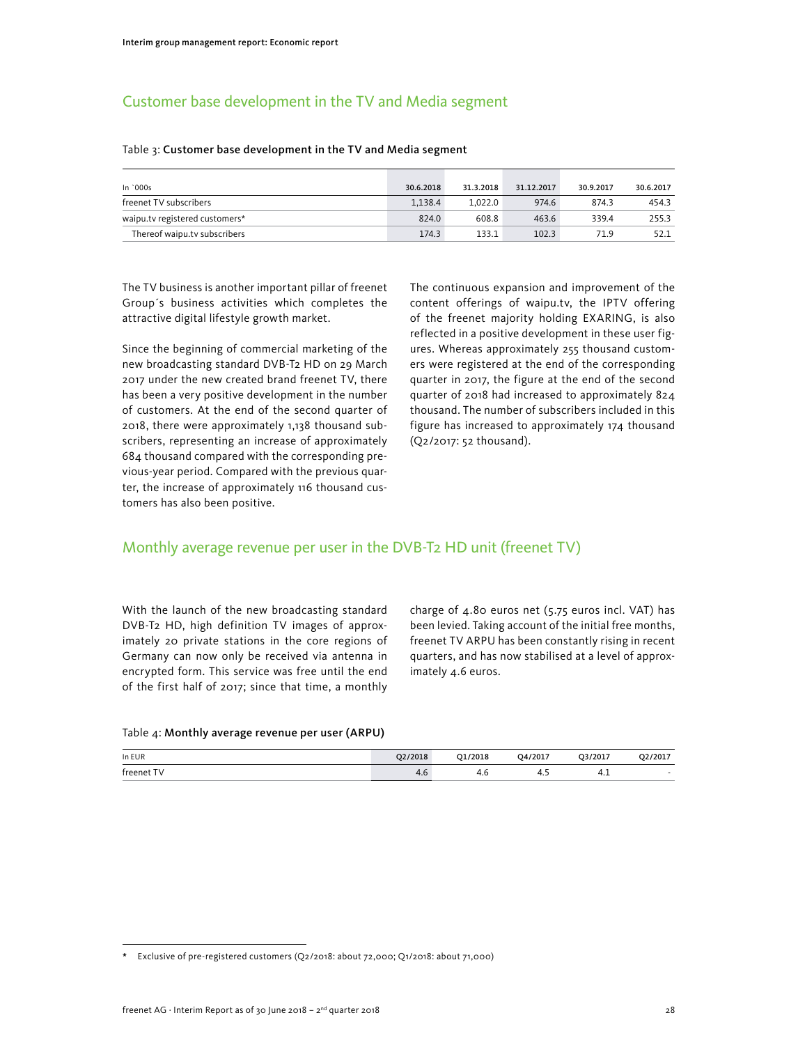## Customer base development in the TV and Media segment

Table 3: **Customer base development in the TV and Media segment**

| In `000s | 30.6.2018 | 31.3.2018 | 31.12.2017 | 30.9.2017 | 30.6.2017 |
|---|---|---|---|---|---|
| freenet TV subscribers | 1,138.4 | 1,022.0 | 974.6 | 874.3 | 454.3 |
| waipu.tv registered customers* | 824.0 | 608.8 | 463.6 | 339.4 | 255.3 |
| Thereof waipu.tv subscribers | 174.3 | 133.1 | 102.3 | 71.9 | 52.1 |

The TV business is another important pillar of freenet Group´s business activities which completes the attractive digital lifestyle growth market.

Since the beginning of commercial marketing of the new broadcasting standard DVB-T2 HD on 29 March 2017 under the new created brand freenet TV, there has been a very positive development in the number of customers. At the end of the second quarter of 2018, there were approximately 1,138 thousand subscribers, representing an increase of approximately 684 thousand compared with the corresponding previous-year period. Compared with the previous quarter, the increase of approximately 116 thousand customers has also been positive.

The continuous expansion and improvement of the content offerings of waipu.tv, the IPTV offering of the freenet majority holding EXARING, is also reflected in a positive development in these user figures. Whereas approximately 255 thousand customers were registered at the end of the corresponding quarter in 2017, the figure at the end of the second quarter of 2018 had increased to approximately 824 thousand. The number of subscribers included in this figure has increased to approximately 174 thousand (Q2/2017: 52 thousand).

## Monthly average revenue per user in the DVB-T2 HD unit (freenet TV)

With the launch of the new broadcasting standard DVB-T2 HD, high definition TV images of approximately 20 private stations in the core regions of Germany can now only be received via antenna in encrypted form. This service was free until the end of the first half of 2017; since that time, a monthly charge of 4.80 euros net (5.75 euros incl. VAT) has been levied. Taking account of the initial free months, freenet TV ARPU has been constantly rising in recent quarters, and has now stabilised at a level of approximately 4.6 euros.

Table 4: **Monthly average revenue per user (ARPU)**

| In EUR | Q2/2018 | Q1/2018 | Q4/2017 | Q3/2017 | Q2/2017 |
|---|---|---|---|---|---|
| freenet TV | 4.6 | 4.6 | 4.5 | 4.1 | - |

\* Exclusive of pre-registered customers (Q2/2018: about 72,000; Q1/2018: about 71,000)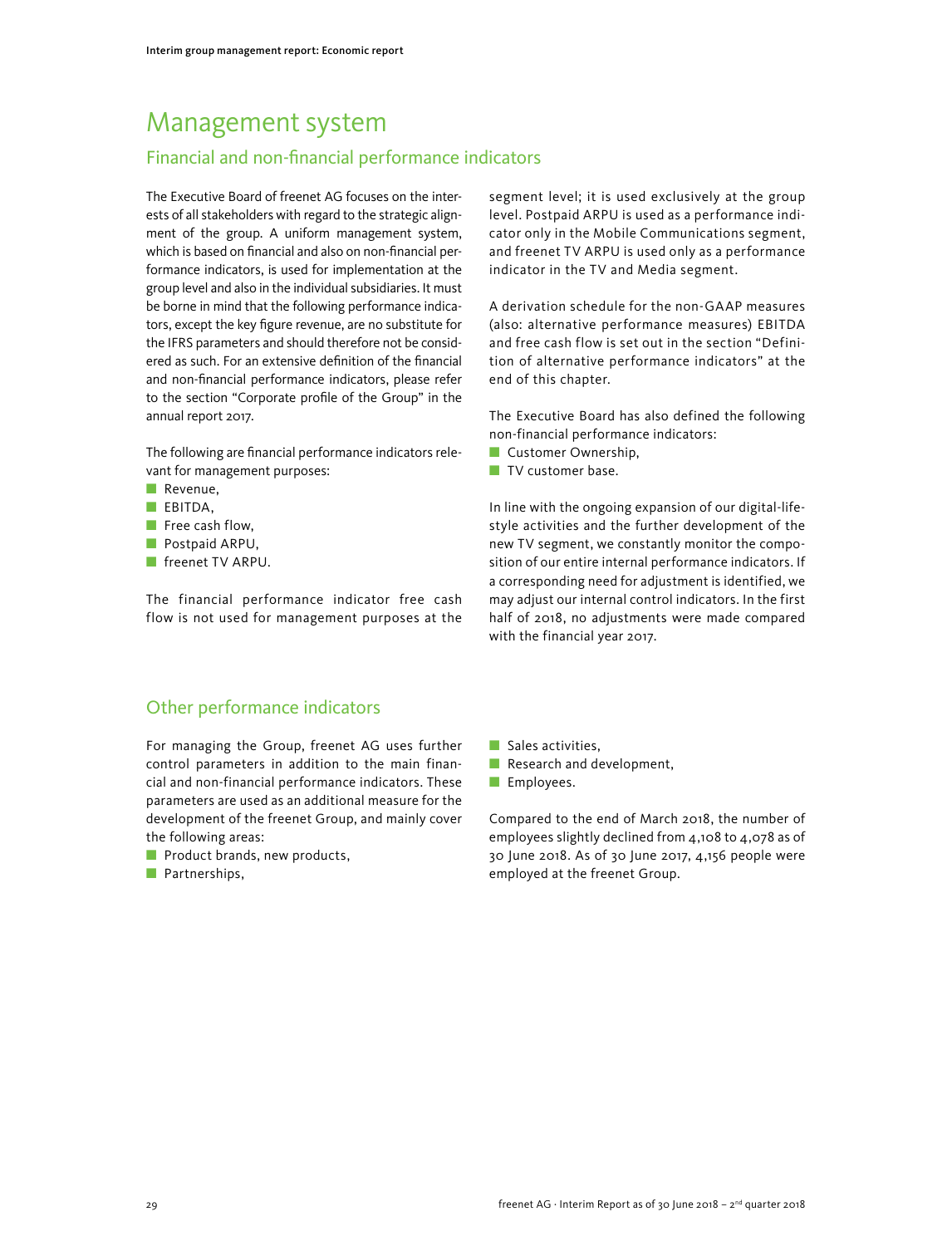# Management system

## Financial and non-financial performance indicators

The Executive Board of freenet AG focuses on the interests of all stakeholders with regard to the strategic alignment of the group. A uniform management system, which is based on financial and also on non-financial performance indicators, is used for implementation at the group level and also in the individual subsidiaries. It must be borne in mind that the following performance indicators, except the key figure revenue, are no substitute for the IFRS parameters and should therefore not be considered as such. For an extensive definition of the financial and non-financial performance indicators, please refer to the section "Corporate profile of the Group" in the annual report 2017.

The following are financial performance indicators relevant for management purposes:

- Revenue,
- EBITDA,
- Free cash flow,
- Postpaid ARPU,
- freenet TV ARPU.

The financial performance indicator free cash flow is not used for management purposes at the segment level; it is used exclusively at the group level. Postpaid ARPU is used as a performance indicator only in the Mobile Communications segment, and freenet TV ARPU is used only as a performance indicator in the TV and Media segment.

A derivation schedule for the non-GAAP measures (also: alternative performance measures) EBITDA and free cash flow is set out in the section "Definition of alternative performance indicators" at the end of this chapter.

The Executive Board has also defined the following non-financial performance indicators:

- Customer Ownership,
- TV customer base.

In line with the ongoing expansion of our digital-lifestyle activities and the further development of the new TV segment, we constantly monitor the composition of our entire internal performance indicators. If a corresponding need for adjustment is identified, we may adjust our internal control indicators. In the first half of 2018, no adjustments were made compared with the financial year 2017.

## Other performance indicators

For managing the Group, freenet AG uses further control parameters in addition to the main financial and non-financial performance indicators. These parameters are used as an additional measure for the development of the freenet Group, and mainly cover the following areas:

- Product brands, new products,
- Partnerships,
- Sales activities,
- Research and development,
- Employees.

Compared to the end of March 2018, the number of employees slightly declined from 4,108 to 4,078 as of 30 June 2018. As of 30 June 2017, 4,156 people were employed at the freenet Group.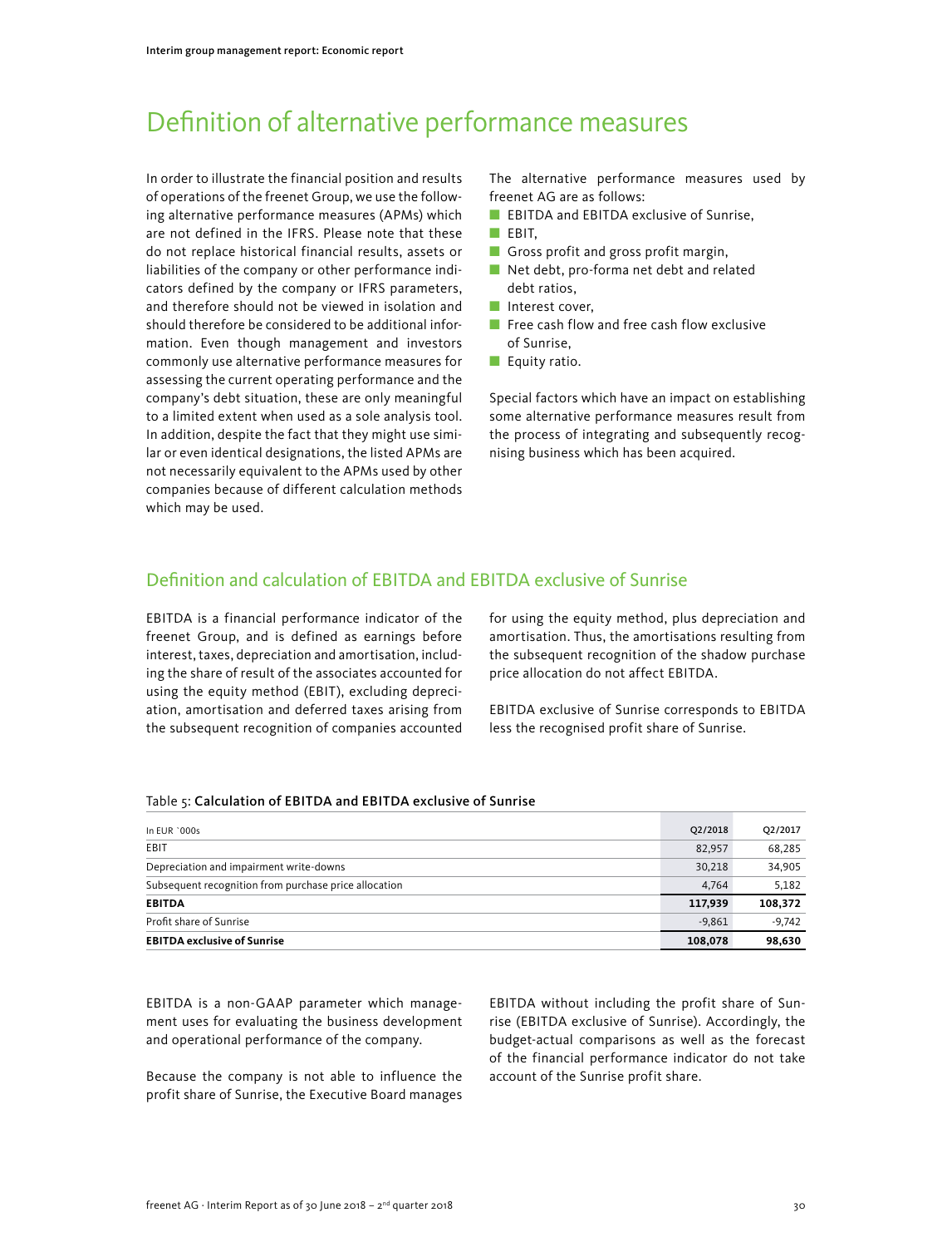# Definition of alternative performance measures

In order to illustrate the financial position and results of operations of the freenet Group, we use the following alternative performance measures (APMs) which are not defined in the IFRS. Please note that these do not replace historical financial results, assets or liabilities of the company or other performance indicators defined by the company or IFRS parameters, and therefore should not be viewed in isolation and should therefore be considered to be additional information. Even though management and investors commonly use alternative performance measures for assessing the current operating performance and the company's debt situation, these are only meaningful to a limited extent when used as a sole analysis tool. In addition, despite the fact that they might use similar or even identical designations, the listed APMs are not necessarily equivalent to the APMs used by other companies because of different calculation methods which may be used.

The alternative performance measures used by freenet AG are as follows:

- EBITDA and EBITDA exclusive of Sunrise,
- EBIT,
- Gross profit and gross profit margin,
- Net debt, pro-forma net debt and related debt ratios,
- Interest cover,
- Free cash flow and free cash flow exclusive of Sunrise,
- Equity ratio.

Special factors which have an impact on establishing some alternative performance measures result from the process of integrating and subsequently recognising business which has been acquired.

## Definition and calculation of EBITDA and EBITDA exclusive of Sunrise

EBITDA is a financial performance indicator of the freenet Group, and is defined as earnings before interest, taxes, depreciation and amortisation, including the share of result of the associates accounted for using the equity method (EBIT), excluding depreciation, amortisation and deferred taxes arising from the subsequent recognition of companies accounted for using the equity method, plus depreciation and amortisation. Thus, the amortisations resulting from the subsequent recognition of the shadow purchase price allocation do not affect EBITDA.

EBITDA exclusive of Sunrise corresponds to EBITDA less the recognised profit share of Sunrise.

Table 5: **Calculation of EBITDA and EBITDA exclusive of Sunrise**

| In EUR `000s | Q2/2018 | Q2/2017 |
|---|---|---|
| EBIT | 82,957 | 68,285 |
| Depreciation and impairment write-downs | 30,218 | 34,905 |
| Subsequent recognition from purchase price allocation | 4,764 | 5,182 |
| **EBITDA** | **117,939** | **108,372** |
| Profit share of Sunrise | -9,861 | -9,742 |
| **EBITDA exclusive of Sunrise** | **108,078** | **98,630** |

EBITDA is a non-GAAP parameter which management uses for evaluating the business development and operational performance of the company.

Because the company is not able to influence the profit share of Sunrise, the Executive Board manages EBITDA without including the profit share of Sunrise (EBITDA exclusive of Sunrise). Accordingly, the budget-actual comparisons as well as the forecast of the financial performance indicator do not take account of the Sunrise profit share.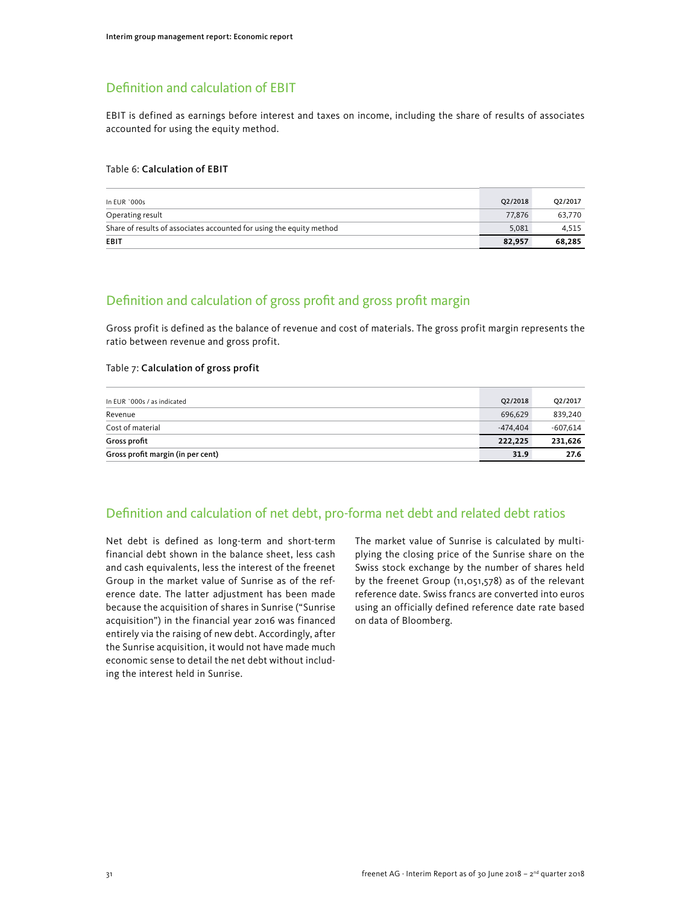## Definition and calculation of EBIT

EBIT is defined as earnings before interest and taxes on income, including the share of results of associates accounted for using the equity method.

Table 6: **Calculation of EBIT**

| In EUR `000s | Q2/2018 | Q2/2017 |
|---|---|---|
| Operating result | 77,876 | 63,770 |
| Share of results of associates accounted for using the equity method | 5,081 | 4,515 |
| **EBIT** | **82,957** | **68,285** |

## Definition and calculation of gross profit and gross profit margin

Gross profit is defined as the balance of revenue and cost of materials. The gross profit margin represents the ratio between revenue and gross profit.

Table 7: **Calculation of gross profit**

| In EUR `000s / as indicated | Q2/2018 | Q2/2017 |
|---|---|---|
| Revenue | 696,629 | 839,240 |
| Cost of material | -474,404 | -607,614 |
| **Gross profit** | **222,225** | **231,626** |
| **Gross profit margin (in per cent)** | **31.9** | **27.6** |

## Definition and calculation of net debt, pro-forma net debt and related debt ratios

Net debt is defined as long-term and short-term financial debt shown in the balance sheet, less cash and cash equivalents, less the interest of the freenet Group in the market value of Sunrise as of the reference date. The latter adjustment has been made because the acquisition of shares in Sunrise ("Sunrise acquisition") in the financial year 2016 was financed entirely via the raising of new debt. Accordingly, after the Sunrise acquisition, it would not have made much economic sense to detail the net debt without including the interest held in Sunrise.

The market value of Sunrise is calculated by multiplying the closing price of the Sunrise share on the Swiss stock exchange by the number of shares held by the freenet Group (11,051,578) as of the relevant reference date. Swiss francs are converted into euros using an officially defined reference date rate based on data of Bloomberg.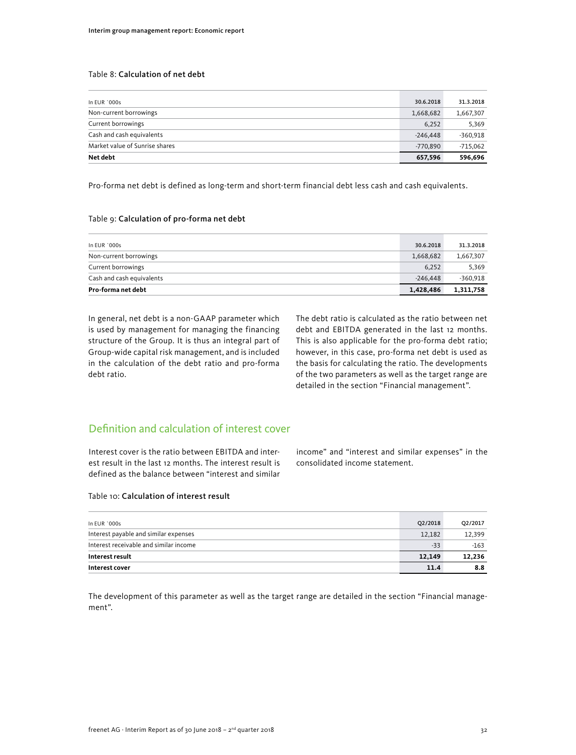Table 8: **Calculation of net debt**

| In EUR `000s | 30.6.2018 | 31.3.2018 |
|---|---|---|
| Non-current borrowings | 1,668,682 | 1,667,307 |
| Current borrowings | 6,252 | 5,369 |
| Cash and cash equivalents | -246,448 | -360,918 |
| Market value of Sunrise shares | -770,890 | -715,062 |
| **Net debt** | **657,596** | **596,696** |

Pro-forma net debt is defined as long-term and short-term financial debt less cash and cash equivalents.

Table 9: **Calculation of pro-forma net debt**

| In EUR `000s | 30.6.2018 | 31.3.2018 |
|---|---|---|
| Non-current borrowings | 1,668,682 | 1,667,307 |
| Current borrowings | 6,252 | 5,369 |
| Cash and cash equivalents | -246,448 | -360,918 |
| **Pro-forma net debt** | **1,428,486** | **1,311,758** |

In general, net debt is a non-GAAP parameter which is used by management for managing the financing structure of the Group. It is thus an integral part of Group-wide capital risk management, and is included in the calculation of the debt ratio and pro-forma debt ratio.

The debt ratio is calculated as the ratio between net debt and EBITDA generated in the last 12 months. This is also applicable for the pro-forma debt ratio; however, in this case, pro-forma net debt is used as the basis for calculating the ratio. The developments of the two parameters as well as the target range are detailed in the section "Financial management".

## Definition and calculation of interest cover

Interest cover is the ratio between EBITDA and interest result in the last 12 months. The interest result is defined as the balance between "interest and similar income" and "interest and similar expenses" in the consolidated income statement.

Table 10: **Calculation of interest result**

| In EUR `000s | Q2/2018 | Q2/2017 |
|---|---|---|
| Interest payable and similar expenses | 12,182 | 12,399 |
| Interest receivable and similar income | -33 | -163 |
| **Interest result** | **12,149** | **12,236** |
| **Interest cover** | **11.4** | **8.8** |

The development of this parameter as well as the target range are detailed in the section "Financial management".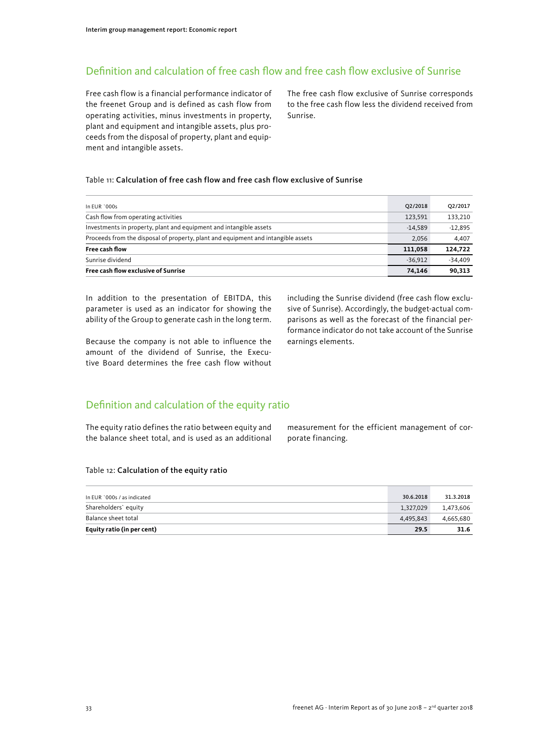## Definition and calculation of free cash flow and free cash flow exclusive of Sunrise

Free cash flow is a financial performance indicator of the freenet Group and is defined as cash flow from operating activities, minus investments in property, plant and equipment and intangible assets, plus proceeds from the disposal of property, plant and equipment and intangible assets.

The free cash flow exclusive of Sunrise corresponds to the free cash flow less the dividend received from Sunrise.

Table 11: **Calculation of free cash flow and free cash flow exclusive of Sunrise**

| In EUR `000s | Q2/2018 | Q2/2017 |
|---|---|---|
| Cash flow from operating activities | 123,591 | 133,210 |
| Investments in property, plant and equipment and intangible assets | -14,589 | -12,895 |
| Proceeds from the disposal of property, plant and equipment and intangible assets | 2,056 | 4,407 |
| **Free cash flow** | **111,058** | **124,722** |
| Sunrise dividend | -36,912 | -34,409 |
| **Free cash flow exclusive of Sunrise** | **74,146** | **90,313** |

In addition to the presentation of EBITDA, this parameter is used as an indicator for showing the ability of the Group to generate cash in the long term.

Because the company is not able to influence the amount of the dividend of Sunrise, the Executive Board determines the free cash flow without including the Sunrise dividend (free cash flow exclusive of Sunrise). Accordingly, the budget-actual comparisons as well as the forecast of the financial performance indicator do not take account of the Sunrise earnings elements.

## Definition and calculation of the equity ratio

The equity ratio defines the ratio between equity and the balance sheet total, and is used as an additional measurement for the efficient management of corporate financing.

Table 12: **Calculation of the equity ratio**

| In EUR `000s / as indicated | 30.6.2018 | 31.3.2018 |
|---|---|---|
| Shareholders` equity | 1,327,029 | 1,473,606 |
| Balance sheet total | 4,495,843 | 4,665,680 |
| **Equity ratio (in per cent)** | **29.5** | **31.6** |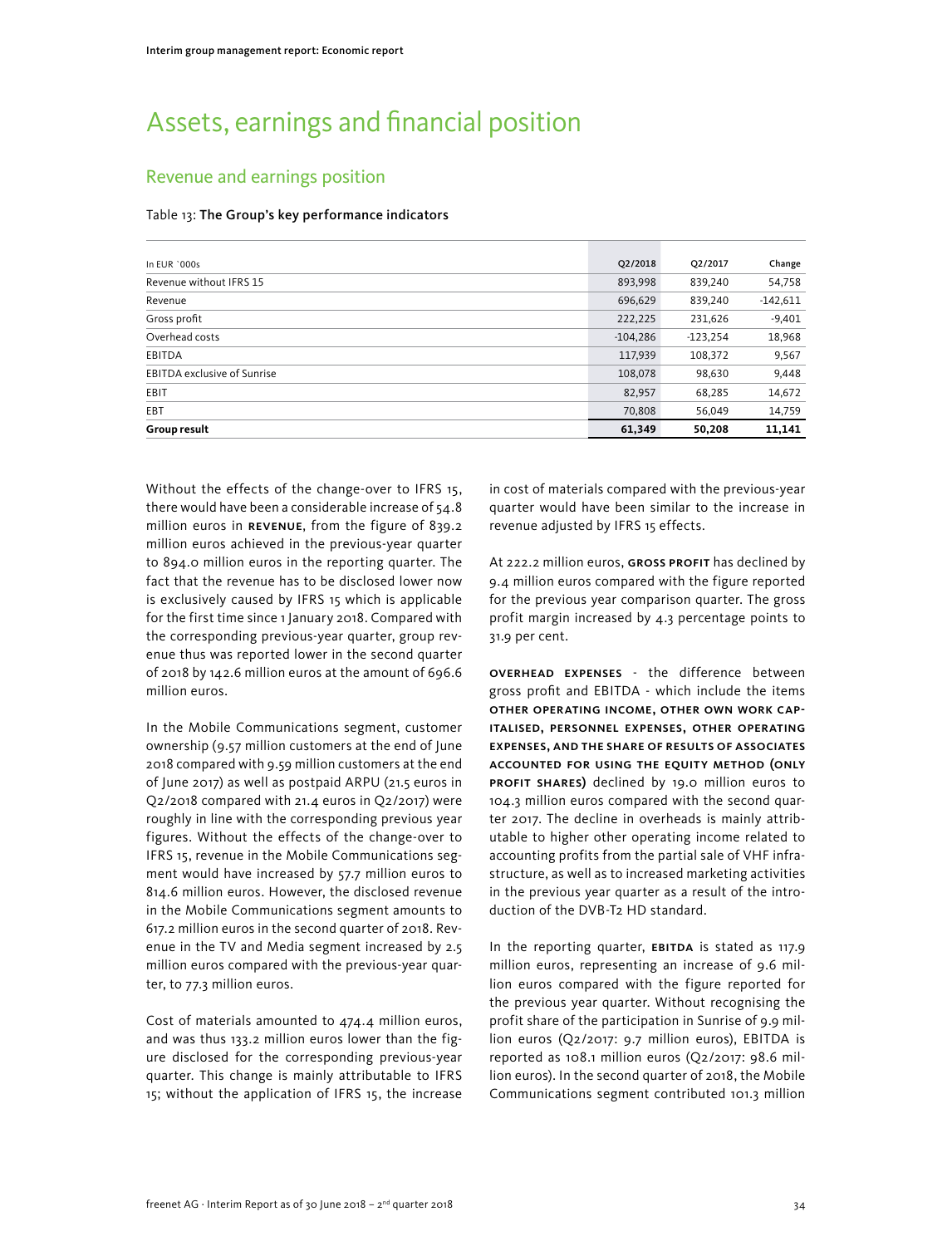# Assets, earnings and financial position

## Revenue and earnings position

Table 13: **The Group's key performance indicators**

| In EUR `000s | Q2/2018 | Q2/2017 | Change |
|---|---|---|---|
| Revenue without IFRS 15 | 893,998 | 839,240 | 54,758 |
| Revenue | 696,629 | 839,240 | -142,611 |
| Gross profit | 222,225 | 231,626 | -9,401 |
| Overhead costs | -104,286 | -123,254 | 18,968 |
| EBITDA | 117,939 | 108,372 | 9,567 |
| EBITDA exclusive of Sunrise | 108,078 | 98,630 | 9,448 |
| EBIT | 82,957 | 68,285 | 14,672 |
| EBT | 70,808 | 56,049 | 14,759 |
| **Group result** | **61,349** | **50,208** | **11,141** |

Without the effects of the change-over to IFRS 15, there would have been a considerable increase of 54.8 million euros in **REVENUE**, from the figure of 839.2 million euros achieved in the previous-year quarter to 894.0 million euros in the reporting quarter. The fact that the revenue has to be disclosed lower now is exclusively caused by IFRS 15 which is applicable for the first time since 1 January 2018. Compared with the corresponding previous-year quarter, group revenue thus was reported lower in the second quarter of 2018 by 142.6 million euros at the amount of 696.6 million euros.

In the Mobile Communications segment, customer ownership (9.57 million customers at the end of June 2018 compared with 9.59 million customers at the end of June 2017) as well as postpaid ARPU (21.5 euros in Q2/2018 compared with 21.4 euros in Q2/2017) were roughly in line with the corresponding previous year figures. Without the effects of the change-over to IFRS 15, revenue in the Mobile Communications segment would have increased by 57.7 million euros to 814.6 million euros. However, the disclosed revenue in the Mobile Communications segment amounts to 617.2 million euros in the second quarter of 2018. Revenue in the TV and Media segment increased by 2.5 million euros compared with the previous-year quarter, to 77.3 million euros.

Cost of materials amounted to 474.4 million euros, and was thus 133.2 million euros lower than the figure disclosed for the corresponding previous-year quarter. This change is mainly attributable to IFRS 15; without the application of IFRS 15, the increase in cost of materials compared with the previous-year quarter would have been similar to the increase in revenue adjusted by IFRS 15 effects.

At 222.2 million euros, **GROSS PROFIT** has declined by 9.4 million euros compared with the figure reported for the previous year comparison quarter. The gross profit margin increased by 4.3 percentage points to 31.9 per cent.

**OVERHEAD EXPENSES** - the difference between gross profit and EBITDA - which include the items **OTHER OPERATING INCOME, OTHER OWN WORK CAPITALISED, PERSONNEL EXPENSES, OTHER OPERATING EXPENSES, AND THE SHARE OF RESULTS OF ASSOCIATES ACCOUNTED FOR USING THE EQUITY METHOD (ONLY PROFIT SHARES)** declined by 19.0 million euros to 104.3 million euros compared with the second quarter 2017. The decline in overheads is mainly attributable to higher other operating income related to accounting profits from the partial sale of VHF infrastructure, as well as to increased marketing activities in the previous year quarter as a result of the introduction of the DVB-T2 HD standard.

In the reporting quarter, **EBITDA** is stated as 117.9 million euros, representing an increase of 9.6 million euros compared with the figure reported for the previous year quarter. Without recognising the profit share of the participation in Sunrise of 9.9 million euros (Q2/2017: 9.7 million euros), EBITDA is reported as 108.1 million euros (Q2/2017: 98.6 million euros). In the second quarter of 2018, the Mobile Communications segment contributed 101.3 million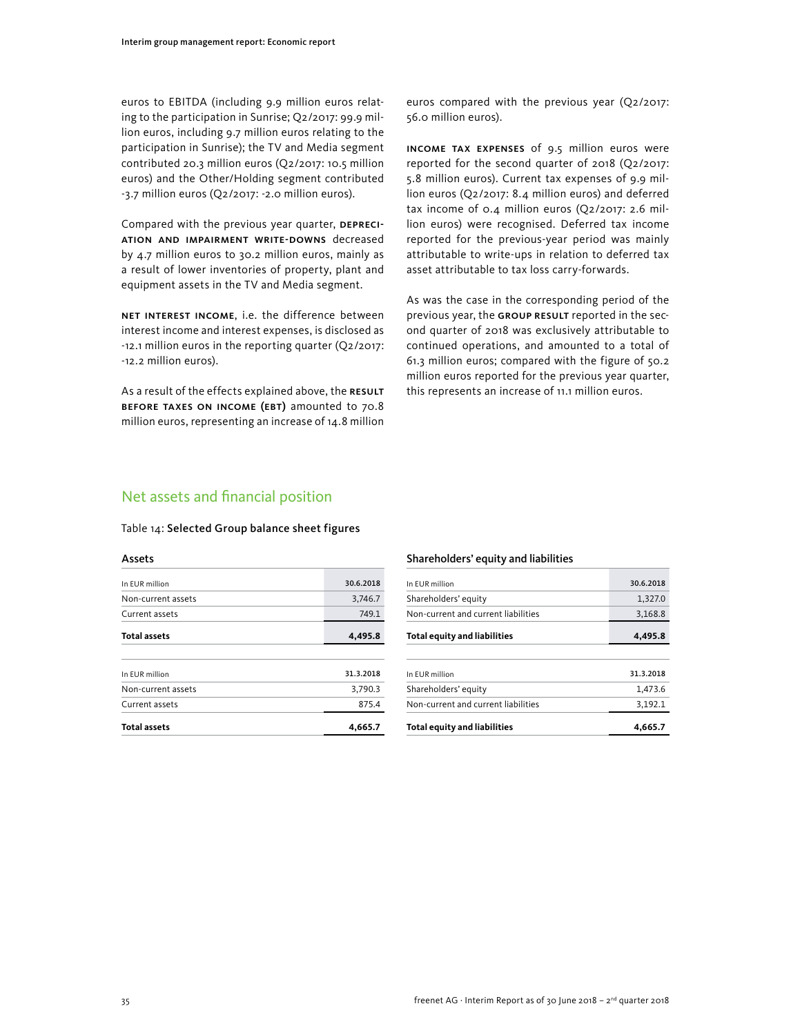euros to EBITDA (including 9.9 million euros relating to the participation in Sunrise; Q2/2017: 99.9 million euros, including 9.7 million euros relating to the participation in Sunrise); the TV and Media segment contributed 20.3 million euros (Q2/2017: 10.5 million euros) and the Other/Holding segment contributed -3.7 million euros (Q2/2017: -2.0 million euros).

Compared with the previous year quarter, **depreciation and impairment write-downs** decreased by 4.7 million euros to 30.2 million euros, mainly as a result of lower inventories of property, plant and equipment assets in the TV and Media segment.

**net interest income**, i.e. the difference between interest income and interest expenses, is disclosed as -12.1 million euros in the reporting quarter (Q2/2017: -12.2 million euros).

As a result of the effects explained above, the **result before taxes on income (EBT)** amounted to 70.8 million euros, representing an increase of 14.8 million euros compared with the previous year (Q2/2017: 56.0 million euros).

**income tax expenses** of 9.5 million euros were reported for the second quarter of 2018 (Q2/2017: 5.8 million euros). Current tax expenses of 9.9 million euros (Q2/2017: 8.4 million euros) and deferred tax income of 0.4 million euros (Q2/2017: 2.6 million euros) were recognised. Deferred tax income reported for the previous-year period was mainly attributable to write-ups in relation to deferred tax asset attributable to tax loss carry-forwards.

As was the case in the corresponding period of the previous year, the **group result** reported in the second quarter of 2018 was exclusively attributable to continued operations, and amounted to a total of 61.3 million euros; compared with the figure of 50.2 million euros reported for the previous year quarter, this represents an increase of 11.1 million euros.

## Net assets and financial position

Table 14: **Selected Group balance sheet figures**

**Assets**

| In EUR million | 30.6.2018 |
|---|---|
| Non-current assets | 3,746.7 |
| Current assets | 749.1 |
| **Total assets** | **4,495.8** |

| In EUR million | 31.3.2018 |
|---|---|
| Non-current assets | 3,790.3 |
| Current assets | 875.4 |
| **Total assets** | **4,665.7** |

**Shareholders' equity and liabilities**

| In EUR million | 30.6.2018 |
|---|---|
| Shareholders' equity | 1,327.0 |
| Non-current and current liabilities | 3,168.8 |
| **Total equity and liabilities** | **4,495.8** |

| In EUR million | 31.3.2018 |
|---|---|
| Shareholders' equity | 1,473.6 |
| Non-current and current liabilities | 3,192.1 |
| **Total equity and liabilities** | **4,665.7** |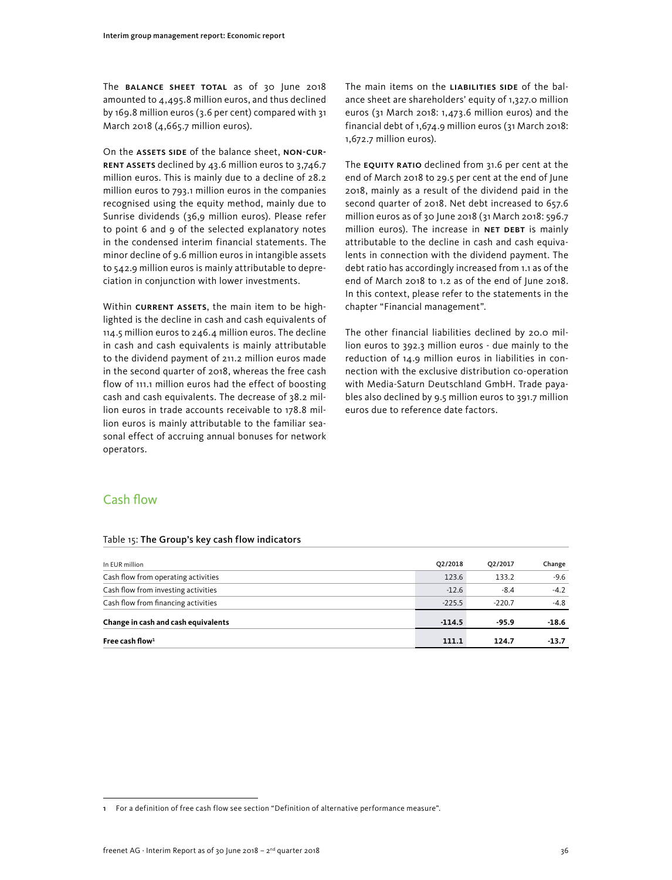The **BALANCE SHEET TOTAL** as of 30 June 2018 amounted to 4,495.8 million euros, and thus declined by 169.8 million euros (3.6 per cent) compared with 31 March 2018 (4,665.7 million euros).

On the **ASSETS SIDE** of the balance sheet, **NON-CURRENT ASSETS** declined by 43.6 million euros to 3,746.7 million euros. This is mainly due to a decline of 28.2 million euros to 793.1 million euros in the companies recognised using the equity method, mainly due to Sunrise dividends (36,9 million euros). Please refer to point 6 and 9 of the selected explanatory notes in the condensed interim financial statements. The minor decline of 9.6 million euros in intangible assets to 542.9 million euros is mainly attributable to depreciation in conjunction with lower investments.

Within **CURRENT ASSETS**, the main item to be highlighted is the decline in cash and cash equivalents of 114.5 million euros to 246.4 million euros. The decline in cash and cash equivalents is mainly attributable to the dividend payment of 211.2 million euros made in the second quarter of 2018, whereas the free cash flow of 111.1 million euros had the effect of boosting cash and cash equivalents. The decrease of 38.2 million euros in trade accounts receivable to 178.8 million euros is mainly attributable to the familiar seasonal effect of accruing annual bonuses for network operators.

The main items on the **LIABILITIES SIDE** of the balance sheet are shareholders' equity of 1,327.0 million euros (31 March 2018: 1,473.6 million euros) and the financial debt of 1,674.9 million euros (31 March 2018: 1,672.7 million euros).

The **EQUITY RATIO** declined from 31.6 per cent at the end of March 2018 to 29.5 per cent at the end of June 2018, mainly as a result of the dividend paid in the second quarter of 2018. Net debt increased to 657.6 million euros as of 30 June 2018 (31 March 2018: 596.7 million euros). The increase in **NET DEBT** is mainly attributable to the decline in cash and cash equivalents in connection with the dividend payment. The debt ratio has accordingly increased from 1.1 as of the end of March 2018 to 1.2 as of the end of June 2018. In this context, please refer to the statements in the chapter "Financial management".

The other financial liabilities declined by 20.0 million euros to 392.3 million euros - due mainly to the reduction of 14.9 million euros in liabilities in connection with the exclusive distribution co-operation with Media-Saturn Deutschland GmbH. Trade payables also declined by 9.5 million euros to 391.7 million euros due to reference date factors.

## Cash flow

Table 15: **The Group's key cash flow indicators**

| In EUR million | Q2/2018 | Q2/2017 | Change |
|---|---|---|---|
| Cash flow from operating activities | 123.6 | 133.2 | -9.6 |
| Cash flow from investing activities | -12.6 | -8.4 | -4.2 |
| Cash flow from financing activities | -225.5 | -220.7 | -4.8 |
| **Change in cash and cash equivalents** | **-114.5** | **-95.9** | **-18.6** |
| **Free cash flow[1]** | **111.1** | **124.7** | **-13.7** |

1 For a definition of free cash flow see section "Definition of alternative performance measure".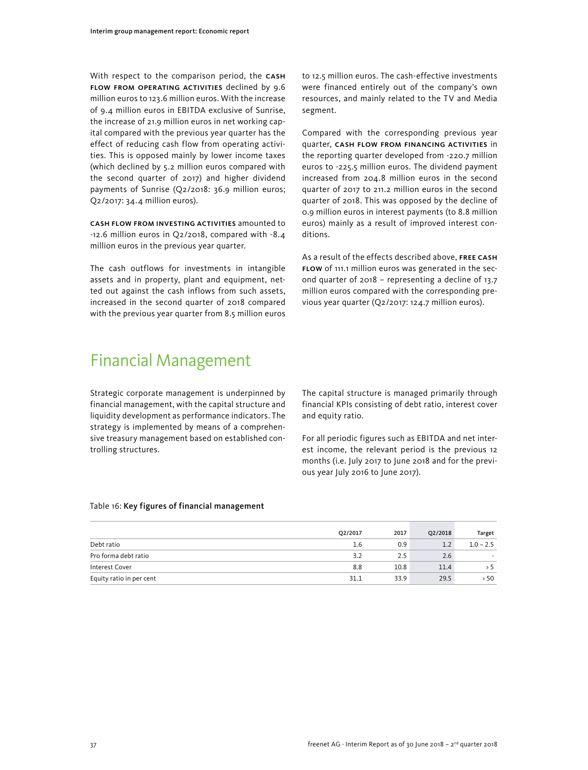With respect to the comparison period, the **cash flow from operating activities** declined by 9.6 million euros to 123.6 million euros. With the increase of 9.4 million euros in EBITDA exclusive of Sunrise, the increase of 21.9 million euros in net working capital compared with the previous year quarter has the effect of reducing cash flow from operating activities. This is opposed mainly by lower income taxes (which declined by 5.2 million euros compared with the second quarter of 2017) and higher dividend payments of Sunrise (Q2/2018: 36.9 million euros; Q2/2017: 34.4 million euros).

**Cash flow from investing activities** amounted to -12.6 million euros in Q2/2018, compared with -8.4 million euros in the previous year quarter.

The cash outflows for investments in intangible assets and in property, plant and equipment, netted out against the cash inflows from such assets, increased in the second quarter of 2018 compared with the previous year quarter from 8.5 million euros to 12.5 million euros. The cash-effective investments were financed entirely out of the company's own resources, and mainly related to the TV and Media segment.

Compared with the corresponding previous year quarter, **cash flow from financing activities** in the reporting quarter developed from -220.7 million euros to -225.5 million euros. The dividend payment increased from 204.8 million euros in the second quarter of 2017 to 211.2 million euros in the second quarter of 2018. This was opposed by the decline of 0.9 million euros in interest payments (to 8.8 million euros) mainly as a result of improved interest conditions.

As a result of the effects described above, **free cash flow** of 111.1 million euros was generated in the second quarter of 2018 – representing a decline of 13.7 million euros compared with the corresponding previous year quarter (Q2/2017: 124.7 million euros).

# Financial Management

Strategic corporate management is underpinned by financial management, with the capital structure and liquidity development as performance indicators. The strategy is implemented by means of a comprehensive treasury management based on established controlling structures.

The capital structure is managed primarily through financial KPIs consisting of debt ratio, interest cover and equity ratio.

For all periodic figures such as EBITDA and net interest income, the relevant period is the previous 12 months (i.e. July 2017 to June 2018 and for the previous year July 2016 to June 2017).

Table 16: **Key figures of financial management**

| | Q2/2017 | 2017 | Q2/2018 | Target |
|---|---|---|---|---|
| Debt ratio | 1.6 | 0.9 | 1.2 | 1.0 – 2.5 |
| Pro forma debt ratio | 3.2 | 2.5 | 2.6 | - |
| Interest Cover | 8.8 | 10.8 | 11.4 | > 5 |
| Equity ratio in per cent | 31.1 | 33.9 | 29.5 | > 50 |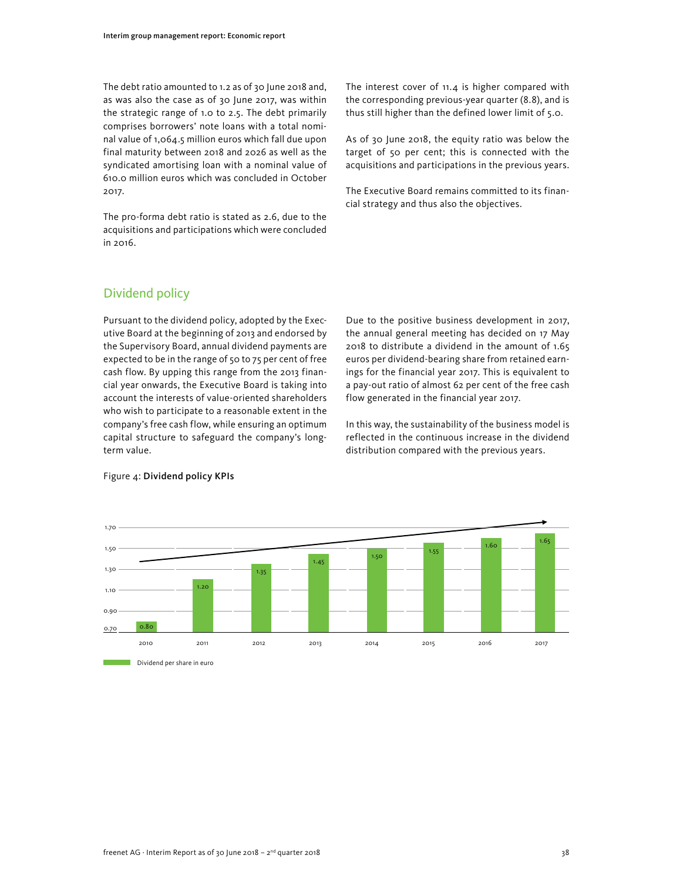The debt ratio amounted to 1.2 as of 30 June 2018 and, as was also the case as of 30 June 2017, was within the strategic range of 1.0 to 2.5. The debt primarily comprises borrowers' note loans with a total nominal value of 1,064.5 million euros which fall due upon final maturity between 2018 and 2026 as well as the syndicated amortising loan with a nominal value of 610.0 million euros which was concluded in October 2017.

The pro-forma debt ratio is stated as 2.6, due to the acquisitions and participations which were concluded in 2016.

The interest cover of 11.4 is higher compared with the corresponding previous-year quarter (8.8), and is thus still higher than the defined lower limit of 5.0.

As of 30 June 2018, the equity ratio was below the target of 50 per cent; this is connected with the acquisitions and participations in the previous years.

The Executive Board remains committed to its financial strategy and thus also the objectives.

## Dividend policy

Pursuant to the dividend policy, adopted by the Executive Board at the beginning of 2013 and endorsed by the Supervisory Board, annual dividend payments are expected to be in the range of 50 to 75 per cent of free cash flow. By upping this range from the 2013 financial year onwards, the Executive Board is taking into account the interests of value-oriented shareholders who wish to participate to a reasonable extent in the company's free cash flow, while ensuring an optimum capital structure to safeguard the company's long-term value.

Due to the positive business development in 2017, the annual general meeting has decided on 17 May 2018 to distribute a dividend in the amount of 1.65 euros per dividend-bearing share from retained earnings for the financial year 2017. This is equivalent to a pay-out ratio of almost 62 per cent of the free cash flow generated in the financial year 2017.

In this way, the sustainability of the business model is reflected in the continuous increase in the dividend distribution compared with the previous years.

Figure 4: **Dividend policy KPIs**

| Year | Dividend per share in euro |
|---|---|
| 2010 | 0.80 |
| 2011 | 1.20 |
| 2012 | 1.35 |
| 2013 | 1.45 |
| 2014 | 1.50 |
| 2015 | 1.55 |
| 2016 | 1.60 |
| 2017 | 1.65 |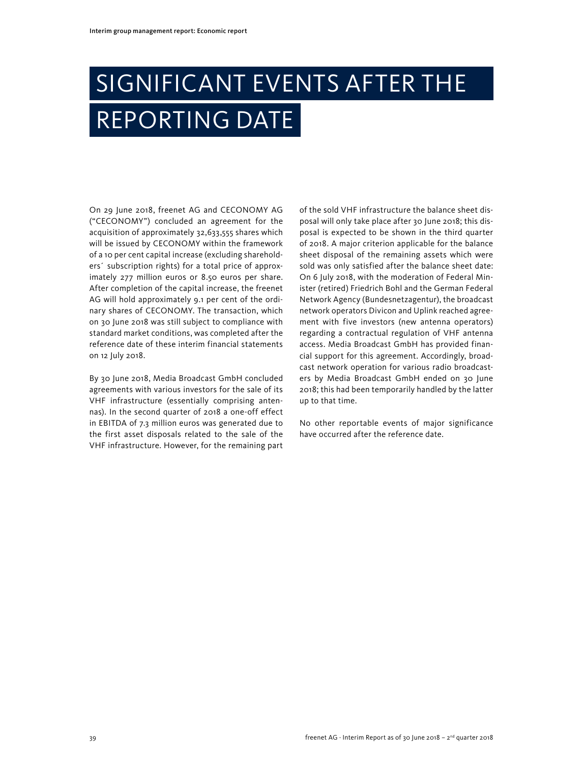# SIGNIFICANT EVENTS AFTER THE REPORTING DATE

On 29 June 2018, freenet AG and CECONOMY AG ("CECONOMY") concluded an agreement for the acquisition of approximately 32,633,555 shares which will be issued by CECONOMY within the framework of a 10 per cent capital increase (excluding shareholders´ subscription rights) for a total price of approximately 277 million euros or 8.50 euros per share. After completion of the capital increase, the freenet AG will hold approximately 9.1 per cent of the ordinary shares of CECONOMY. The transaction, which on 30 June 2018 was still subject to compliance with standard market conditions, was completed after the reference date of these interim financial statements on 12 July 2018.

By 30 June 2018, Media Broadcast GmbH concluded agreements with various investors for the sale of its VHF infrastructure (essentially comprising antennas). In the second quarter of 2018 a one-off effect in EBITDA of 7.3 million euros was generated due to the first asset disposals related to the sale of the VHF infrastructure. However, for the remaining part of the sold VHF infrastructure the balance sheet disposal will only take place after 30 June 2018; this disposal is expected to be shown in the third quarter of 2018. A major criterion applicable for the balance sheet disposal of the remaining assets which were sold was only satisfied after the balance sheet date: On 6 July 2018, with the moderation of Federal Minister (retired) Friedrich Bohl and the German Federal Network Agency (Bundesnetzagentur), the broadcast network operators Divicon and Uplink reached agreement with five investors (new antenna operators) regarding a contractual regulation of VHF antenna access. Media Broadcast GmbH has provided financial support for this agreement. Accordingly, broadcast network operation for various radio broadcasters by Media Broadcast GmbH ended on 30 June 2018; this had been temporarily handled by the latter up to that time.

No other reportable events of major significance have occurred after the reference date.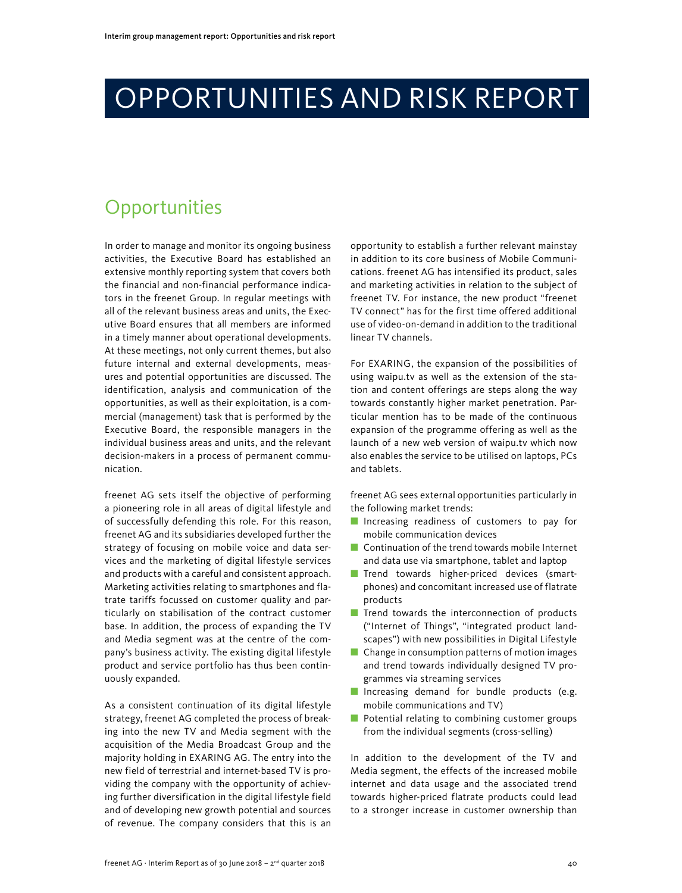# OPPORTUNITIES AND RISK REPORT

## Opportunities

In order to manage and monitor its ongoing business activities, the Executive Board has established an extensive monthly reporting system that covers both the financial and non-financial performance indicators in the freenet Group. In regular meetings with all of the relevant business areas and units, the Executive Board ensures that all members are informed in a timely manner about operational developments. At these meetings, not only current themes, but also future internal and external developments, measures and potential opportunities are discussed. The identification, analysis and communication of the opportunities, as well as their exploitation, is a commercial (management) task that is performed by the Executive Board, the responsible managers in the individual business areas and units, and the relevant decision-makers in a process of permanent communication.

freenet AG sets itself the objective of performing a pioneering role in all areas of digital lifestyle and of successfully defending this role. For this reason, freenet AG and its subsidiaries developed further the strategy of focusing on mobile voice and data services and the marketing of digital lifestyle services and products with a careful and consistent approach. Marketing activities relating to smartphones and flatrate tariffs focussed on customer quality and particularly on stabilisation of the contract customer base. In addition, the process of expanding the TV and Media segment was at the centre of the company's business activity. The existing digital lifestyle product and service portfolio has thus been continuously expanded.

As a consistent continuation of its digital lifestyle strategy, freenet AG completed the process of breaking into the new TV and Media segment with the acquisition of the Media Broadcast Group and the majority holding in EXARING AG. The entry into the new field of terrestrial and internet-based TV is providing the company with the opportunity of achieving further diversification in the digital lifestyle field and of developing new growth potential and sources of revenue. The company considers that this is an opportunity to establish a further relevant mainstay in addition to its core business of Mobile Communications. freenet AG has intensified its product, sales and marketing activities in relation to the subject of freenet TV. For instance, the new product "freenet TV connect" has for the first time offered additional use of video-on-demand in addition to the traditional linear TV channels.

For EXARING, the expansion of the possibilities of using waipu.tv as well as the extension of the station and content offerings are steps along the way towards constantly higher market penetration. Particular mention has to be made of the continuous expansion of the programme offering as well as the launch of a new web version of waipu.tv which now also enables the service to be utilised on laptops, PCs and tablets.

freenet AG sees external opportunities particularly in the following market trends:

- Increasing readiness of customers to pay for mobile communication devices
- Continuation of the trend towards mobile Internet and data use via smartphone, tablet and laptop
- Trend towards higher-priced devices (smartphones) and concomitant increased use of flatrate products
- Trend towards the interconnection of products ("Internet of Things", "integrated product landscapes") with new possibilities in Digital Lifestyle
- Change in consumption patterns of motion images and trend towards individually designed TV programmes via streaming services
- Increasing demand for bundle products (e.g. mobile communications and TV)
- Potential relating to combining customer groups from the individual segments (cross-selling)

In addition to the development of the TV and Media segment, the effects of the increased mobile internet and data usage and the associated trend towards higher-priced flatrate products could lead to a stronger increase in customer ownership than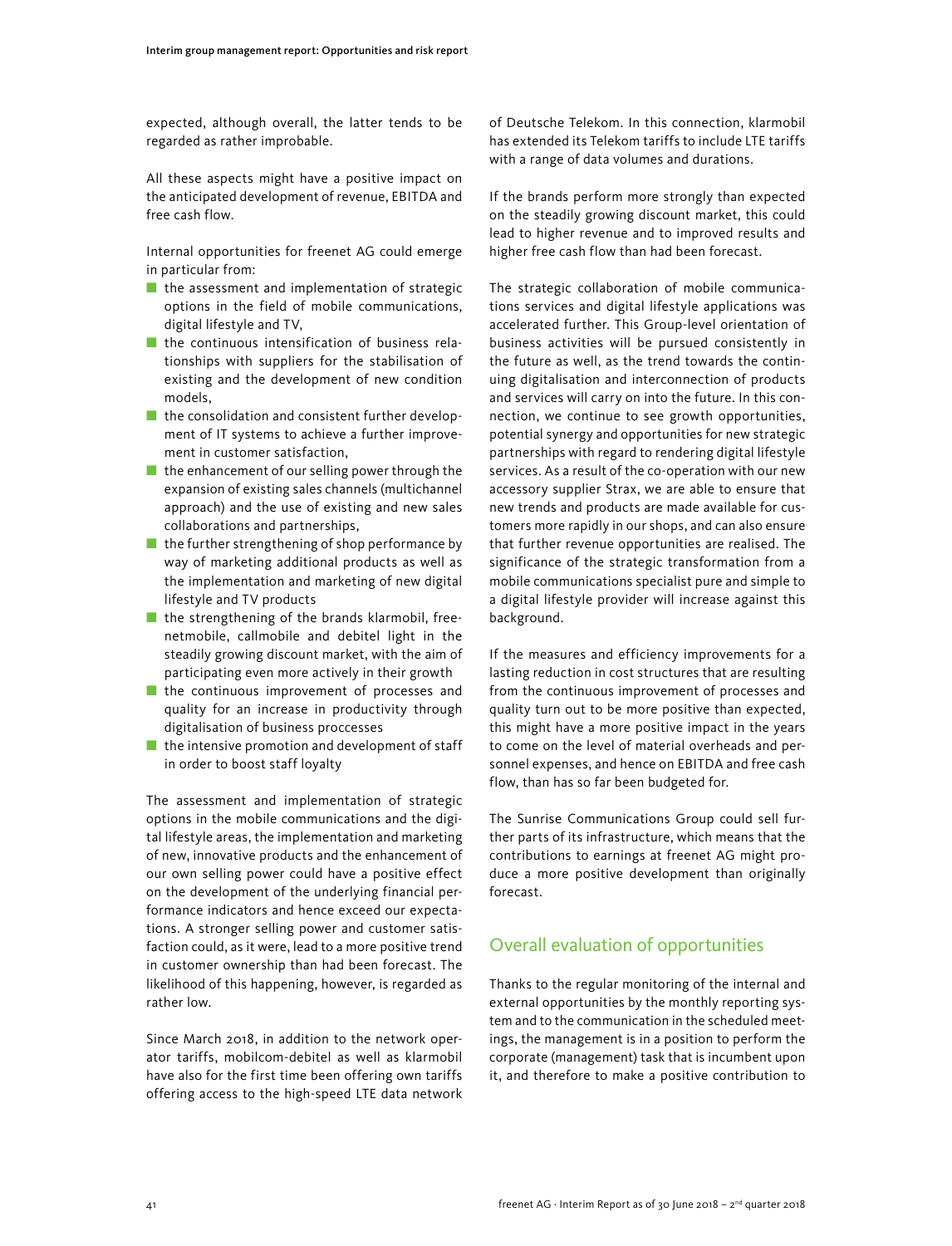expected, although overall, the latter tends to be regarded as rather improbable.

All these aspects might have a positive impact on the anticipated development of revenue, EBITDA and free cash flow.

Internal opportunities for freenet AG could emerge in particular from:

- the assessment and implementation of strategic options in the field of mobile communications, digital lifestyle and TV,
- the continuous intensification of business relationships with suppliers for the stabilisation of existing and the development of new condition models,
- the consolidation and consistent further development of IT systems to achieve a further improvement in customer satisfaction,
- the enhancement of our selling power through the expansion of existing sales channels (multichannel approach) and the use of existing and new sales collaborations and partnerships,
- the further strengthening of shop performance by way of marketing additional products as well as the implementation and marketing of new digital lifestyle and TV products
- the strengthening of the brands klarmobil, freenetmobile, callmobile and debitel light in the steadily growing discount market, with the aim of participating even more actively in their growth
- the continuous improvement of processes and quality for an increase in productivity through digitalisation of business proccesses
- the intensive promotion and development of staff in order to boost staff loyalty

The assessment and implementation of strategic options in the mobile communications and the digital lifestyle areas, the implementation and marketing of new, innovative products and the enhancement of our own selling power could have a positive effect on the development of the underlying financial performance indicators and hence exceed our expectations. A stronger selling power and customer satisfaction could, as it were, lead to a more positive trend in customer ownership than had been forecast. The likelihood of this happening, however, is regarded as rather low.

Since March 2018, in addition to the network operator tariffs, mobilcom-debitel as well as klarmobil have also for the first time been offering own tariffs offering access to the high-speed LTE data network of Deutsche Telekom. In this connection, klarmobil has extended its Telekom tariffs to include LTE tariffs with a range of data volumes and durations.

If the brands perform more strongly than expected on the steadily growing discount market, this could lead to higher revenue and to improved results and higher free cash flow than had been forecast.

The strategic collaboration of mobile communications services and digital lifestyle applications was accelerated further. This Group-level orientation of business activities will be pursued consistently in the future as well, as the trend towards the continuing digitalisation and interconnection of products and services will carry on into the future. In this connection, we continue to see growth opportunities, potential synergy and opportunities for new strategic partnerships with regard to rendering digital lifestyle services. As a result of the co-operation with our new accessory supplier Strax, we are able to ensure that new trends and products are made available for customers more rapidly in our shops, and can also ensure that further revenue opportunities are realised. The significance of the strategic transformation from a mobile communications specialist pure and simple to a digital lifestyle provider will increase against this background.

If the measures and efficiency improvements for a lasting reduction in cost structures that are resulting from the continuous improvement of processes and quality turn out to be more positive than expected, this might have a more positive impact in the years to come on the level of material overheads and personnel expenses, and hence on EBITDA and free cash flow, than has so far been budgeted for.

The Sunrise Communications Group could sell further parts of its infrastructure, which means that the contributions to earnings at freenet AG might produce a more positive development than originally forecast.

## Overall evaluation of opportunities

Thanks to the regular monitoring of the internal and external opportunities by the monthly reporting system and to the communication in the scheduled meetings, the management is in a position to perform the corporate (management) task that is incumbent upon it, and therefore to make a positive contribution to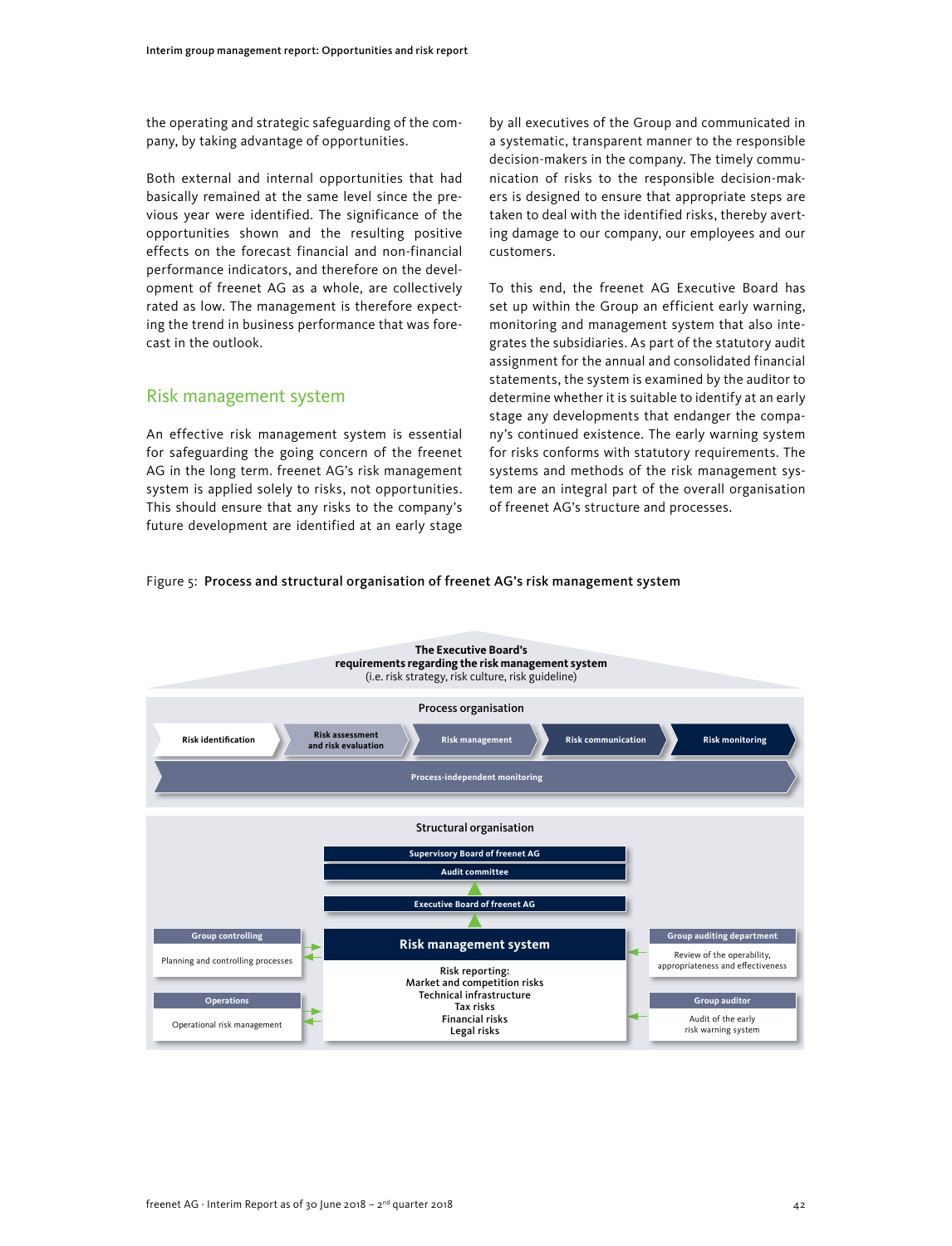the operating and strategic safeguarding of the company, by taking advantage of opportunities.

Both external and internal opportunities that had basically remained at the same level since the previous year were identified. The significance of the opportunities shown and the resulting positive effects on the forecast financial and non-financial performance indicators, and therefore on the development of freenet AG as a whole, are collectively rated as low. The management is therefore expecting the trend in business performance that was forecast in the outlook.

## Risk management system

An effective risk management system is essential for safeguarding the going concern of the freenet AG in the long term. freenet AG's risk management system is applied solely to risks, not opportunities. This should ensure that any risks to the company's future development are identified at an early stage by all executives of the Group and communicated in a systematic, transparent manner to the responsible decision-makers in the company. The timely communication of risks to the responsible decision-makers is designed to ensure that appropriate steps are taken to deal with the identified risks, thereby averting damage to our company, our employees and our customers.

To this end, the freenet AG Executive Board has set up within the Group an efficient early warning, monitoring and management system that also integrates the subsidiaries. As part of the statutory audit assignment for the annual and consolidated financial statements, the system is examined by the auditor to determine whether it is suitable to identify at an early stage any developments that endanger the company's continued existence. The early warning system for risks conforms with statutory requirements. The systems and methods of the risk management system are an integral part of the overall organisation of freenet AG's structure and processes.

Figure 5: **Process and structural organisation of freenet AG's risk management system**

**The Executive Board's requirements regarding the risk management system**
(i.e. risk strategy, risk culture, risk guideline)

**Process organisation**

Risk identification → Risk assessment and risk evaluation → Risk management → Risk communication → Risk monitoring

Process-independent monitoring

**Structural organisation**

- Supervisory Board of freenet AG
- Audit committee
- Executive Board of freenet AG

**Risk management system**

Risk reporting:
Market and competition risks
Technical infrastructure
Tax risks
Financial risks
Legal risks

**Group controlling** – Planning and controlling processes

**Operations** – Operational risk management

**Group auditing department** – Review of the operability, appropriateness and effectiveness

**Group auditor** – Audit of the early risk warning system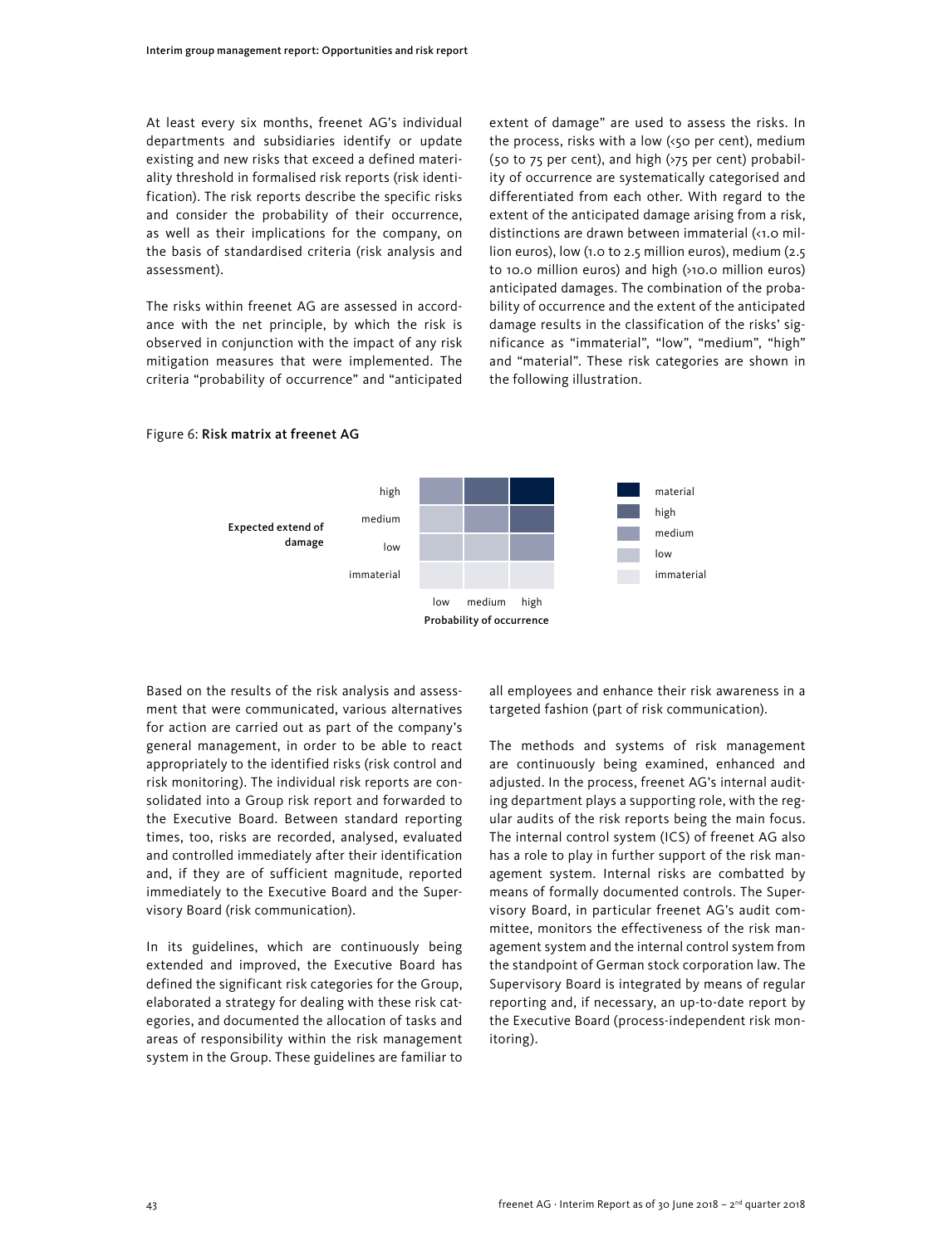At least every six months, freenet AG's individual departments and subsidiaries identify or update existing and new risks that exceed a defined materiality threshold in formalised risk reports (risk identification). The risk reports describe the specific risks and consider the probability of their occurrence, as well as their implications for the company, on the basis of standardised criteria (risk analysis and assessment).

The risks within freenet AG are assessed in accordance with the net principle, by which the risk is observed in conjunction with the impact of any risk mitigation measures that were implemented. The criteria "probability of occurrence" and "anticipated extent of damage" are used to assess the risks. In the process, risks with a low (<50 per cent), medium (50 to 75 per cent), and high (>75 per cent) probability of occurrence are systematically categorised and differentiated from each other. With regard to the extent of the anticipated damage arising from a risk, distinctions are drawn between immaterial (<1.0 million euros), low (1.0 to 2.5 million euros), medium (2.5 to 10.0 million euros) and high (>10.0 million euros) anticipated damages. The combination of the probability of occurrence and the extent of the anticipated damage results in the classification of the risks' significance as "immaterial", "low", "medium", "high" and "material". These risk categories are shown in the following illustration.

Figure 6: **Risk matrix at freenet AG**

| Expected extend of damage | Probability of occurrence: low | medium | high |
|---|---|---|---|
| high | medium | high | material |
| medium | low | medium | high |
| low | low | low | medium |
| immaterial | immaterial | immaterial | immaterial |

Legend: material, high, medium, low, immaterial

Based on the results of the risk analysis and assessment that were communicated, various alternatives for action are carried out as part of the company's general management, in order to be able to react appropriately to the identified risks (risk control and risk monitoring). The individual risk reports are consolidated into a Group risk report and forwarded to the Executive Board. Between standard reporting times, too, risks are recorded, analysed, evaluated and controlled immediately after their identification and, if they are of sufficient magnitude, reported immediately to the Executive Board and the Supervisory Board (risk communication).

In its guidelines, which are continuously being extended and improved, the Executive Board has defined the significant risk categories for the Group, elaborated a strategy for dealing with these risk categories, and documented the allocation of tasks and areas of responsibility within the risk management system in the Group. These guidelines are familiar to all employees and enhance their risk awareness in a targeted fashion (part of risk communication).

The methods and systems of risk management are continuously being examined, enhanced and adjusted. In the process, freenet AG's internal auditing department plays a supporting role, with the regular audits of the risk reports being the main focus. The internal control system (ICS) of freenet AG also has a role to play in further support of the risk management system. Internal risks are combatted by means of formally documented controls. The Supervisory Board, in particular freenet AG's audit committee, monitors the effectiveness of the risk management system and the internal control system from the standpoint of German stock corporation law. The Supervisory Board is integrated by means of regular reporting and, if necessary, an up-to-date report by the Executive Board (process-independent risk monitoring).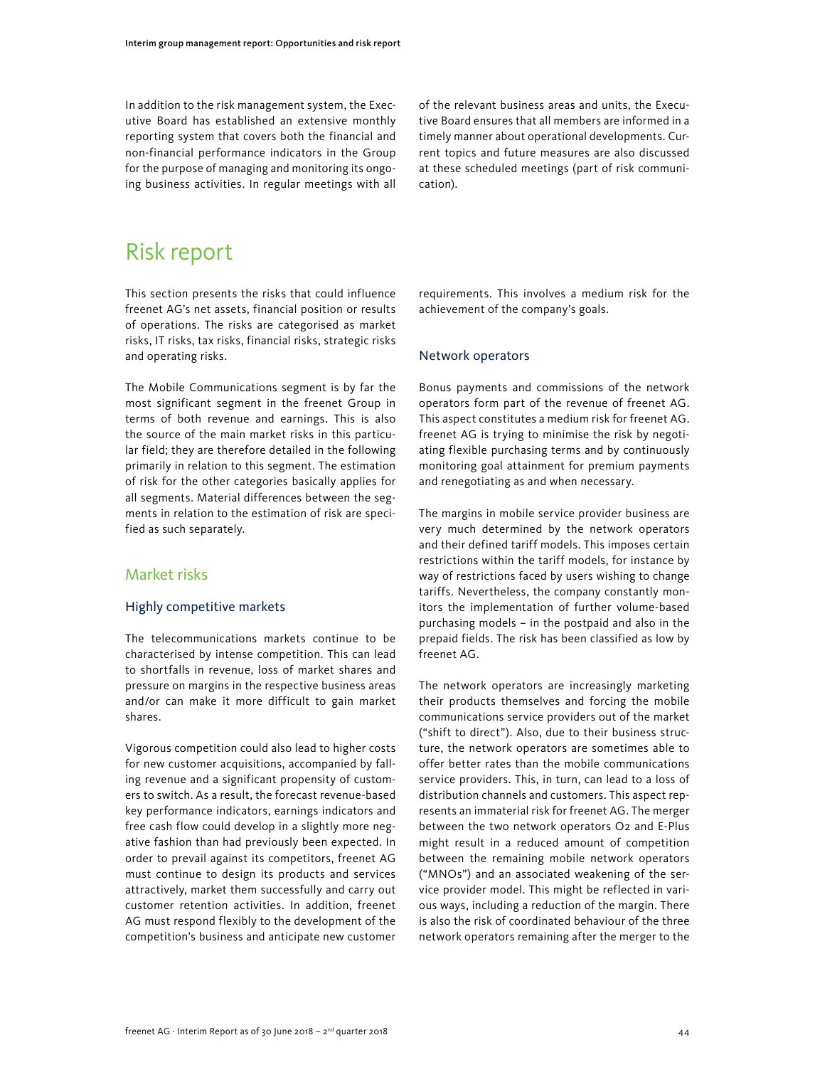In addition to the risk management system, the Executive Board has established an extensive monthly reporting system that covers both the financial and non-financial performance indicators in the Group for the purpose of managing and monitoring its ongoing business activities. In regular meetings with all of the relevant business areas and units, the Executive Board ensures that all members are informed in a timely manner about operational developments. Current topics and future measures are also discussed at these scheduled meetings (part of risk communication).

# Risk report

This section presents the risks that could influence freenet AG's net assets, financial position or results of operations. The risks are categorised as market risks, IT risks, tax risks, financial risks, strategic risks and operating risks.

The Mobile Communications segment is by far the most significant segment in the freenet Group in terms of both revenue and earnings. This is also the source of the main market risks in this particular field; they are therefore detailed in the following primarily in relation to this segment. The estimation of risk for the other categories basically applies for all segments. Material differences between the segments in relation to the estimation of risk are specified as such separately.

## Market risks

### Highly competitive markets

The telecommunications markets continue to be characterised by intense competition. This can lead to shortfalls in revenue, loss of market shares and pressure on margins in the respective business areas and/or can make it more difficult to gain market shares.

Vigorous competition could also lead to higher costs for new customer acquisitions, accompanied by falling revenue and a significant propensity of customers to switch. As a result, the forecast revenue-based key performance indicators, earnings indicators and free cash flow could develop in a slightly more negative fashion than had previously been expected. In order to prevail against its competitors, freenet AG must continue to design its products and services attractively, market them successfully and carry out customer retention activities. In addition, freenet AG must respond flexibly to the development of the competition's business and anticipate new customer requirements. This involves a medium risk for the achievement of the company's goals.

### Network operators

Bonus payments and commissions of the network operators form part of the revenue of freenet AG. This aspect constitutes a medium risk for freenet AG. freenet AG is trying to minimise the risk by negotiating flexible purchasing terms and by continuously monitoring goal attainment for premium payments and renegotiating as and when necessary.

The margins in mobile service provider business are very much determined by the network operators and their defined tariff models. This imposes certain restrictions within the tariff models, for instance by way of restrictions faced by users wishing to change tariffs. Nevertheless, the company constantly monitors the implementation of further volume-based purchasing models – in the postpaid and also in the prepaid fields. The risk has been classified as low by freenet AG.

The network operators are increasingly marketing their products themselves and forcing the mobile communications service providers out of the market ("shift to direct"). Also, due to their business structure, the network operators are sometimes able to offer better rates than the mobile communications service providers. This, in turn, can lead to a loss of distribution channels and customers. This aspect represents an immaterial risk for freenet AG. The merger between the two network operators O2 and E-Plus might result in a reduced amount of competition between the remaining mobile network operators ("MNOs") and an associated weakening of the service provider model. This might be reflected in various ways, including a reduction of the margin. There is also the risk of coordinated behaviour of the three network operators remaining after the merger to the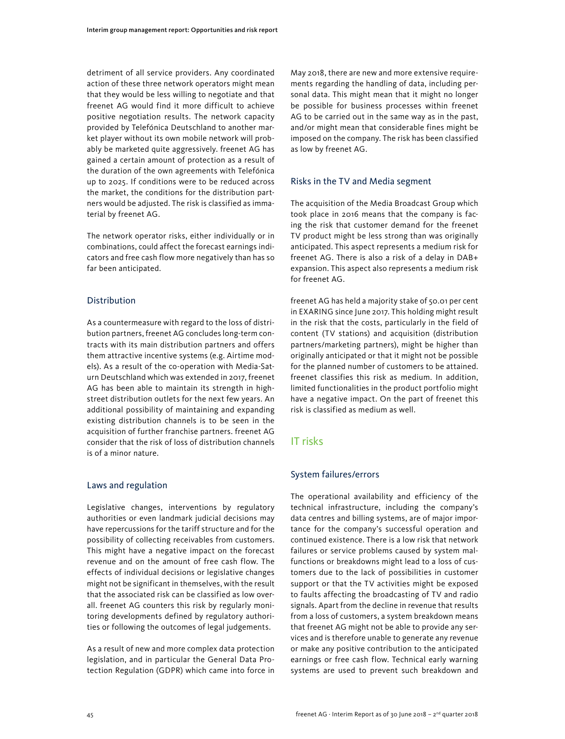detriment of all service providers. Any coordinated action of these three network operators might mean that they would be less willing to negotiate and that freenet AG would find it more difficult to achieve positive negotiation results. The network capacity provided by Telefónica Deutschland to another market player without its own mobile network will probably be marketed quite aggressively. freenet AG has gained a certain amount of protection as a result of the duration of the own agreements with Telefónica up to 2025. If conditions were to be reduced across the market, the conditions for the distribution partners would be adjusted. The risk is classified as immaterial by freenet AG.

The network operator risks, either individually or in combinations, could affect the forecast earnings indicators and free cash flow more negatively than has so far been anticipated.

### Distribution

As a countermeasure with regard to the loss of distribution partners, freenet AG concludes long-term contracts with its main distribution partners and offers them attractive incentive systems (e.g. Airtime models). As a result of the co-operation with Media-Saturn Deutschland which was extended in 2017, freenet AG has been able to maintain its strength in high-street distribution outlets for the next few years. An additional possibility of maintaining and expanding existing distribution channels is to be seen in the acquisition of further franchise partners. freenet AG consider that the risk of loss of distribution channels is of a minor nature.

### Laws and regulation

Legislative changes, interventions by regulatory authorities or even landmark judicial decisions may have repercussions for the tariff structure and for the possibility of collecting receivables from customers. This might have a negative impact on the forecast revenue and on the amount of free cash flow. The effects of individual decisions or legislative changes might not be significant in themselves, with the result that the associated risk can be classified as low overall. freenet AG counters this risk by regularly monitoring developments defined by regulatory authorities or following the outcomes of legal judgements.

As a result of new and more complex data protection legislation, and in particular the General Data Protection Regulation (GDPR) which came into force in May 2018, there are new and more extensive requirements regarding the handling of data, including personal data. This might mean that it might no longer be possible for business processes within freenet AG to be carried out in the same way as in the past, and/or might mean that considerable fines might be imposed on the company. The risk has been classified as low by freenet AG.

### Risks in the TV and Media segment

The acquisition of the Media Broadcast Group which took place in 2016 means that the company is facing the risk that customer demand for the freenet TV product might be less strong than was originally anticipated. This aspect represents a medium risk for freenet AG. There is also a risk of a delay in DAB+ expansion. This aspect also represents a medium risk for freenet AG.

freenet AG has held a majority stake of 50.01 per cent in EXARING since June 2017. This holding might result in the risk that the costs, particularly in the field of content (TV stations) and acquisition (distribution partners/marketing partners), might be higher than originally anticipated or that it might not be possible for the planned number of customers to be attained. freenet classifies this risk as medium. In addition, limited functionalities in the product portfolio might have a negative impact. On the part of freenet this risk is classified as medium as well.

## IT risks

### System failures/errors

The operational availability and efficiency of the technical infrastructure, including the company's data centres and billing systems, are of major importance for the company's successful operation and continued existence. There is a low risk that network failures or service problems caused by system malfunctions or breakdowns might lead to a loss of customers due to the lack of possibilities in customer support or that the TV activities might be exposed to faults affecting the broadcasting of TV and radio signals. Apart from the decline in revenue that results from a loss of customers, a system breakdown means that freenet AG might not be able to provide any services and is therefore unable to generate any revenue or make any positive contribution to the anticipated earnings or free cash flow. Technical early warning systems are used to prevent such breakdown and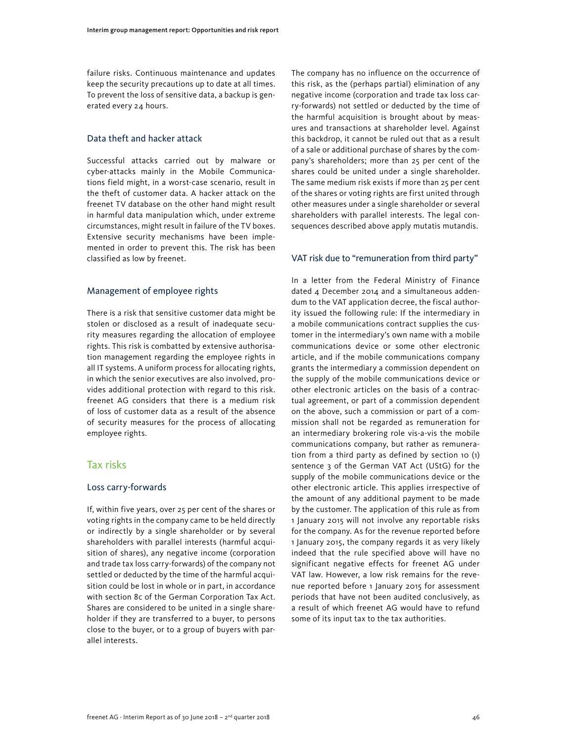failure risks. Continuous maintenance and updates keep the security precautions up to date at all times. To prevent the loss of sensitive data, a backup is generated every 24 hours.

### Data theft and hacker attack

Successful attacks carried out by malware or cyber-attacks mainly in the Mobile Communications field might, in a worst-case scenario, result in the theft of customer data. A hacker attack on the freenet TV database on the other hand might result in harmful data manipulation which, under extreme circumstances, might result in failure of the TV boxes. Extensive security mechanisms have been implemented in order to prevent this. The risk has been classified as low by freenet.

### Management of employee rights

There is a risk that sensitive customer data might be stolen or disclosed as a result of inadequate security measures regarding the allocation of employee rights. This risk is combatted by extensive authorisation management regarding the employee rights in all IT systems. A uniform process for allocating rights, in which the senior executives are also involved, provides additional protection with regard to this risk. freenet AG considers that there is a medium risk of loss of customer data as a result of the absence of security measures for the process of allocating employee rights.

## Tax risks

### Loss carry-forwards

If, within five years, over 25 per cent of the shares or voting rights in the company came to be held directly or indirectly by a single shareholder or by several shareholders with parallel interests (harmful acquisition of shares), any negative income (corporation and trade tax loss carry-forwards) of the company not settled or deducted by the time of the harmful acquisition could be lost in whole or in part, in accordance with section 8c of the German Corporation Tax Act. Shares are considered to be united in a single shareholder if they are transferred to a buyer, to persons close to the buyer, or to a group of buyers with parallel interests.

The company has no influence on the occurrence of this risk, as the (perhaps partial) elimination of any negative income (corporation and trade tax loss carry-forwards) not settled or deducted by the time of the harmful acquisition is brought about by measures and transactions at shareholder level. Against this backdrop, it cannot be ruled out that as a result of a sale or additional purchase of shares by the company's shareholders; more than 25 per cent of the shares could be united under a single shareholder. The same medium risk exists if more than 25 per cent of the shares or voting rights are first united through other measures under a single shareholder or several shareholders with parallel interests. The legal consequences described above apply mutatis mutandis.

### VAT risk due to "remuneration from third party"

In a letter from the Federal Ministry of Finance dated 4 December 2014 and a simultaneous addendum to the VAT application decree, the fiscal authority issued the following rule: If the intermediary in a mobile communications contract supplies the customer in the intermediary's own name with a mobile communications device or some other electronic article, and if the mobile communications company grants the intermediary a commission dependent on the supply of the mobile communications device or other electronic articles on the basis of a contractual agreement, or part of a commission dependent on the above, such a commission or part of a commission shall not be regarded as remuneration for an intermediary brokering role vis-a-vis the mobile communications company, but rather as remuneration from a third party as defined by section 10 (1) sentence 3 of the German VAT Act (UStG) for the supply of the mobile communications device or the other electronic article. This applies irrespective of the amount of any additional payment to be made by the customer. The application of this rule as from 1 January 2015 will not involve any reportable risks for the company. As for the revenue reported before 1 January 2015, the company regards it as very likely indeed that the rule specified above will have no significant negative effects for freenet AG under VAT law. However, a low risk remains for the revenue reported before 1 January 2015 for assessment periods that have not been audited conclusively, as a result of which freenet AG would have to refund some of its input tax to the tax authorities.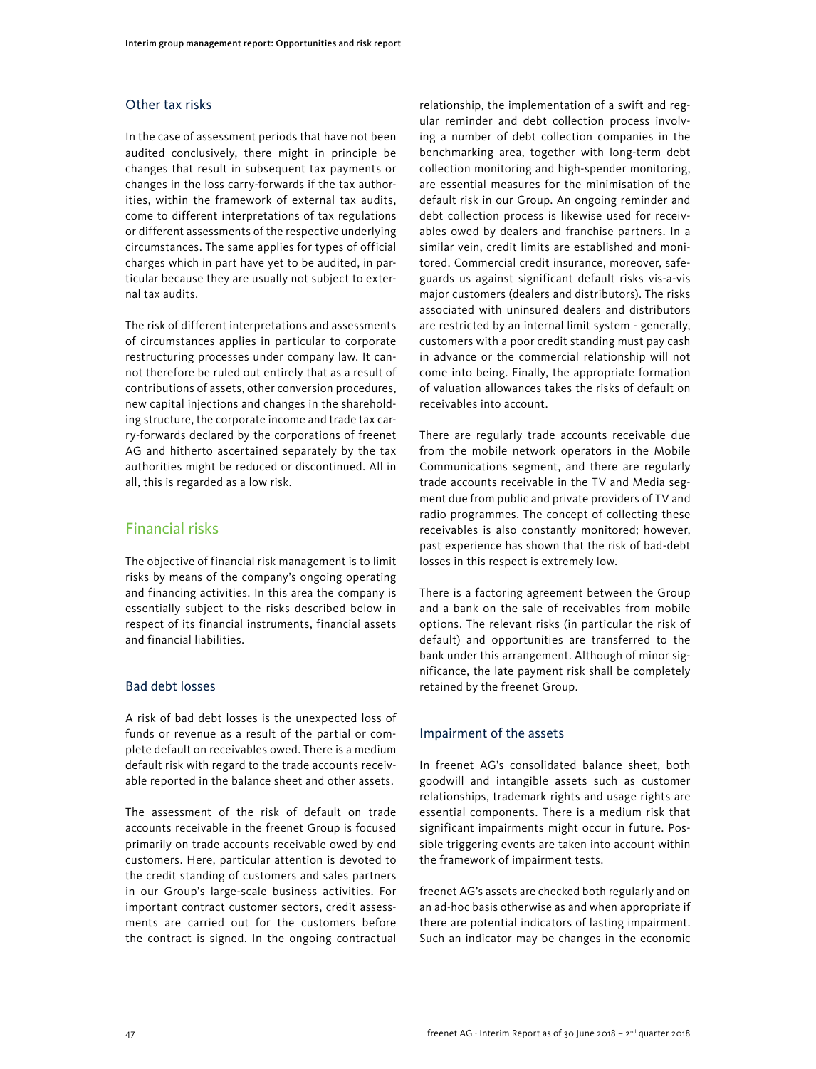### Other tax risks

In the case of assessment periods that have not been audited conclusively, there might in principle be changes that result in subsequent tax payments or changes in the loss carry-forwards if the tax authorities, within the framework of external tax audits, come to different interpretations of tax regulations or different assessments of the respective underlying circumstances. The same applies for types of official charges which in part have yet to be audited, in particular because they are usually not subject to external tax audits.

The risk of different interpretations and assessments of circumstances applies in particular to corporate restructuring processes under company law. It cannot therefore be ruled out entirely that as a result of contributions of assets, other conversion procedures, new capital injections and changes in the shareholding structure, the corporate income and trade tax carry-forwards declared by the corporations of freenet AG and hitherto ascertained separately by the tax authorities might be reduced or discontinued. All in all, this is regarded as a low risk.

## Financial risks

The objective of financial risk management is to limit risks by means of the company's ongoing operating and financing activities. In this area the company is essentially subject to the risks described below in respect of its financial instruments, financial assets and financial liabilities.

### Bad debt losses

A risk of bad debt losses is the unexpected loss of funds or revenue as a result of the partial or complete default on receivables owed. There is a medium default risk with regard to the trade accounts receivable reported in the balance sheet and other assets.

The assessment of the risk of default on trade accounts receivable in the freenet Group is focused primarily on trade accounts receivable owed by end customers. Here, particular attention is devoted to the credit standing of customers and sales partners in our Group's large-scale business activities. For important contract customer sectors, credit assessments are carried out for the customers before the contract is signed. In the ongoing contractual relationship, the implementation of a swift and regular reminder and debt collection process involving a number of debt collection companies in the benchmarking area, together with long-term debt collection monitoring and high-spender monitoring, are essential measures for the minimisation of the default risk in our Group. An ongoing reminder and debt collection process is likewise used for receivables owed by dealers and franchise partners. In a similar vein, credit limits are established and monitored. Commercial credit insurance, moreover, safeguards us against significant default risks vis-a-vis major customers (dealers and distributors). The risks associated with uninsured dealers and distributors are restricted by an internal limit system - generally, customers with a poor credit standing must pay cash in advance or the commercial relationship will not come into being. Finally, the appropriate formation of valuation allowances takes the risks of default on receivables into account.

There are regularly trade accounts receivable due from the mobile network operators in the Mobile Communications segment, and there are regularly trade accounts receivable in the TV and Media segment due from public and private providers of TV and radio programmes. The concept of collecting these receivables is also constantly monitored; however, past experience has shown that the risk of bad-debt losses in this respect is extremely low.

There is a factoring agreement between the Group and a bank on the sale of receivables from mobile options. The relevant risks (in particular the risk of default) and opportunities are transferred to the bank under this arrangement. Although of minor significance, the late payment risk shall be completely retained by the freenet Group.

### Impairment of the assets

In freenet AG's consolidated balance sheet, both goodwill and intangible assets such as customer relationships, trademark rights and usage rights are essential components. There is a medium risk that significant impairments might occur in future. Possible triggering events are taken into account within the framework of impairment tests.

freenet AG's assets are checked both regularly and on an ad-hoc basis otherwise as and when appropriate if there are potential indicators of lasting impairment. Such an indicator may be changes in the economic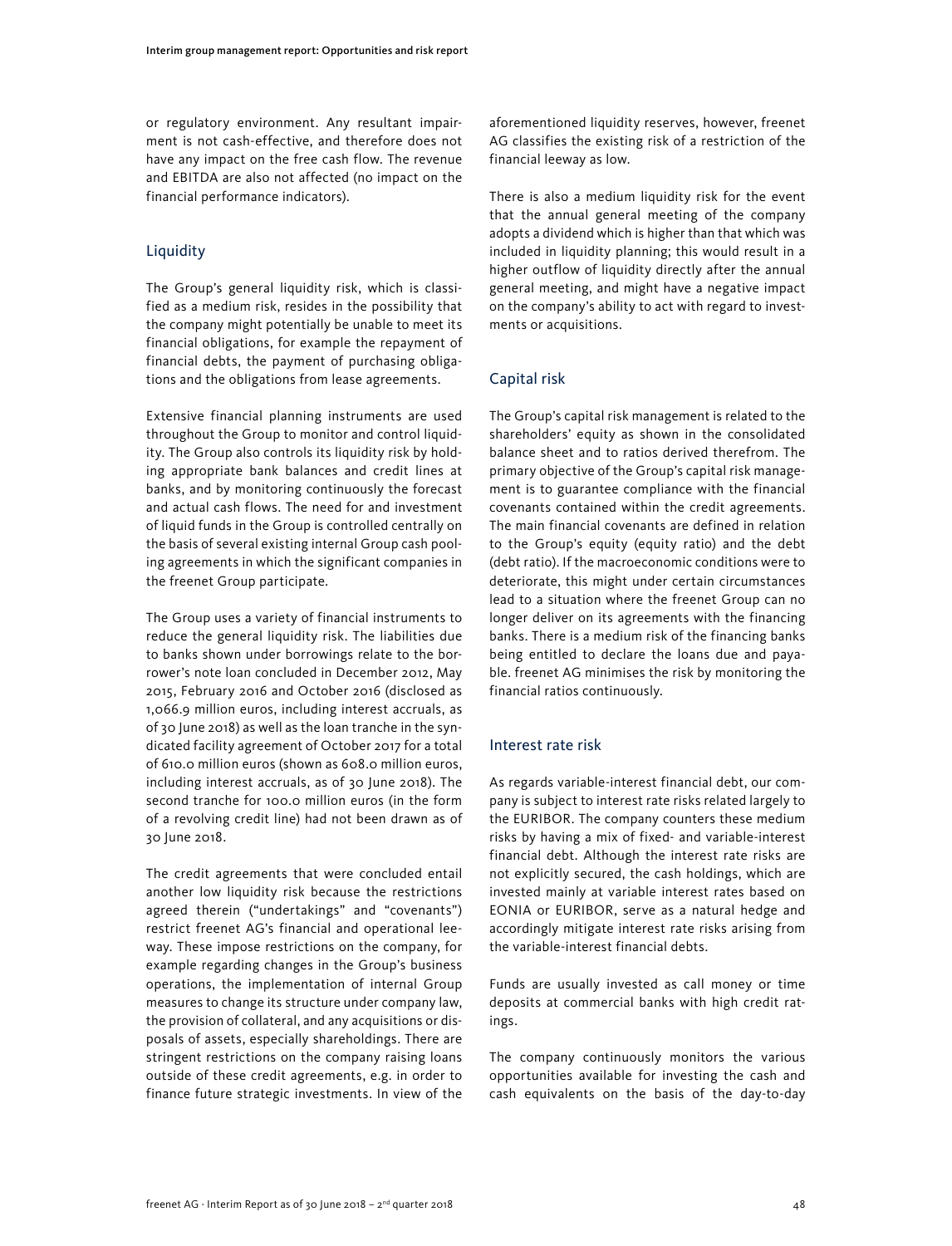or regulatory environment. Any resultant impairment is not cash-effective, and therefore does not have any impact on the free cash flow. The revenue and EBITDA are also not affected (no impact on the financial performance indicators).

## Liquidity

The Group's general liquidity risk, which is classified as a medium risk, resides in the possibility that the company might potentially be unable to meet its financial obligations, for example the repayment of financial debts, the payment of purchasing obligations and the obligations from lease agreements.

Extensive financial planning instruments are used throughout the Group to monitor and control liquidity. The Group also controls its liquidity risk by holding appropriate bank balances and credit lines at banks, and by monitoring continuously the forecast and actual cash flows. The need for and investment of liquid funds in the Group is controlled centrally on the basis of several existing internal Group cash pooling agreements in which the significant companies in the freenet Group participate.

The Group uses a variety of financial instruments to reduce the general liquidity risk. The liabilities due to banks shown under borrowings relate to the borrower's note loan concluded in December 2012, May 2015, February 2016 and October 2016 (disclosed as 1,066.9 million euros, including interest accruals, as of 30 June 2018) as well as the loan tranche in the syndicated facility agreement of October 2017 for a total of 610.0 million euros (shown as 608.0 million euros, including interest accruals, as of 30 June 2018). The second tranche for 100.0 million euros (in the form of a revolving credit line) had not been drawn as of 30 June 2018.

The credit agreements that were concluded entail another low liquidity risk because the restrictions agreed therein ("undertakings" and "covenants") restrict freenet AG's financial and operational leeway. These impose restrictions on the company, for example regarding changes in the Group's business operations, the implementation of internal Group measures to change its structure under company law, the provision of collateral, and any acquisitions or disposals of assets, especially shareholdings. There are stringent restrictions on the company raising loans outside of these credit agreements, e.g. in order to finance future strategic investments. In view of the aforementioned liquidity reserves, however, freenet AG classifies the existing risk of a restriction of the financial leeway as low.

There is also a medium liquidity risk for the event that the annual general meeting of the company adopts a dividend which is higher than that which was included in liquidity planning; this would result in a higher outflow of liquidity directly after the annual general meeting, and might have a negative impact on the company's ability to act with regard to investments or acquisitions.

## Capital risk

The Group's capital risk management is related to the shareholders' equity as shown in the consolidated balance sheet and to ratios derived therefrom. The primary objective of the Group's capital risk management is to guarantee compliance with the financial covenants contained within the credit agreements. The main financial covenants are defined in relation to the Group's equity (equity ratio) and the debt (debt ratio). If the macroeconomic conditions were to deteriorate, this might under certain circumstances lead to a situation where the freenet Group can no longer deliver on its agreements with the financing banks. There is a medium risk of the financing banks being entitled to declare the loans due and payable. freenet AG minimises the risk by monitoring the financial ratios continuously.

## Interest rate risk

As regards variable-interest financial debt, our company is subject to interest rate risks related largely to the EURIBOR. The company counters these medium risks by having a mix of fixed- and variable-interest financial debt. Although the interest rate risks are not explicitly secured, the cash holdings, which are invested mainly at variable interest rates based on EONIA or EURIBOR, serve as a natural hedge and accordingly mitigate interest rate risks arising from the variable-interest financial debts.

Funds are usually invested as call money or time deposits at commercial banks with high credit ratings.

The company continuously monitors the various opportunities available for investing the cash and cash equivalents on the basis of the day-to-day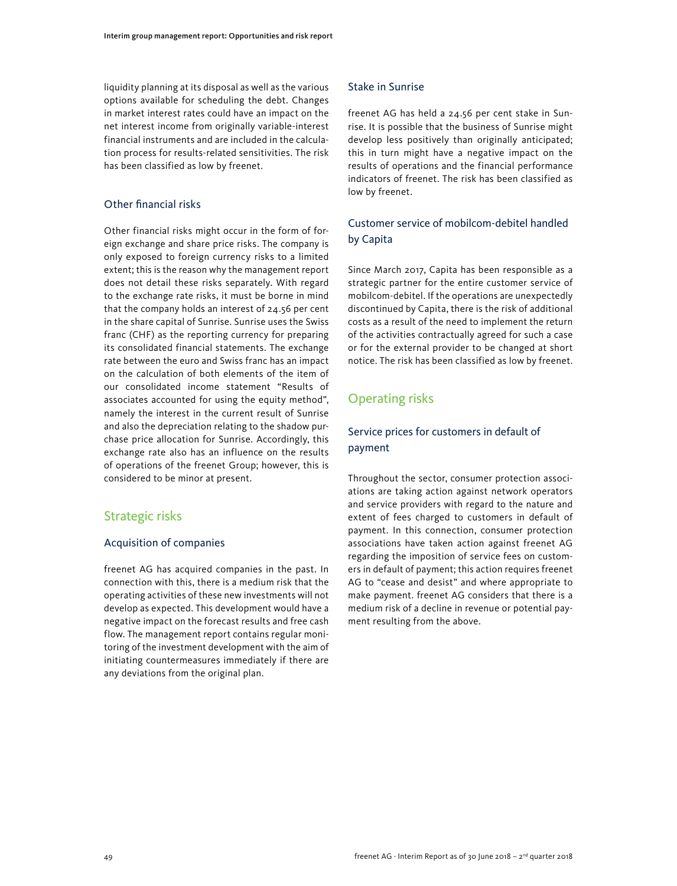liquidity planning at its disposal as well as the various options available for scheduling the debt. Changes in market interest rates could have an impact on the net interest income from originally variable-interest financial instruments and are included in the calculation process for results-related sensitivities. The risk has been classified as low by freenet.

### Other financial risks

Other financial risks might occur in the form of foreign exchange and share price risks. The company is only exposed to foreign currency risks to a limited extent; this is the reason why the management report does not detail these risks separately. With regard to the exchange rate risks, it must be borne in mind that the company holds an interest of 24.56 per cent in the share capital of Sunrise. Sunrise uses the Swiss franc (CHF) as the reporting currency for preparing its consolidated financial statements. The exchange rate between the euro and Swiss franc has an impact on the calculation of both elements of the item of our consolidated income statement "Results of associates accounted for using the equity method", namely the interest in the current result of Sunrise and also the depreciation relating to the shadow purchase price allocation for Sunrise. Accordingly, this exchange rate also has an influence on the results of operations of the freenet Group; however, this is considered to be minor at present.

## Strategic risks

### Acquisition of companies

freenet AG has acquired companies in the past. In connection with this, there is a medium risk that the operating activities of these new investments will not develop as expected. This development would have a negative impact on the forecast results and free cash flow. The management report contains regular monitoring of the investment development with the aim of initiating countermeasures immediately if there are any deviations from the original plan.

### Stake in Sunrise

freenet AG has held a 24.56 per cent stake in Sunrise. It is possible that the business of Sunrise might develop less positively than originally anticipated; this in turn might have a negative impact on the results of operations and the financial performance indicators of freenet. The risk has been classified as low by freenet.

### Customer service of mobilcom-debitel handled by Capita

Since March 2017, Capita has been responsible as a strategic partner for the entire customer service of mobilcom-debitel. If the operations are unexpectedly discontinued by Capita, there is the risk of additional costs as a result of the need to implement the return of the activities contractually agreed for such a case or for the external provider to be changed at short notice. The risk has been classified as low by freenet.

## Operating risks

### Service prices for customers in default of payment

Throughout the sector, consumer protection associations are taking action against network operators and service providers with regard to the nature and extent of fees charged to customers in default of payment. In this connection, consumer protection associations have taken action against freenet AG regarding the imposition of service fees on customers in default of payment; this action requires freenet AG to "cease and desist" and where appropriate to make payment. freenet AG considers that there is a medium risk of a decline in revenue or potential payment resulting from the above.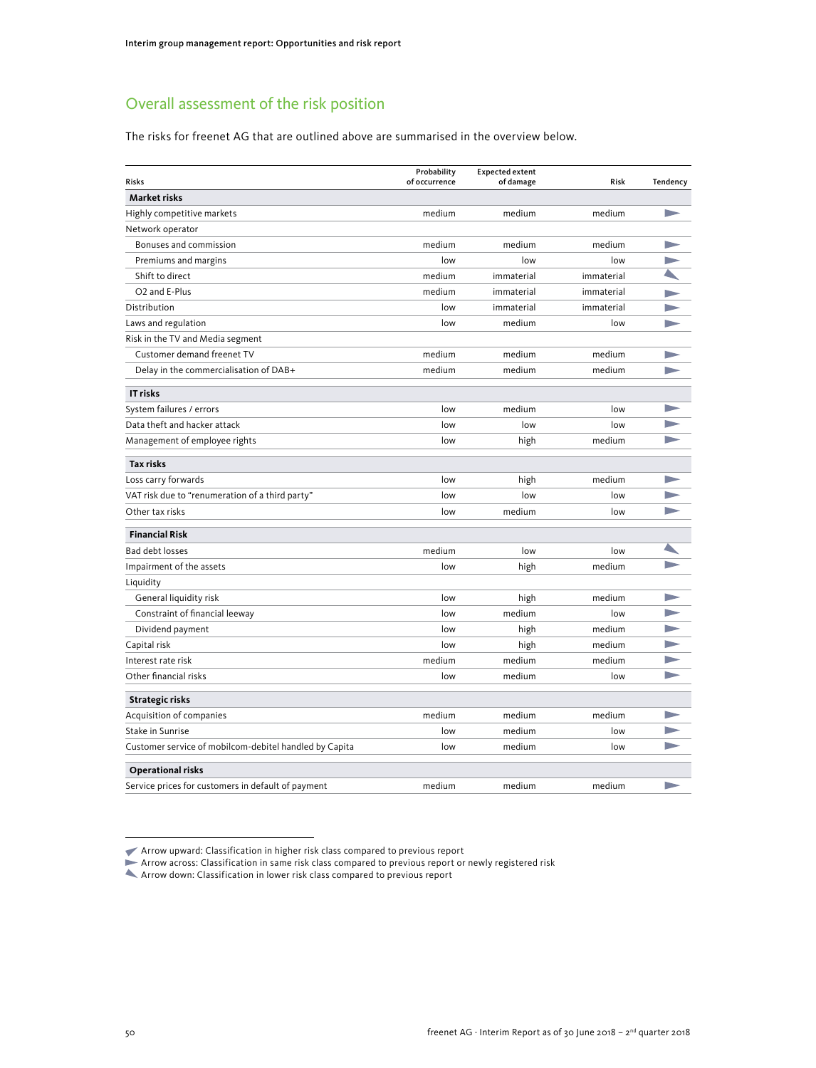## Overall assessment of the risk position

The risks for freenet AG that are outlined above are summarised in the overview below.

| Risks | Probability of occurrence | Expected extent of damage | Risk | Tendency |
|---|---|---|---|---|
| **Market risks** | | | | |
| Highly competitive markets | medium | medium | medium | ► |
| Network operator | | | | |
| Bonuses and commission | medium | medium | medium | ► |
| Premiums and margins | low | low | low | ► |
| Shift to direct | medium | immaterial | immaterial | ◣ |
| O2 and E-Plus | medium | immaterial | immaterial | ► |
| Distribution | low | immaterial | immaterial | ► |
| Laws and regulation | low | medium | low | ► |
| Risk in the TV and Media segment | | | | |
| Customer demand freenet TV | medium | medium | medium | ► |
| Delay in the commercialisation of DAB+ | medium | medium | medium | ► |
| **IT risks** | | | | |
| System failures / errors | low | medium | low | ► |
| Data theft and hacker attack | low | low | low | ► |
| Management of employee rights | low | high | medium | ► |
| **Tax risks** | | | | |
| Loss carry forwards | low | high | medium | ► |
| VAT risk due to "renumeration of a third party" | low | low | low | ► |
| Other tax risks | low | medium | low | ► |
| **Financial Risk** | | | | |
| Bad debt losses | medium | low | low | ◣ |
| Impairment of the assets | low | high | medium | ► |
| Liquidity | | | | |
| General liquidity risk | low | high | medium | ► |
| Constraint of financial leeway | low | medium | low | ► |
| Dividend payment | low | high | medium | ► |
| Capital risk | low | high | medium | ► |
| Interest rate risk | medium | medium | medium | ► |
| Other financial risks | low | medium | low | ► |
| **Strategic risks** | | | | |
| Acquisition of companies | medium | medium | medium | ► |
| Stake in Sunrise | low | medium | low | ► |
| Customer service of mobilcom-debitel handled by Capita | low | medium | low | ► |
| **Operational risks** | | | | |
| Service prices for customers in default of payment | medium | medium | medium | ► |

◤ Arrow upward: Classification in higher risk class compared to previous report
► Arrow across: Classification in same risk class compared to previous report or newly registered risk
◣ Arrow down: Classification in lower risk class compared to previous report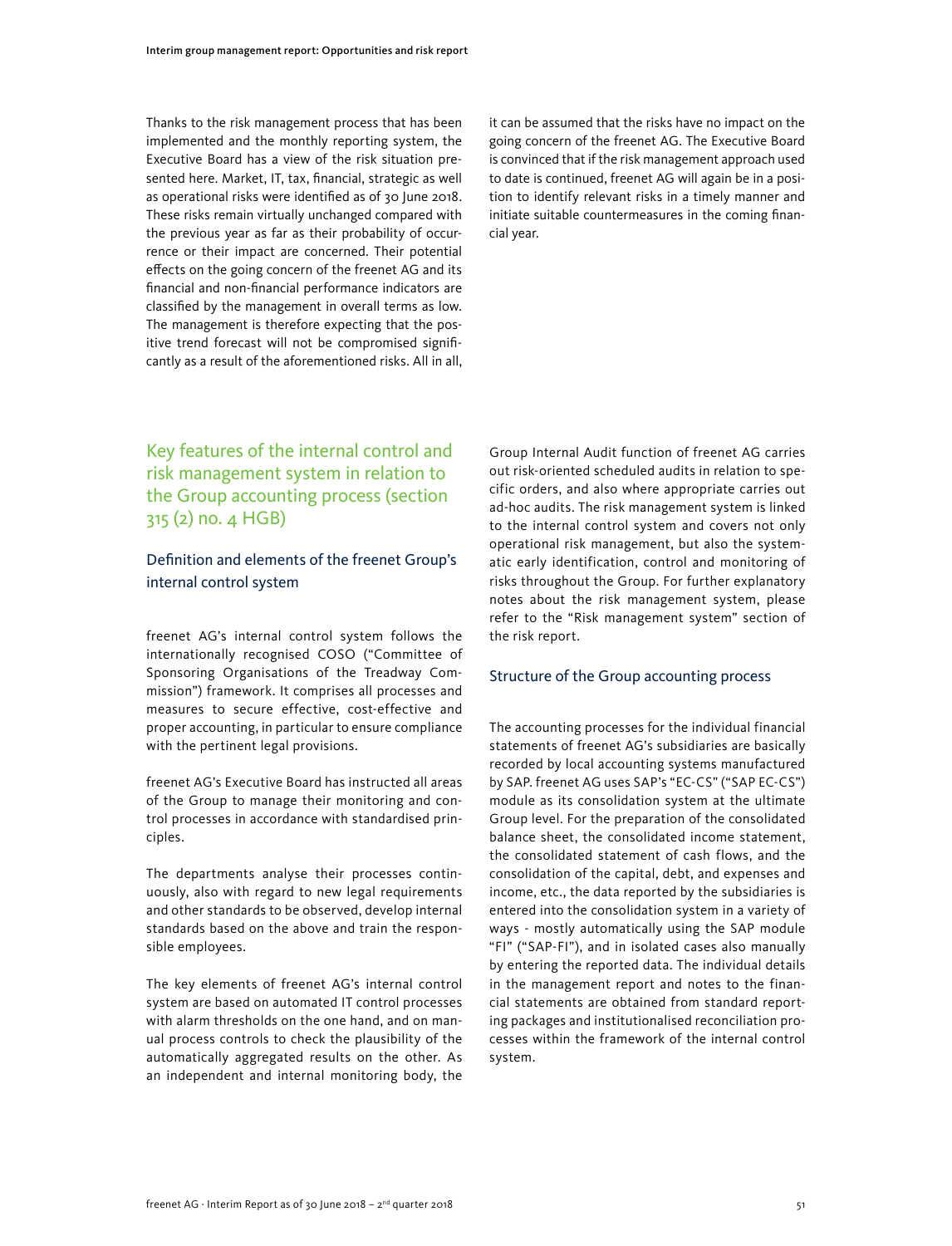Thanks to the risk management process that has been implemented and the monthly reporting system, the Executive Board has a view of the risk situation presented here. Market, IT, tax, financial, strategic as well as operational risks were identified as of 30 June 2018. These risks remain virtually unchanged compared with the previous year as far as their probability of occurrence or their impact are concerned. Their potential effects on the going concern of the freenet AG and its financial and non-financial performance indicators are classified by the management in overall terms as low. The management is therefore expecting that the positive trend forecast will not be compromised significantly as a result of the aforementioned risks. All in all, it can be assumed that the risks have no impact on the going concern of the freenet AG. The Executive Board is convinced that if the risk management approach used to date is continued, freenet AG will again be in a position to identify relevant risks in a timely manner and initiate suitable countermeasures in the coming financial year.

## Key features of the internal control and risk management system in relation to the Group accounting process (section 315 (2) no. 4 HGB)

### Definition and elements of the freenet Group's internal control system

freenet AG's internal control system follows the internationally recognised COSO ("Committee of Sponsoring Organisations of the Treadway Commission") framework. It comprises all processes and measures to secure effective, cost-effective and proper accounting, in particular to ensure compliance with the pertinent legal provisions.

freenet AG's Executive Board has instructed all areas of the Group to manage their monitoring and control processes in accordance with standardised principles.

The departments analyse their processes continuously, also with regard to new legal requirements and other standards to be observed, develop internal standards based on the above and train the responsible employees.

The key elements of freenet AG's internal control system are based on automated IT control processes with alarm thresholds on the one hand, and on manual process controls to check the plausibility of the automatically aggregated results on the other. As an independent and internal monitoring body, the Group Internal Audit function of freenet AG carries out risk-oriented scheduled audits in relation to specific orders, and also where appropriate carries out ad-hoc audits. The risk management system is linked to the internal control system and covers not only operational risk management, but also the systematic early identification, control and monitoring of risks throughout the Group. For further explanatory notes about the risk management system, please refer to the "Risk management system" section of the risk report.

### Structure of the Group accounting process

The accounting processes for the individual financial statements of freenet AG's subsidiaries are basically recorded by local accounting systems manufactured by SAP. freenet AG uses SAP's "EC-CS" ("SAP EC-CS") module as its consolidation system at the ultimate Group level. For the preparation of the consolidated balance sheet, the consolidated income statement, the consolidated statement of cash flows, and the consolidation of the capital, debt, and expenses and income, etc., the data reported by the subsidiaries is entered into the consolidation system in a variety of ways - mostly automatically using the SAP module "FI" ("SAP-FI"), and in isolated cases also manually by entering the reported data. The individual details in the management report and notes to the financial statements are obtained from standard reporting packages and institutionalised reconciliation processes within the framework of the internal control system.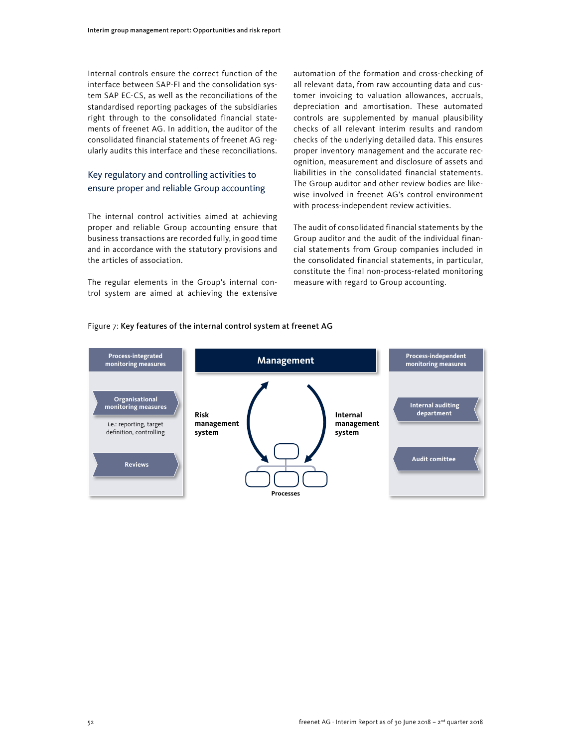Internal controls ensure the correct function of the interface between SAP-FI and the consolidation system SAP EC-CS, as well as the reconciliations of the standardised reporting packages of the subsidiaries right through to the consolidated financial statements of freenet AG. In addition, the auditor of the consolidated financial statements of freenet AG regularly audits this interface and these reconciliations.

### Key regulatory and controlling activities to ensure proper and reliable Group accounting

The internal control activities aimed at achieving proper and reliable Group accounting ensure that business transactions are recorded fully, in good time and in accordance with the statutory provisions and the articles of association.

The regular elements in the Group's internal control system are aimed at achieving the extensive automation of the formation and cross-checking of all relevant data, from raw accounting data and customer invoicing to valuation allowances, accruals, depreciation and amortisation. These automated controls are supplemented by manual plausibility checks of all relevant interim results and random checks of the underlying detailed data. This ensures proper inventory management and the accurate recognition, measurement and disclosure of assets and liabilities in the consolidated financial statements. The Group auditor and other review bodies are likewise involved in freenet AG's control environment with process-independent review activities.

The audit of consolidated financial statements by the Group auditor and the audit of the individual financial statements from Group companies included in the consolidated financial statements, in particular, constitute the final non-process-related monitoring measure with regard to Group accounting.

Figure 7: **Key features of the internal control system at freenet AG**

**Process-integrated monitoring measures**
- **Organisational monitoring measures** – i.e.: reporting, target definition, controlling
- **Reviews**

**Management**
- **Risk management system**
- **Internal management system**
- **Processes**

**Process-independent monitoring measures**
- **Internal auditing department**
- **Audit comittee**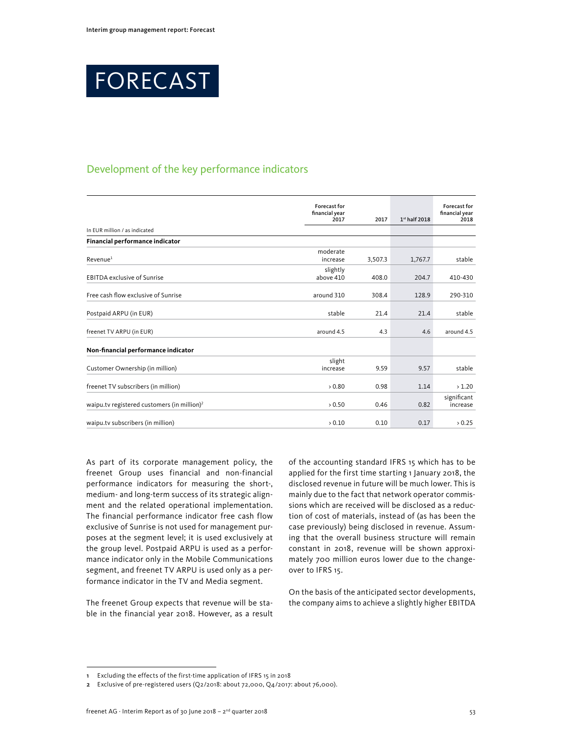# FORECAST

## Development of the key performance indicators

| In EUR million / as indicated | Forecast for financial year 2017 | 2017 | 1st half 2018 | Forecast for financial year 2018 |
|---|---|---|---|---|
| **Financial performance indicator** | | | | |
| Revenue[1] | moderate increase | 3,507.3 | 1,767.7 | stable |
| EBITDA exclusive of Sunrise | slightly above 410 | 408.0 | 204.7 | 410-430 |
| Free cash flow exclusive of Sunrise | around 310 | 308.4 | 128.9 | 290-310 |
| Postpaid ARPU (in EUR) | stable | 21.4 | 21.4 | stable |
| freenet TV ARPU (in EUR) | around 4.5 | 4.3 | 4.6 | around 4.5 |
| **Non-financial performance indicator** | | | | |
| Customer Ownership (in million) | slight increase | 9.59 | 9.57 | stable |
| freenet TV subscribers (in million) | > 0.80 | 0.98 | 1.14 | > 1.20 |
| waipu.tv registered customers (in million)[2] | > 0.50 | 0.46 | 0.82 | significant increase |
| waipu.tv subscribers (in million) | > 0.10 | 0.10 | 0.17 | > 0.25 |

As part of its corporate management policy, the freenet Group uses financial and non-financial performance indicators for measuring the short-, medium- and long-term success of its strategic alignment and the related operational implementation. The financial performance indicator free cash flow exclusive of Sunrise is not used for management purposes at the segment level; it is used exclusively at the group level. Postpaid ARPU is used as a performance indicator only in the Mobile Communications segment, and freenet TV ARPU is used only as a performance indicator in the TV and Media segment.

The freenet Group expects that revenue will be stable in the financial year 2018. However, as a result of the accounting standard IFRS 15 which has to be applied for the first time starting 1 January 2018, the disclosed revenue in future will be much lower. This is mainly due to the fact that network operator commissions which are received will be disclosed as a reduction of cost of materials, instead of (as has been the case previously) being disclosed in revenue. Assuming that the overall business structure will remain constant in 2018, revenue will be shown approximately 700 million euros lower due to the changeover to IFRS 15.

On the basis of the anticipated sector developments, the company aims to achieve a slightly higher EBITDA

1 Excluding the effects of the first-time application of IFRS 15 in 2018

2 Exclusive of pre-registered users (Q2/2018: about 72,000, Q4/2017: about 76,000).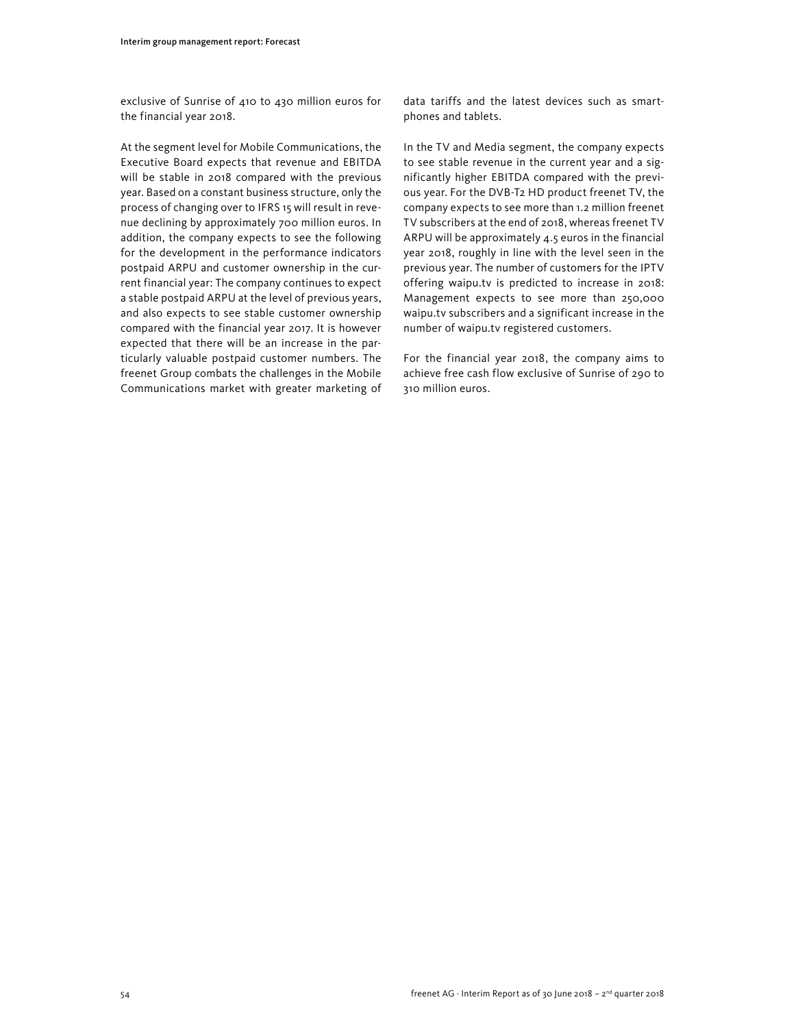exclusive of Sunrise of 410 to 430 million euros for the financial year 2018.

At the segment level for Mobile Communications, the Executive Board expects that revenue and EBITDA will be stable in 2018 compared with the previous year. Based on a constant business structure, only the process of changing over to IFRS 15 will result in revenue declining by approximately 700 million euros. In addition, the company expects to see the following for the development in the performance indicators postpaid ARPU and customer ownership in the current financial year: The company continues to expect a stable postpaid ARPU at the level of previous years, and also expects to see stable customer ownership compared with the financial year 2017. It is however expected that there will be an increase in the particularly valuable postpaid customer numbers. The freenet Group combats the challenges in the Mobile Communications market with greater marketing of data tariffs and the latest devices such as smartphones and tablets.

In the TV and Media segment, the company expects to see stable revenue in the current year and a significantly higher EBITDA compared with the previous year. For the DVB-T2 HD product freenet TV, the company expects to see more than 1.2 million freenet TV subscribers at the end of 2018, whereas freenet TV ARPU will be approximately 4.5 euros in the financial year 2018, roughly in line with the level seen in the previous year. The number of customers for the IPTV offering waipu.tv is predicted to increase in 2018: Management expects to see more than 250,000 waipu.tv subscribers and a significant increase in the number of waipu.tv registered customers.

For the financial year 2018, the company aims to achieve free cash flow exclusive of Sunrise of 290 to 310 million euros.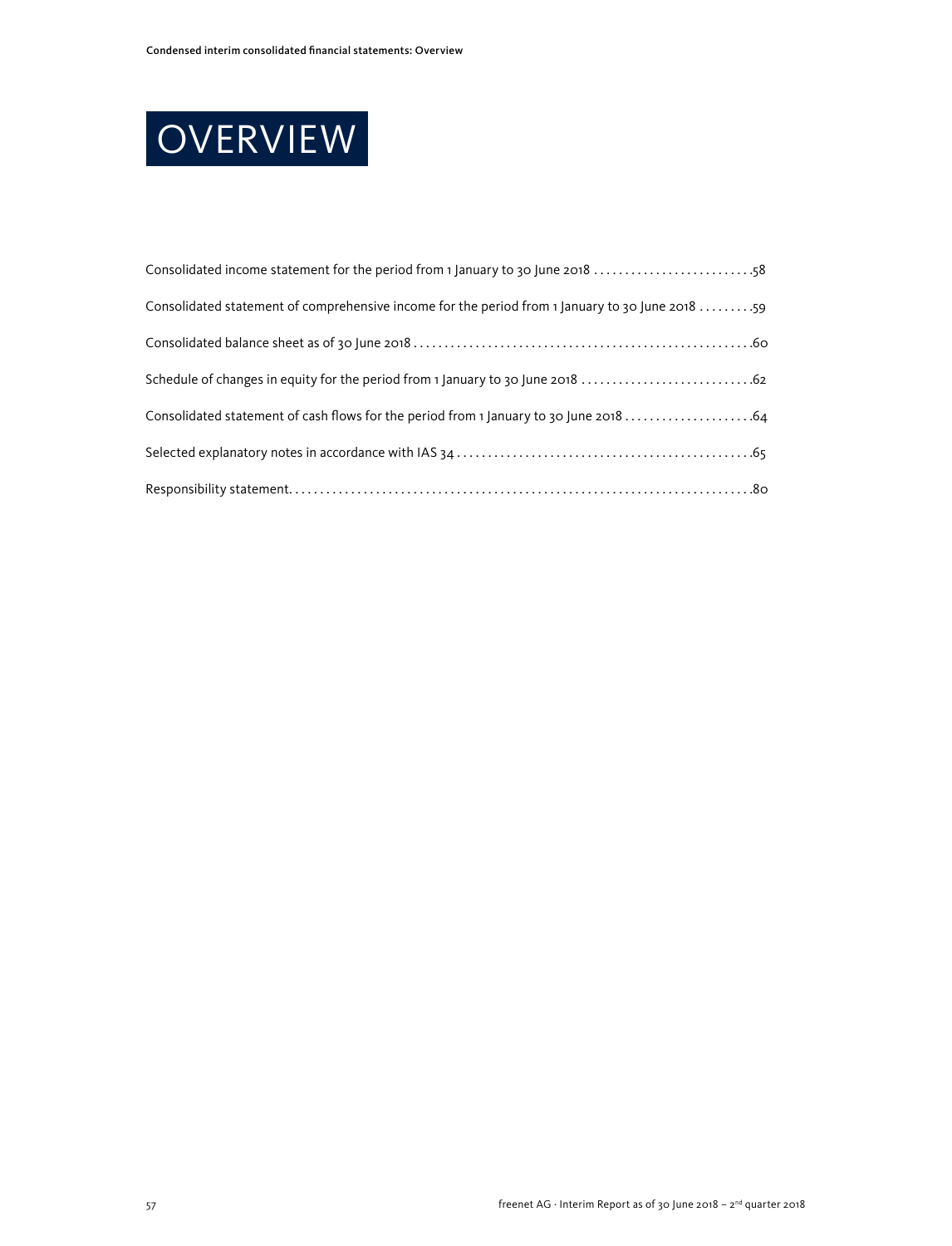# OVERVIEW

Consolidated income statement for the period from 1 January to 30 June 2018 . . . . . . . . . . . . . . . . . . . . . . . . . .58

Consolidated statement of comprehensive income for the period from 1 January to 30 June 2018 . . . . . . . . .59

Consolidated balance sheet as of 30 June 2018 . . . . . . . . . . . . . . . . . . . . . . . . . . . . . . . . . . . . . . . . . . . . . . . . . . . . . .60

Schedule of changes in equity for the period from 1 January to 30 June 2018 . . . . . . . . . . . . . . . . . . . . . . . . . . . .62

Consolidated statement of cash flows for the period from 1 January to 30 June 2018 . . . . . . . . . . . . . . . . . . . . .64

Selected explanatory notes in accordance with IAS 34 . . . . . . . . . . . . . . . . . . . . . . . . . . . . . . . . . . . . . . . . . . . . . . .65

Responsibility statement. . . . . . . . . . . . . . . . . . . . . . . . . . . . . . . . . . . . . . . . . . . . . . . . . . . . . . . . . . . . . . . . . . . . . . . . . .80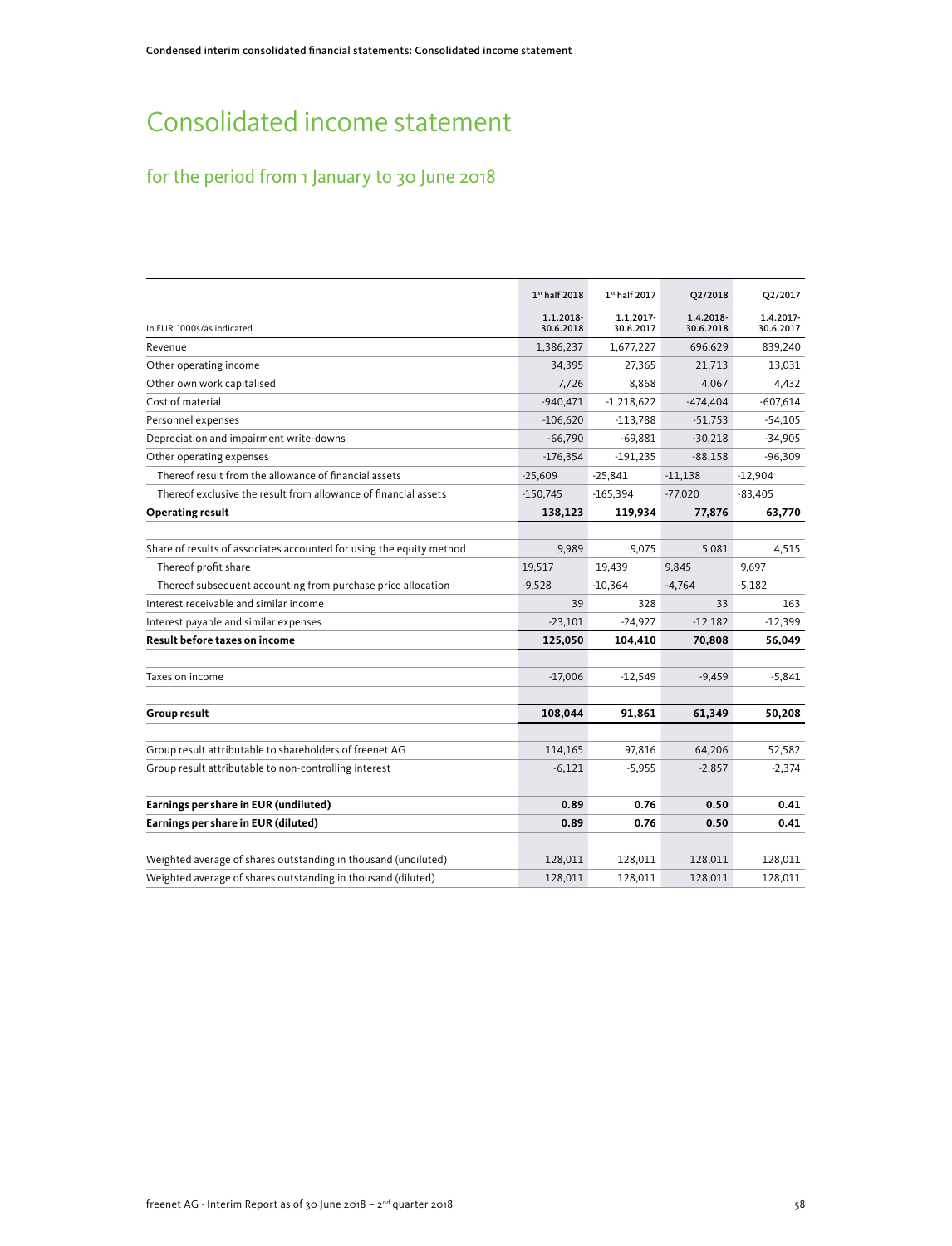# Consolidated income statement

## for the period from 1 January to 30 June 2018

| In EUR `000s/as indicated | 1st half 2018<br>1.1.2018-30.6.2018 | 1st half 2017<br>1.1.2017-30.6.2017 | Q2/2018<br>1.4.2018-30.6.2018 | Q2/2017<br>1.4.2017-30.6.2017 |
|---|---|---|---|---|
| Revenue | 1,386,237 | 1,677,227 | 696,629 | 839,240 |
| Other operating income | 34,395 | 27,365 | 21,713 | 13,031 |
| Other own work capitalised | 7,726 | 8,868 | 4,067 | 4,432 |
| Cost of material | -940,471 | -1,218,622 | -474,404 | -607,614 |
| Personnel expenses | -106,620 | -113,788 | -51,753 | -54,105 |
| Depreciation and impairment write-downs | -66,790 | -69,881 | -30,218 | -34,905 |
| Other operating expenses | -176,354 | -191,235 | -88,158 | -96,309 |
| Thereof result from the allowance of financial assets | -25,609 | -25,841 | -11,138 | -12,904 |
| Thereof exclusive the result from allowance of financial assets | -150,745 | -165,394 | -77,020 | -83,405 |
| **Operating result** | **138,123** | **119,934** | **77,876** | **63,770** |
| | | | | |
| Share of results of associates accounted for using the equity method | 9,989 | 9,075 | 5,081 | 4,515 |
| Thereof profit share | 19,517 | 19,439 | 9,845 | 9,697 |
| Thereof subsequent accounting from purchase price allocation | -9,528 | -10,364 | -4,764 | -5,182 |
| Interest receivable and similar income | 39 | 328 | 33 | 163 |
| Interest payable and similar expenses | -23,101 | -24,927 | -12,182 | -12,399 |
| **Result before taxes on income** | **125,050** | **104,410** | **70,808** | **56,049** |
| | | | | |
| Taxes on income | -17,006 | -12,549 | -9,459 | -5,841 |
| | | | | |
| **Group result** | **108,044** | **91,861** | **61,349** | **50,208** |
| | | | | |
| Group result attributable to shareholders of freenet AG | 114,165 | 97,816 | 64,206 | 52,582 |
| Group result attributable to non-controlling interest | -6,121 | -5,955 | -2,857 | -2,374 |
| | | | | |
| **Earnings per share in EUR (undiluted)** | **0.89** | **0.76** | **0.50** | **0.41** |
| **Earnings per share in EUR (diluted)** | **0.89** | **0.76** | **0.50** | **0.41** |
| | | | | |
| Weighted average of shares outstanding in thousand (undiluted) | 128,011 | 128,011 | 128,011 | 128,011 |
| Weighted average of shares outstanding in thousand (diluted) | 128,011 | 128,011 | 128,011 | 128,011 |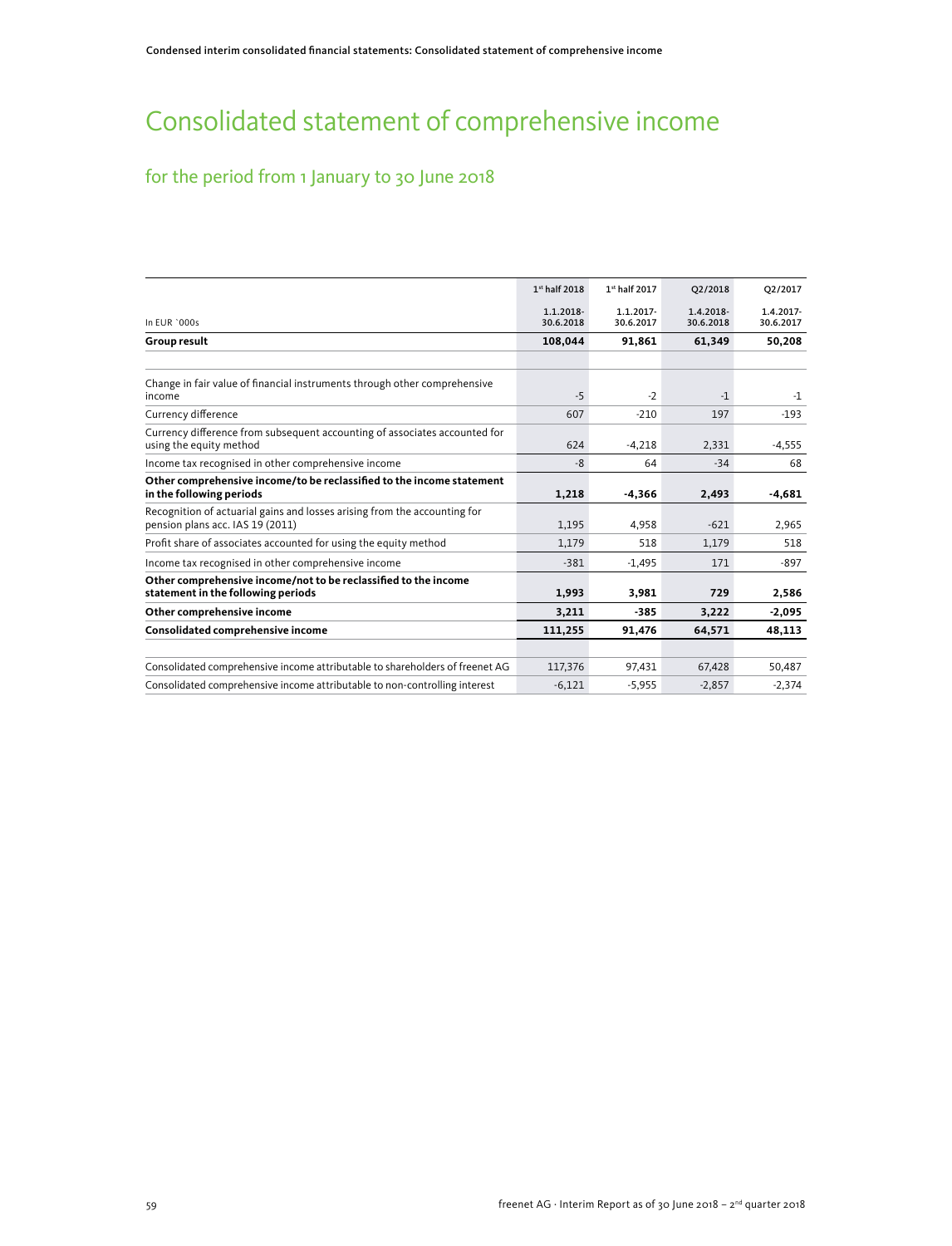# Consolidated statement of comprehensive income

## for the period from 1 January to 30 June 2018

| In EUR `000s | 1st half 2018<br>1.1.2018-30.6.2018 | 1st half 2017<br>1.1.2017-30.6.2017 | Q2/2018<br>1.4.2018-30.6.2018 | Q2/2017<br>1.4.2017-30.6.2017 |
|---|---|---|---|---|
| **Group result** | **108,044** | **91,861** | **61,349** | **50,208** |
| | | | | |
| Change in fair value of financial instruments through other comprehensive income | -5 | -2 | -1 | -1 |
| Currency difference | 607 | -210 | 197 | -193 |
| Currency difference from subsequent accounting of associates accounted for using the equity method | 624 | -4,218 | 2,331 | -4,555 |
| Income tax recognised in other comprehensive income | -8 | 64 | -34 | 68 |
| **Other comprehensive income/to be reclassified to the income statement in the following periods** | **1,218** | **-4,366** | **2,493** | **-4,681** |
| Recognition of actuarial gains and losses arising from the accounting for pension plans acc. IAS 19 (2011) | 1,195 | 4,958 | -621 | 2,965 |
| Profit share of associates accounted for using the equity method | 1,179 | 518 | 1,179 | 518 |
| Income tax recognised in other comprehensive income | -381 | -1,495 | 171 | -897 |
| **Other comprehensive income/not to be reclassified to the income statement in the following periods** | **1,993** | **3,981** | **729** | **2,586** |
| **Other comprehensive income** | **3,211** | **-385** | **3,222** | **-2,095** |
| **Consolidated comprehensive income** | **111,255** | **91,476** | **64,571** | **48,113** |
| | | | | |
| Consolidated comprehensive income attributable to shareholders of freenet AG | 117,376 | 97,431 | 67,428 | 50,487 |
| Consolidated comprehensive income attributable to non-controlling interest | -6,121 | -5,955 | -2,857 | -2,374 |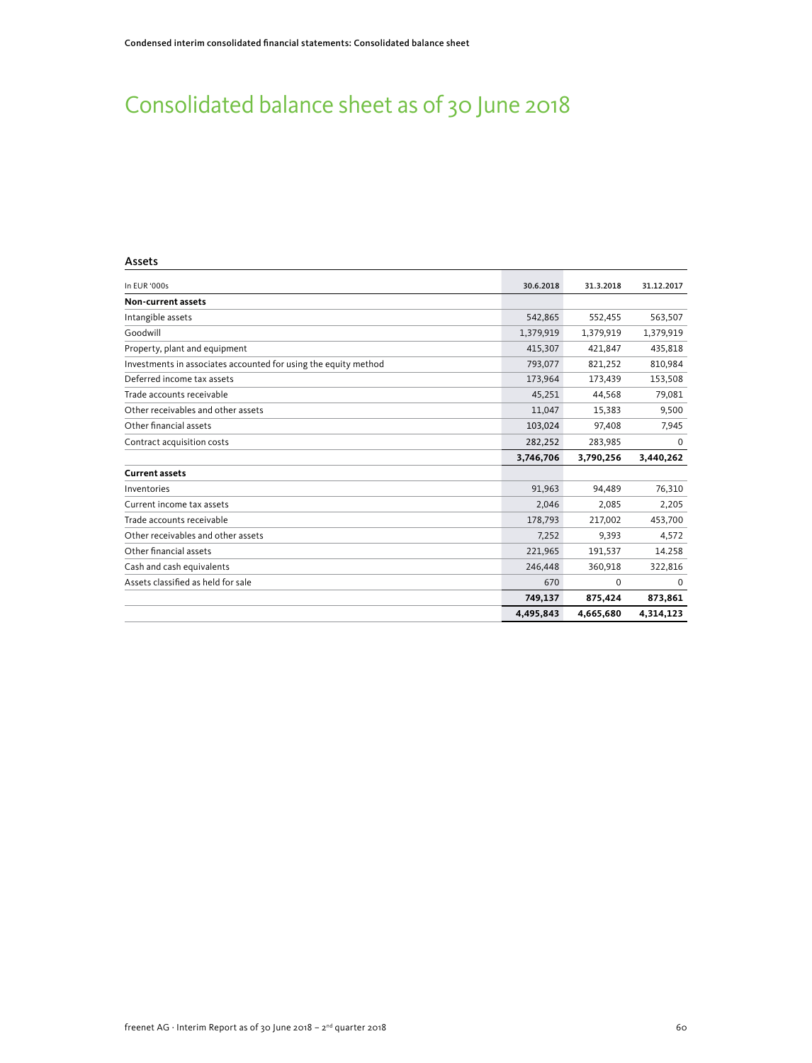# Consolidated balance sheet as of 30 June 2018

## Assets

| In EUR '000s | 30.6.2018 | 31.3.2018 | 31.12.2017 |
|---|---|---|---|
| **Non-current assets** | | | |
| Intangible assets | 542,865 | 552,455 | 563,507 |
| Goodwill | 1,379,919 | 1,379,919 | 1,379,919 |
| Property, plant and equipment | 415,307 | 421,847 | 435,818 |
| Investments in associates accounted for using the equity method | 793,077 | 821,252 | 810,984 |
| Deferred income tax assets | 173,964 | 173,439 | 153,508 |
| Trade accounts receivable | 45,251 | 44,568 | 79,081 |
| Other receivables and other assets | 11,047 | 15,383 | 9,500 |
| Other financial assets | 103,024 | 97,408 | 7,945 |
| Contract acquisition costs | 282,252 | 283,985 | 0 |
| | **3,746,706** | **3,790,256** | **3,440,262** |
| **Current assets** | | | |
| Inventories | 91,963 | 94,489 | 76,310 |
| Current income tax assets | 2,046 | 2,085 | 2,205 |
| Trade accounts receivable | 178,793 | 217,002 | 453,700 |
| Other receivables and other assets | 7,252 | 9,393 | 4,572 |
| Other financial assets | 221,965 | 191,537 | 14.258 |
| Cash and cash equivalents | 246,448 | 360,918 | 322,816 |
| Assets classified as held for sale | 670 | 0 | 0 |
| | **749,137** | **875,424** | **873,861** |
| | **4,495,843** | **4,665,680** | **4,314,123** |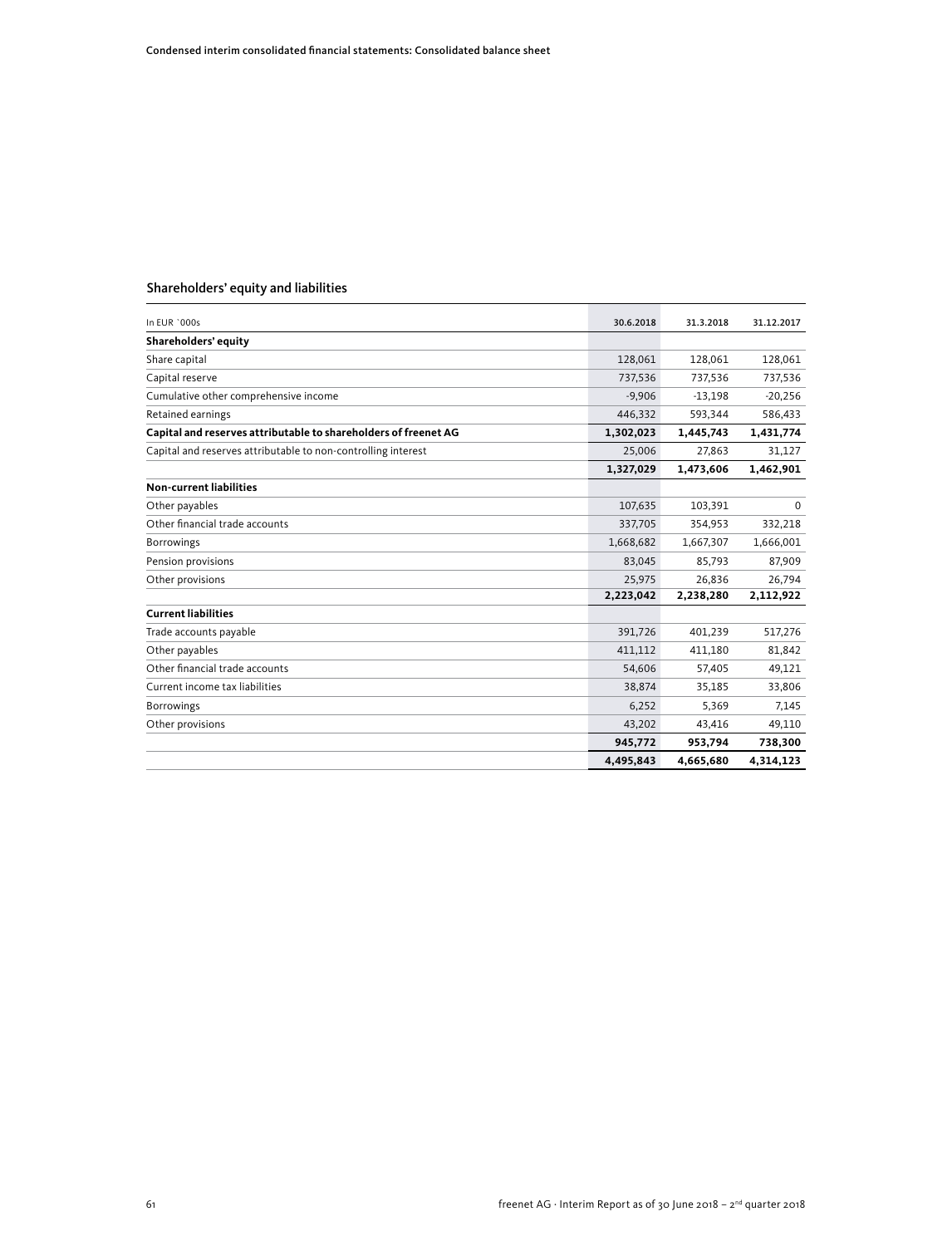## Shareholders' equity and liabilities

| In EUR `000s | 30.6.2018 | 31.3.2018 | 31.12.2017 |
|---|---|---|---|
| **Shareholders' equity** | | | |
| Share capital | 128,061 | 128,061 | 128,061 |
| Capital reserve | 737,536 | 737,536 | 737,536 |
| Cumulative other comprehensive income | -9,906 | -13,198 | -20,256 |
| Retained earnings | 446,332 | 593,344 | 586,433 |
| **Capital and reserves attributable to shareholders of freenet AG** | **1,302,023** | **1,445,743** | **1,431,774** |
| Capital and reserves attributable to non-controlling interest | 25,006 | 27,863 | 31,127 |
| | **1,327,029** | **1,473,606** | **1,462,901** |
| **Non-current liabilities** | | | |
| Other payables | 107,635 | 103,391 | 0 |
| Other financial trade accounts | 337,705 | 354,953 | 332,218 |
| Borrowings | 1,668,682 | 1,667,307 | 1,666,001 |
| Pension provisions | 83,045 | 85,793 | 87,909 |
| Other provisions | 25,975 | 26,836 | 26,794 |
| | **2,223,042** | **2,238,280** | **2,112,922** |
| **Current liabilities** | | | |
| Trade accounts payable | 391,726 | 401,239 | 517,276 |
| Other payables | 411,112 | 411,180 | 81,842 |
| Other financial trade accounts | 54,606 | 57,405 | 49,121 |
| Current income tax liabilities | 38,874 | 35,185 | 33,806 |
| Borrowings | 6,252 | 5,369 | 7,145 |
| Other provisions | 43,202 | 43,416 | 49,110 |
| | **945,772** | **953,794** | **738,300** |
| | **4,495,843** | **4,665,680** | **4,314,123** |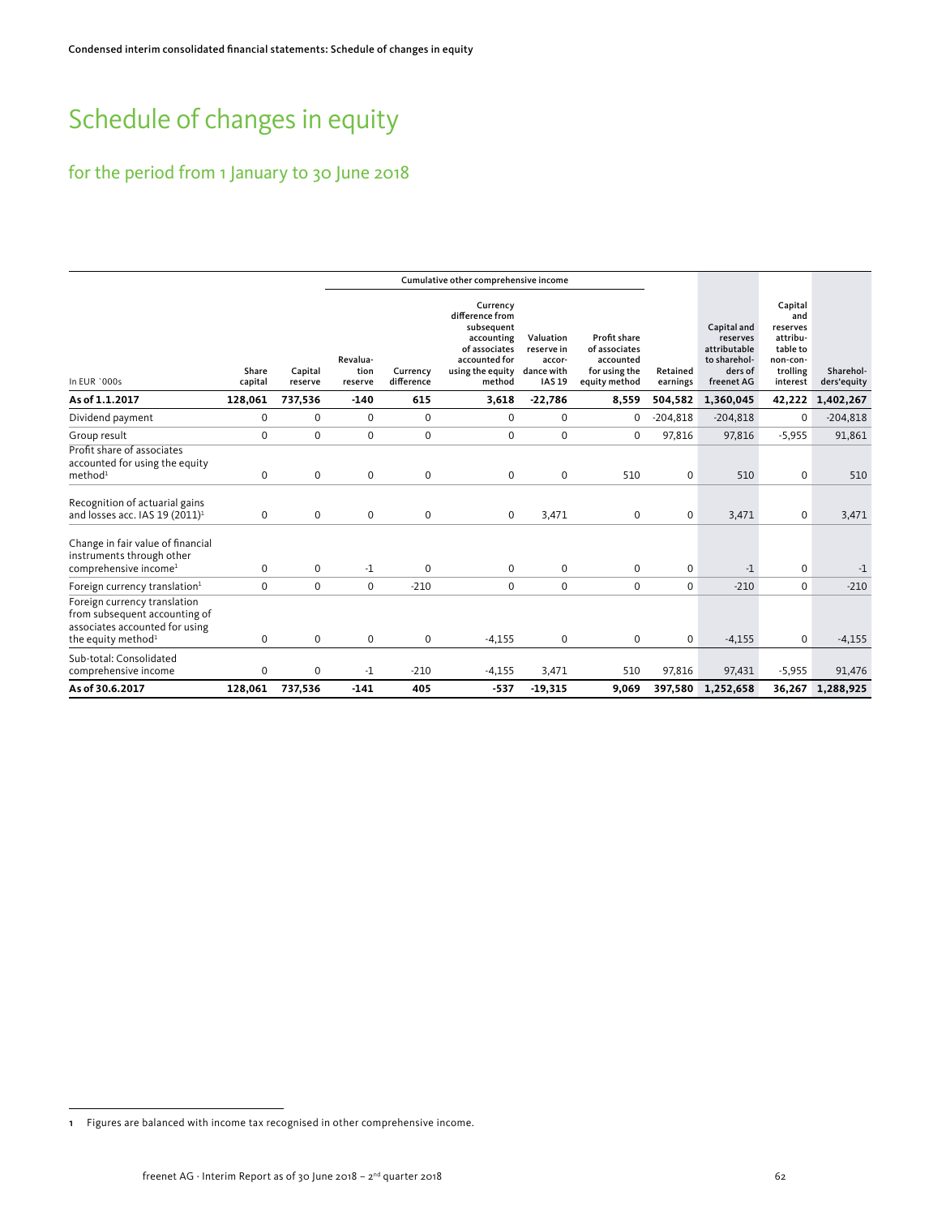# Schedule of changes in equity

## for the period from 1 January to 30 June 2018

| In EUR `000s | Share capital | Capital reserve | Cumulative other comprehensive income: Revaluation reserve | Currency difference | Currency difference from subsequent accounting of associates accounted for using the equity method | Valuation reserve in accordance with IAS 19 | Profit share of associates accounted for using the equity method | Retained earnings | Capital and reserves attributable to shareholders of freenet AG | Capital and reserves attributable to non-controlling interest | Sharehol-ders'equity |
|---|---|---|---|---|---|---|---|---|---|---|---|
| **As of 1.1.2017** | **128,061** | **737,536** | **-140** | **615** | **3,618** | **-22,786** | **8,559** | **504,582** | **1,360,045** | **42,222** | **1,402,267** |
| Dividend payment | 0 | 0 | 0 | 0 | 0 | 0 | 0 | -204,818 | -204,818 | 0 | -204,818 |
| Group result | 0 | 0 | 0 | 0 | 0 | 0 | 0 | 97,816 | 97,816 | -5,955 | 91,861 |
| Profit share of associates accounted for using the equity method[1] | 0 | 0 | 0 | 0 | 0 | 0 | 510 | 0 | 510 | 0 | 510 |
| Recognition of actuarial gains and losses acc. IAS 19 (2011)[1] | 0 | 0 | 0 | 0 | 0 | 3,471 | 0 | 0 | 3,471 | 0 | 3,471 |
| Change in fair value of financial instruments through other comprehensive income[1] | 0 | 0 | -1 | 0 | 0 | 0 | 0 | 0 | -1 | 0 | -1 |
| Foreign currency translation[1] | 0 | 0 | 0 | -210 | 0 | 0 | 0 | 0 | -210 | 0 | -210 |
| Foreign currency translation from subsequent accounting of associates accounted for using the equity method[1] | 0 | 0 | 0 | 0 | -4,155 | 0 | 0 | 0 | -4,155 | 0 | -4,155 |
| Sub-total: Consolidated comprehensive income | 0 | 0 | -1 | -210 | -4,155 | 3,471 | 510 | 97,816 | 97,431 | -5,955 | 91,476 |
| **As of 30.6.2017** | **128,061** | **737,536** | **-141** | **405** | **-537** | **-19,315** | **9,069** | **397,580** | **1,252,658** | **36,267** | **1,288,925** |

1 Figures are balanced with income tax recognised in other comprehensive income.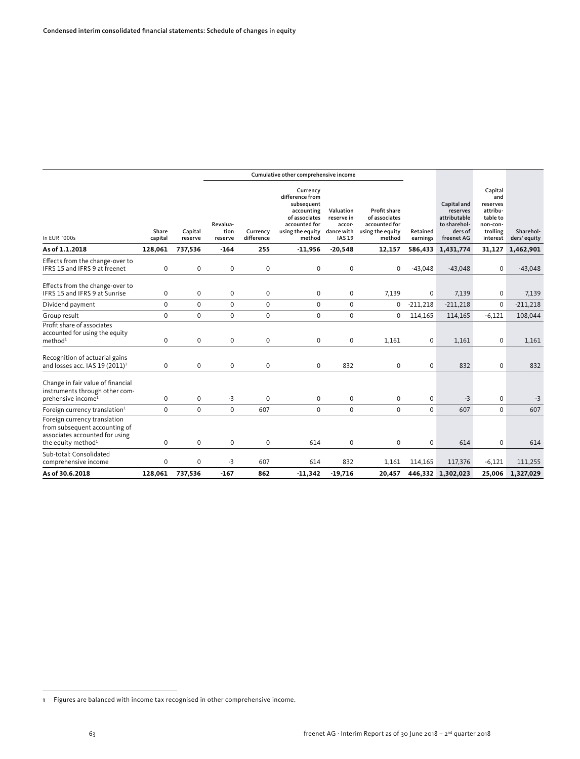**Condensed interim consolidated financial statements: Schedule of changes in equity**

| In EUR `000s | Share capital | Capital reserve | Cumulative other comprehensive income | | | | | Retained earnings | Capital and reserves attributable to sharehol-ders of freenet AG | Capital and reserves attribu-table to non-con-trolling interest | Sharehol-ders' equity |
|---|---|---|---|---|---|---|---|---|---|---|---|
| | | | Revalua-tion reserve | Currency difference | Currency difference from subsequent accounting of associates accounted for using the equity method | Valuation reserve in accor-dance with IAS 19 | Profit share of associates accounted for using the equity method | | | | |
| **As of 1.1.2018** | **128,061** | **737,536** | **-164** | **255** | **-11,956** | **-20,548** | **12,157** | **586,433** | **1,431,774** | **31,127** | **1,462,901** |
| Effects from the change-over to IFRS 15 and IFRS 9 at freenet | 0 | 0 | 0 | 0 | 0 | 0 | 0 | -43,048 | -43,048 | 0 | -43,048 |
| Effects from the change-over to IFRS 15 and IFRS 9 at Sunrise | 0 | 0 | 0 | 0 | 0 | 0 | 7,139 | 0 | 7,139 | 0 | 7,139 |
| Dividend payment | 0 | 0 | 0 | 0 | 0 | 0 | 0 | -211,218 | -211,218 | 0 | -211,218 |
| Group result | 0 | 0 | 0 | 0 | 0 | 0 | 0 | 114,165 | 114,165 | -6,121 | 108,044 |
| Profit share of associates accounted for using the equity method[1] | 0 | 0 | 0 | 0 | 0 | 0 | 1,161 | 0 | 1,161 | 0 | 1,161 |
| Recognition of actuarial gains and losses acc. IAS 19 (2011)[1] | 0 | 0 | 0 | 0 | 0 | 832 | 0 | 0 | 832 | 0 | 832 |
| Change in fair value of financial instruments through other comprehensive income[1] | 0 | 0 | -3 | 0 | 0 | 0 | 0 | 0 | -3 | 0 | -3 |
| Foreign currency translation[1] | 0 | 0 | 0 | 607 | 0 | 0 | 0 | 0 | 607 | 0 | 607 |
| Foreign currency translation from subsequent accounting of associates accounted for using the equity method[1] | 0 | 0 | 0 | 0 | 614 | 0 | 0 | 0 | 614 | 0 | 614 |
| Sub-total: Consolidated comprehensive income | 0 | 0 | -3 | 607 | 614 | 832 | 1,161 | 114,165 | 117,376 | -6,121 | 111,255 |
| **As of 30.6.2018** | **128,061** | **737,536** | **-167** | **862** | **-11,342** | **-19,716** | **20,457** | **446,332** | **1,302,023** | **25,006** | **1,327,029** |

1 Figures are balanced with income tax recognised in other comprehensive income.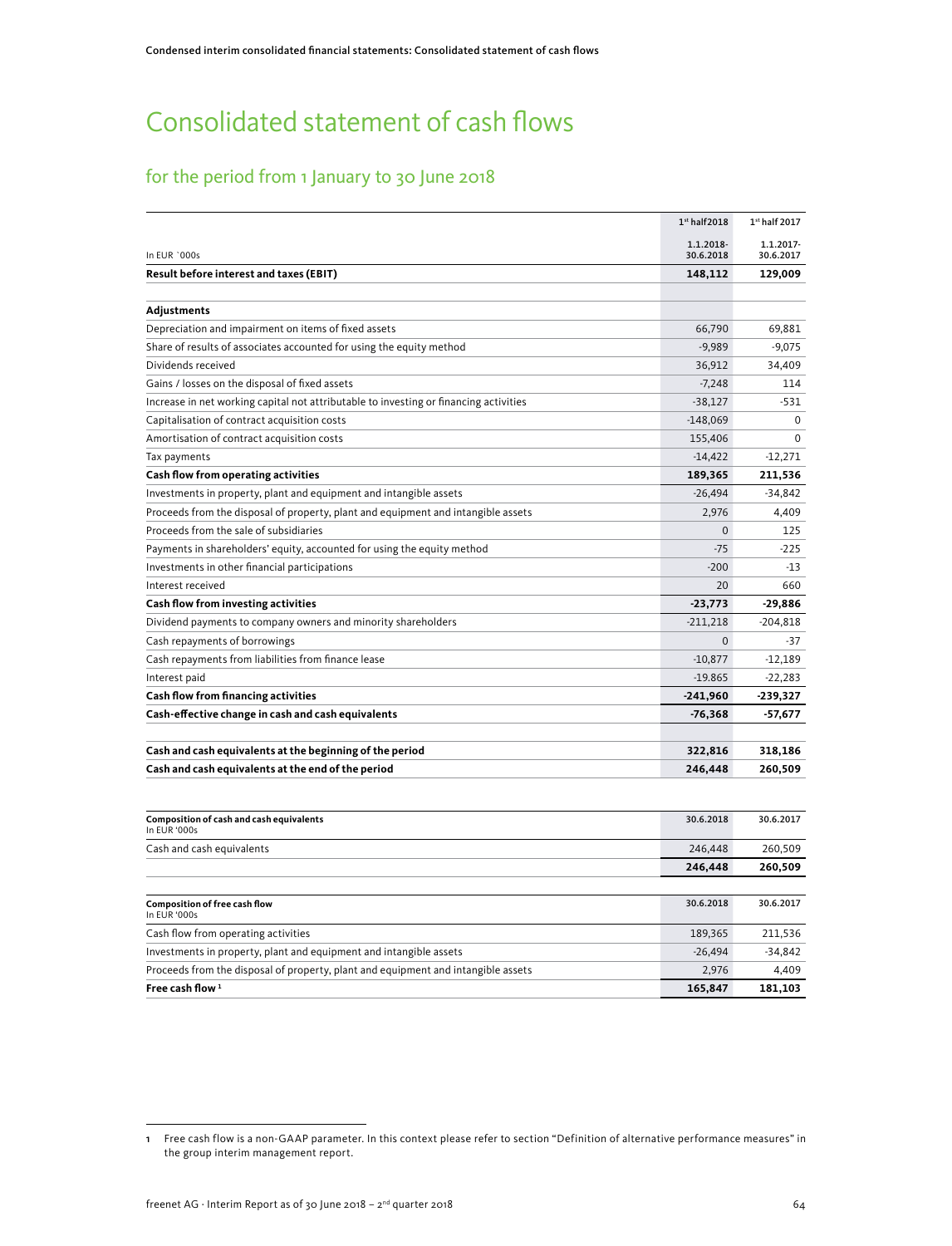# Consolidated statement of cash flows

## for the period from 1 January to 30 June 2018

| In EUR `000s | 1st half 2018<br>1.1.2018-30.6.2018 | 1st half 2017<br>1.1.2017-30.6.2017 |
|---|---|---|
| **Result before interest and taxes (EBIT)** | **148,112** | **129,009** |
| | | |
| **Adjustments** | | |
| Depreciation and impairment on items of fixed assets | 66,790 | 69,881 |
| Share of results of associates accounted for using the equity method | -9,989 | -9,075 |
| Dividends received | 36,912 | 34,409 |
| Gains / losses on the disposal of fixed assets | -7,248 | 114 |
| Increase in net working capital not attributable to investing or financing activities | -38,127 | -531 |
| Capitalisation of contract acquisition costs | -148,069 | 0 |
| Amortisation of contract acquisition costs | 155,406 | 0 |
| Tax payments | -14,422 | -12,271 |
| **Cash flow from operating activities** | **189,365** | **211,536** |
| Investments in property, plant and equipment and intangible assets | -26,494 | -34,842 |
| Proceeds from the disposal of property, plant and equipment and intangible assets | 2,976 | 4,409 |
| Proceeds from the sale of subsidiaries | 0 | 125 |
| Payments in shareholders' equity, accounted for using the equity method | -75 | -225 |
| Investments in other financial participations | -200 | -13 |
| Interest received | 20 | 660 |
| **Cash flow from investing activities** | **-23,773** | **-29,886** |
| Dividend payments to company owners and minority shareholders | -211,218 | -204,818 |
| Cash repayments of borrowings | 0 | -37 |
| Cash repayments from liabilities from finance lease | -10,877 | -12,189 |
| Interest paid | -19.865 | -22,283 |
| **Cash flow from financing activities** | **-241,960** | **-239,327** |
| **Cash-effective change in cash and cash equivalents** | **-76,368** | **-57,677** |
| | | |
| **Cash and cash equivalents at the beginning of the period** | **322,816** | **318,186** |
| **Cash and cash equivalents at the end of the period** | **246,448** | **260,509** |

| **Composition of cash and cash equivalents**<br>In EUR '000s | 30.6.2018 | 30.6.2017 |
|---|---|---|
| Cash and cash equivalents | 246,448 | 260,509 |
| | **246,448** | **260,509** |

| **Composition of free cash flow**<br>In EUR '000s | 30.6.2018 | 30.6.2017 |
|---|---|---|
| Cash flow from operating activities | 189,365 | 211,536 |
| Investments in property, plant and equipment and intangible assets | -26,494 | -34,842 |
| Proceeds from the disposal of property, plant and equipment and intangible assets | 2,976 | 4,409 |
| **Free cash flow [1]** | **165,847** | **181,103** |

1 Free cash flow is a non-GAAP parameter. In this context please refer to section "Definition of alternative performance measures" in the group interim management report.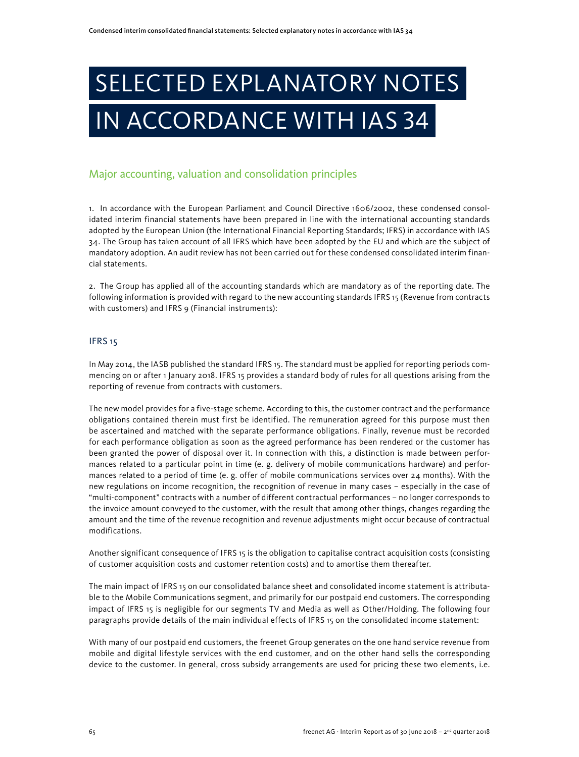# SELECTED EXPLANATORY NOTES IN ACCORDANCE WITH IAS 34

## Major accounting, valuation and consolidation principles

1. In accordance with the European Parliament and Council Directive 1606/2002, these condensed consolidated interim financial statements have been prepared in line with the international accounting standards adopted by the European Union (the International Financial Reporting Standards; IFRS) in accordance with IAS 34. The Group has taken account of all IFRS which have been adopted by the EU and which are the subject of mandatory adoption. An audit review has not been carried out for these condensed consolidated interim financial statements.

2. The Group has applied all of the accounting standards which are mandatory as of the reporting date. The following information is provided with regard to the new accounting standards IFRS 15 (Revenue from contracts with customers) and IFRS 9 (Financial instruments):

### IFRS 15

In May 2014, the IASB published the standard IFRS 15. The standard must be applied for reporting periods commencing on or after 1 January 2018. IFRS 15 provides a standard body of rules for all questions arising from the reporting of revenue from contracts with customers.

The new model provides for a five-stage scheme. According to this, the customer contract and the performance obligations contained therein must first be identified. The remuneration agreed for this purpose must then be ascertained and matched with the separate performance obligations. Finally, revenue must be recorded for each performance obligation as soon as the agreed performance has been rendered or the customer has been granted the power of disposal over it. In connection with this, a distinction is made between performances related to a particular point in time (e. g. delivery of mobile communications hardware) and performances related to a period of time (e. g. offer of mobile communications services over 24 months). With the new regulations on income recognition, the recognition of revenue in many cases – especially in the case of "multi-component" contracts with a number of different contractual performances – no longer corresponds to the invoice amount conveyed to the customer, with the result that among other things, changes regarding the amount and the time of the revenue recognition and revenue adjustments might occur because of contractual modifications.

Another significant consequence of IFRS 15 is the obligation to capitalise contract acquisition costs (consisting of customer acquisition costs and customer retention costs) and to amortise them thereafter.

The main impact of IFRS 15 on our consolidated balance sheet and consolidated income statement is attributable to the Mobile Communications segment, and primarily for our postpaid end customers. The corresponding impact of IFRS 15 is negligible for our segments TV and Media as well as Other/Holding. The following four paragraphs provide details of the main individual effects of IFRS 15 on the consolidated income statement:

With many of our postpaid end customers, the freenet Group generates on the one hand service revenue from mobile and digital lifestyle services with the end customer, and on the other hand sells the corresponding device to the customer. In general, cross subsidy arrangements are used for pricing these two elements, i.e.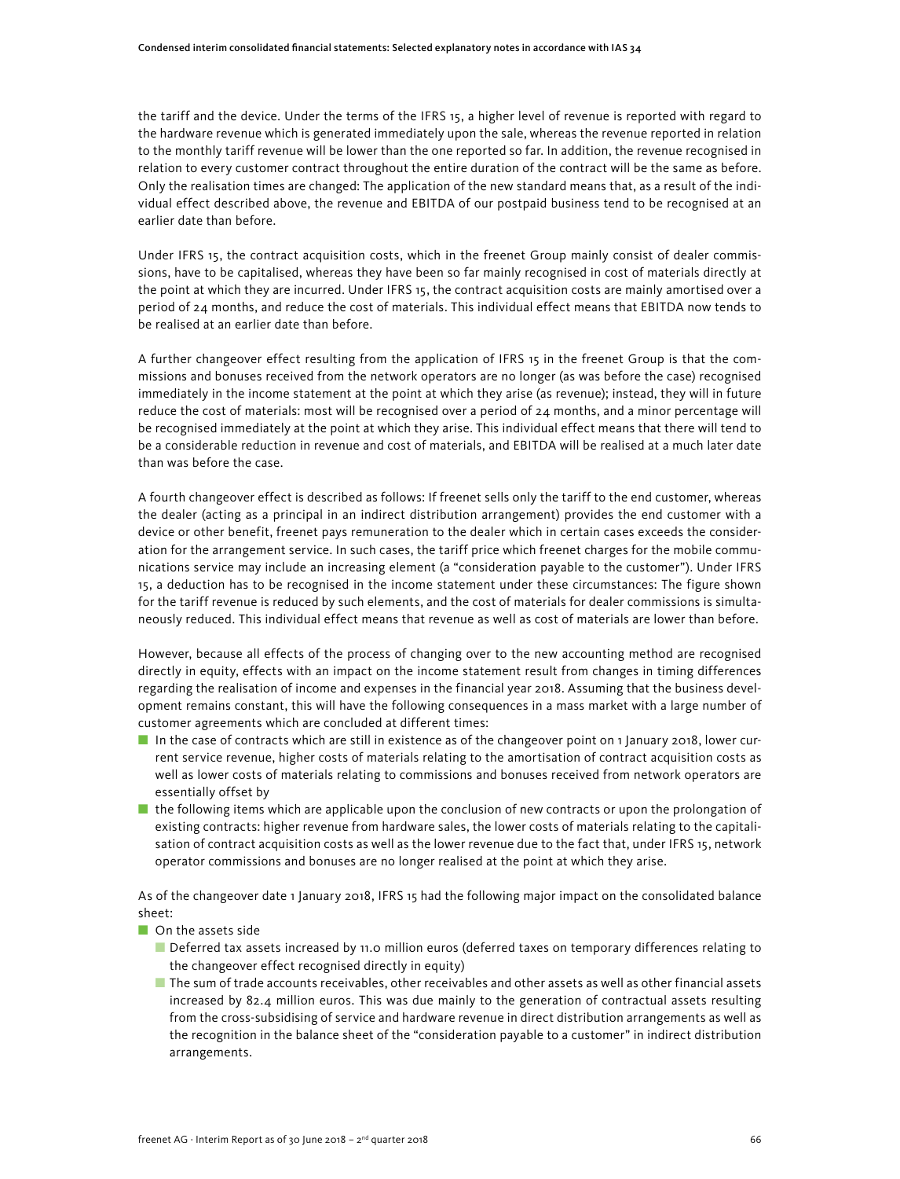the tariff and the device. Under the terms of the IFRS 15, a higher level of revenue is reported with regard to the hardware revenue which is generated immediately upon the sale, whereas the revenue reported in relation to the monthly tariff revenue will be lower than the one reported so far. In addition, the revenue recognised in relation to every customer contract throughout the entire duration of the contract will be the same as before. Only the realisation times are changed: The application of the new standard means that, as a result of the individual effect described above, the revenue and EBITDA of our postpaid business tend to be recognised at an earlier date than before.

Under IFRS 15, the contract acquisition costs, which in the freenet Group mainly consist of dealer commissions, have to be capitalised, whereas they have been so far mainly recognised in cost of materials directly at the point at which they are incurred. Under IFRS 15, the contract acquisition costs are mainly amortised over a period of 24 months, and reduce the cost of materials. This individual effect means that EBITDA now tends to be realised at an earlier date than before.

A further changeover effect resulting from the application of IFRS 15 in the freenet Group is that the commissions and bonuses received from the network operators are no longer (as was before the case) recognised immediately in the income statement at the point at which they arise (as revenue); instead, they will in future reduce the cost of materials: most will be recognised over a period of 24 months, and a minor percentage will be recognised immediately at the point at which they arise. This individual effect means that there will tend to be a considerable reduction in revenue and cost of materials, and EBITDA will be realised at a much later date than was before the case.

A fourth changeover effect is described as follows: If freenet sells only the tariff to the end customer, whereas the dealer (acting as a principal in an indirect distribution arrangement) provides the end customer with a device or other benefit, freenet pays remuneration to the dealer which in certain cases exceeds the consideration for the arrangement service. In such cases, the tariff price which freenet charges for the mobile communications service may include an increasing element (a "consideration payable to the customer"). Under IFRS 15, a deduction has to be recognised in the income statement under these circumstances: The figure shown for the tariff revenue is reduced by such elements, and the cost of materials for dealer commissions is simultaneously reduced. This individual effect means that revenue as well as cost of materials are lower than before.

However, because all effects of the process of changing over to the new accounting method are recognised directly in equity, effects with an impact on the income statement result from changes in timing differences regarding the realisation of income and expenses in the financial year 2018. Assuming that the business development remains constant, this will have the following consequences in a mass market with a large number of customer agreements which are concluded at different times:

- In the case of contracts which are still in existence as of the changeover point on 1 January 2018, lower current service revenue, higher costs of materials relating to the amortisation of contract acquisition costs as well as lower costs of materials relating to commissions and bonuses received from network operators are essentially offset by
- the following items which are applicable upon the conclusion of new contracts or upon the prolongation of existing contracts: higher revenue from hardware sales, the lower costs of materials relating to the capitalisation of contract acquisition costs as well as the lower revenue due to the fact that, under IFRS 15, network operator commissions and bonuses are no longer realised at the point at which they arise.

As of the changeover date 1 January 2018, IFRS 15 had the following major impact on the consolidated balance sheet:

- On the assets side
  - Deferred tax assets increased by 11.0 million euros (deferred taxes on temporary differences relating to the changeover effect recognised directly in equity)
  - The sum of trade accounts receivables, other receivables and other assets as well as other financial assets increased by 82.4 million euros. This was due mainly to the generation of contractual assets resulting from the cross-subsidising of service and hardware revenue in direct distribution arrangements as well as the recognition in the balance sheet of the "consideration payable to a customer" in indirect distribution arrangements.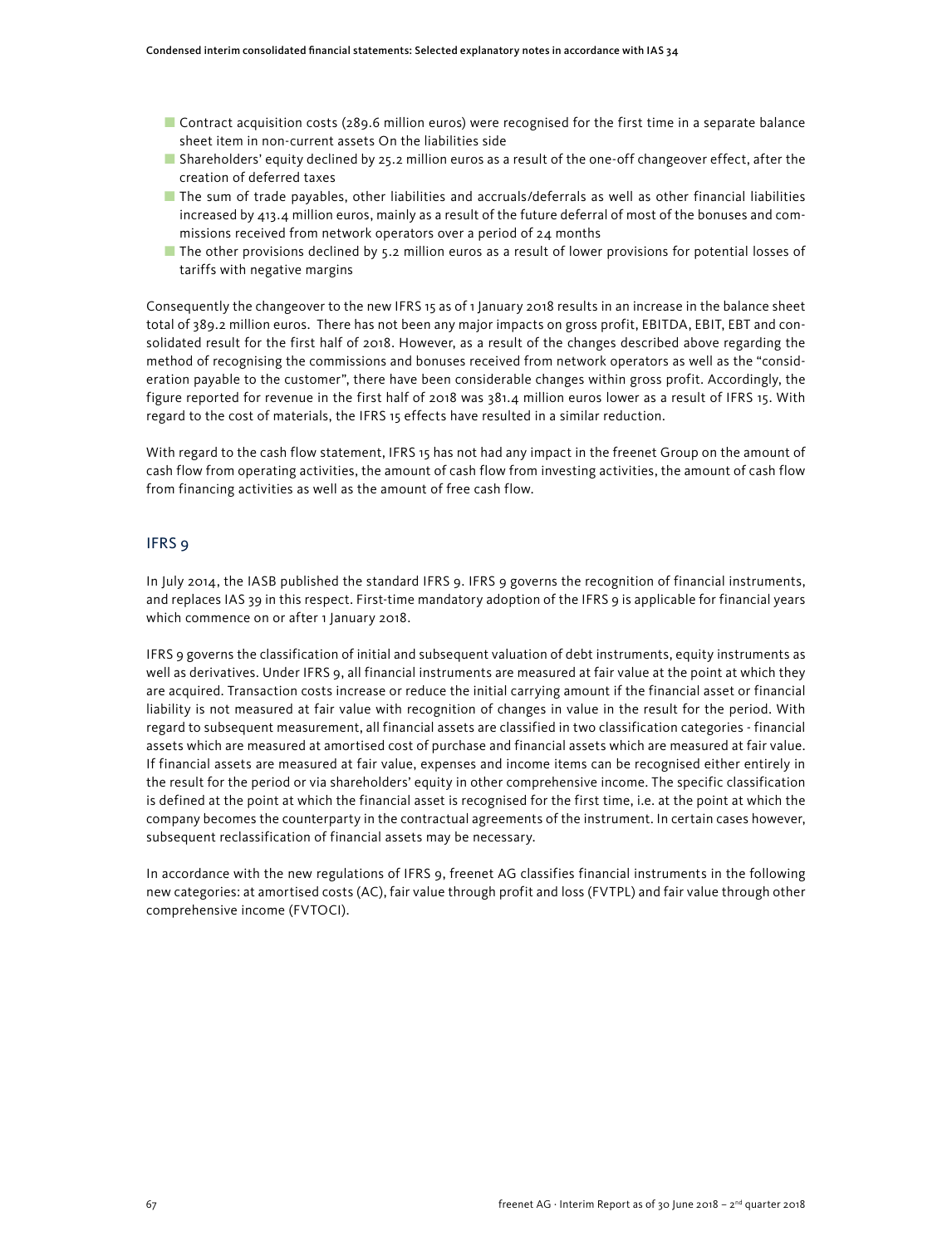- Contract acquisition costs (289.6 million euros) were recognised for the first time in a separate balance sheet item in non-current assets On the liabilities side
- Shareholders' equity declined by 25.2 million euros as a result of the one-off changeover effect, after the creation of deferred taxes
- The sum of trade payables, other liabilities and accruals/deferrals as well as other financial liabilities increased by 413.4 million euros, mainly as a result of the future deferral of most of the bonuses and commissions received from network operators over a period of 24 months
- The other provisions declined by 5.2 million euros as a result of lower provisions for potential losses of tariffs with negative margins

Consequently the changeover to the new IFRS 15 as of 1 January 2018 results in an increase in the balance sheet total of 389.2 million euros. There has not been any major impacts on gross profit, EBITDA, EBIT, EBT and consolidated result for the first half of 2018. However, as a result of the changes described above regarding the method of recognising the commissions and bonuses received from network operators as well as the "consideration payable to the customer", there have been considerable changes within gross profit. Accordingly, the figure reported for revenue in the first half of 2018 was 381.4 million euros lower as a result of IFRS 15. With regard to the cost of materials, the IFRS 15 effects have resulted in a similar reduction.

With regard to the cash flow statement, IFRS 15 has not had any impact in the freenet Group on the amount of cash flow from operating activities, the amount of cash flow from investing activities, the amount of cash flow from financing activities as well as the amount of free cash flow.

## IFRS 9

In July 2014, the IASB published the standard IFRS 9. IFRS 9 governs the recognition of financial instruments, and replaces IAS 39 in this respect. First-time mandatory adoption of the IFRS 9 is applicable for financial years which commence on or after 1 January 2018.

IFRS 9 governs the classification of initial and subsequent valuation of debt instruments, equity instruments as well as derivatives. Under IFRS 9, all financial instruments are measured at fair value at the point at which they are acquired. Transaction costs increase or reduce the initial carrying amount if the financial asset or financial liability is not measured at fair value with recognition of changes in value in the result for the period. With regard to subsequent measurement, all financial assets are classified in two classification categories - financial assets which are measured at amortised cost of purchase and financial assets which are measured at fair value. If financial assets are measured at fair value, expenses and income items can be recognised either entirely in the result for the period or via shareholders' equity in other comprehensive income. The specific classification is defined at the point at which the financial asset is recognised for the first time, i.e. at the point at which the company becomes the counterparty in the contractual agreements of the instrument. In certain cases however, subsequent reclassification of financial assets may be necessary.

In accordance with the new regulations of IFRS 9, freenet AG classifies financial instruments in the following new categories: at amortised costs (AC), fair value through profit and loss (FVTPL) and fair value through other comprehensive income (FVTOCI).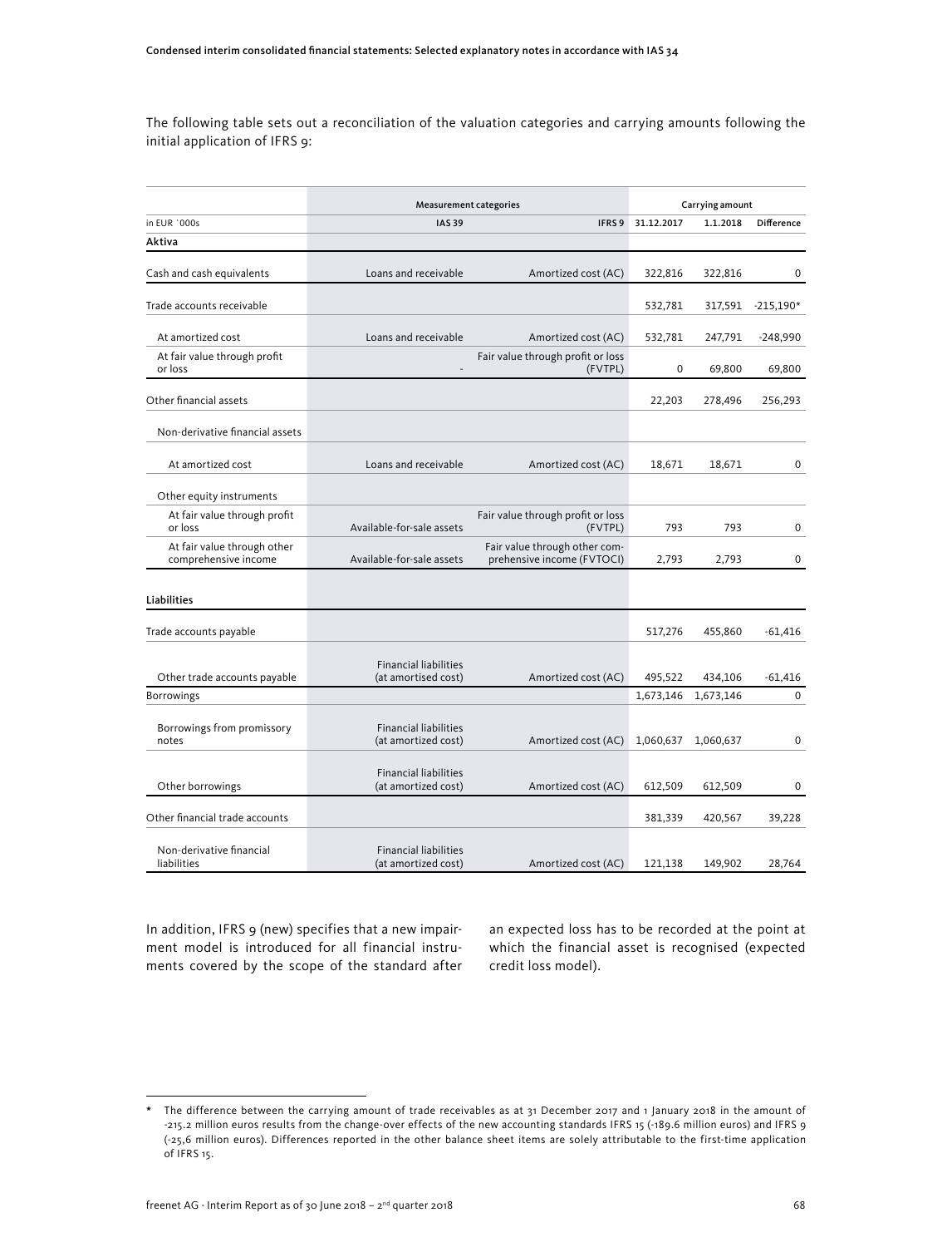The following table sets out a reconciliation of the valuation categories and carrying amounts following the initial application of IFRS 9:

| | Measurement categories | | Carrying amount | | |
|---|---|---|---|---|---|
| in EUR `000s | IAS 39 | IFRS 9 | 31.12.2017 | 1.1.2018 | Difference |
| **Aktiva** | | | | | |
| Cash and cash equivalents | Loans and receivable | Amortized cost (AC) | 322,816 | 322,816 | 0 |
| Trade accounts receivable | | | 532,781 | 317,591 | -215,190* |
| At amortized cost | Loans and receivable | Amortized cost (AC) | 532,781 | 247,791 | -248,990 |
| At fair value through profit or loss | - | Fair value through profit or loss (FVTPL) | 0 | 69,800 | 69,800 |
| Other financial assets | | | 22,203 | 278,496 | 256,293 |
| Non-derivative financial assets | | | | | |
| At amortized cost | Loans and receivable | Amortized cost (AC) | 18,671 | 18,671 | 0 |
| Other equity instruments | | | | | |
| At fair value through profit or loss | Available-for-sale assets | Fair value through profit or loss (FVTPL) | 793 | 793 | 0 |
| At fair value through other comprehensive income | Available-for-sale assets | Fair value through other comprehensive income (FVTOCI) | 2,793 | 2,793 | 0 |
| **Liabilities** | | | | | |
| Trade accounts payable | | | 517,276 | 455,860 | -61,416 |
| Other trade accounts payable | Financial liabilities (at amortised cost) | Amortized cost (AC) | 495,522 | 434,106 | -61,416 |
| Borrowings | | | 1,673,146 | 1,673,146 | 0 |
| Borrowings from promissory notes | Financial liabilities (at amortized cost) | Amortized cost (AC) | 1,060,637 | 1,060,637 | 0 |
| Other borrowings | Financial liabilities (at amortized cost) | Amortized cost (AC) | 612,509 | 612,509 | 0 |
| Other financial trade accounts | | | 381,339 | 420,567 | 39,228 |
| Non-derivative financial liabilities | Financial liabilities (at amortized cost) | Amortized cost (AC) | 121,138 | 149,902 | 28,764 |

In addition, IFRS 9 (new) specifies that a new impairment model is introduced for all financial instruments covered by the scope of the standard after an expected loss has to be recorded at the point at which the financial asset is recognised (expected credit loss model).

* The difference between the carrying amount of trade receivables as at 31 December 2017 and 1 January 2018 in the amount of -215.2 million euros results from the change-over effects of the new accounting standards IFRS 15 (-189.6 million euros) and IFRS 9 (-25,6 million euros). Differences reported in the other balance sheet items are solely attributable to the first-time application of IFRS 15.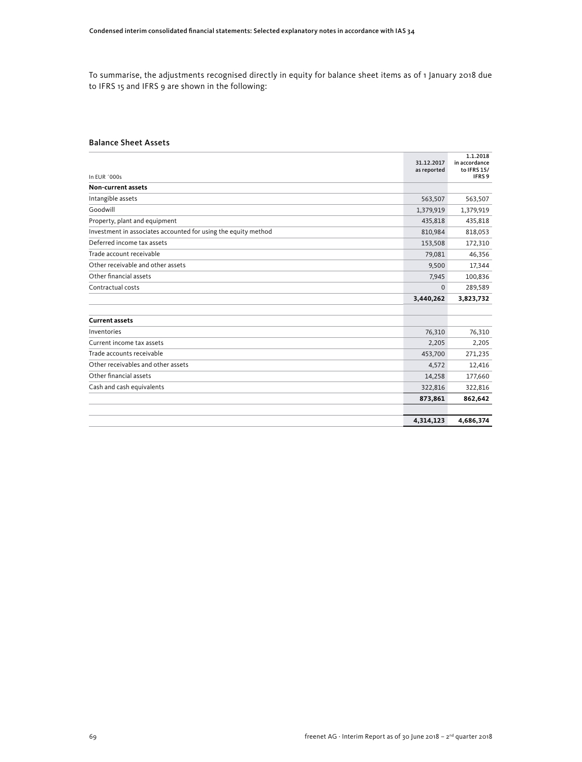To summarise, the adjustments recognised directly in equity for balance sheet items as of 1 January 2018 due to IFRS 15 and IFRS 9 are shown in the following:

### Balance Sheet Assets

| In EUR ´000s | 31.12.2017 as reported | 1.1.2018 in accordance to IFRS 15/ IFRS 9 |
|---|---|---|
| **Non-current assets** | | |
| Intangible assets | 563,507 | 563,507 |
| Goodwill | 1,379,919 | 1,379,919 |
| Property, plant and equipment | 435,818 | 435,818 |
| Investment in associates accounted for using the equity method | 810,984 | 818,053 |
| Deferred income tax assets | 153,508 | 172,310 |
| Trade account receivable | 79,081 | 46,356 |
| Other receivable and other assets | 9,500 | 17,344 |
| Other financial assets | 7,945 | 100,836 |
| Contractual costs | 0 | 289,589 |
| | **3,440,262** | **3,823,732** |
| | | |
| **Current assets** | | |
| Inventories | 76,310 | 76,310 |
| Current income tax assets | 2,205 | 2,205 |
| Trade accounts receivable | 453,700 | 271,235 |
| Other receivables and other assets | 4,572 | 12,416 |
| Other financial assets | 14,258 | 177,660 |
| Cash and cash equivalents | 322,816 | 322,816 |
| | **873,861** | **862,642** |
| | | |
| | **4,314,123** | **4,686,374** |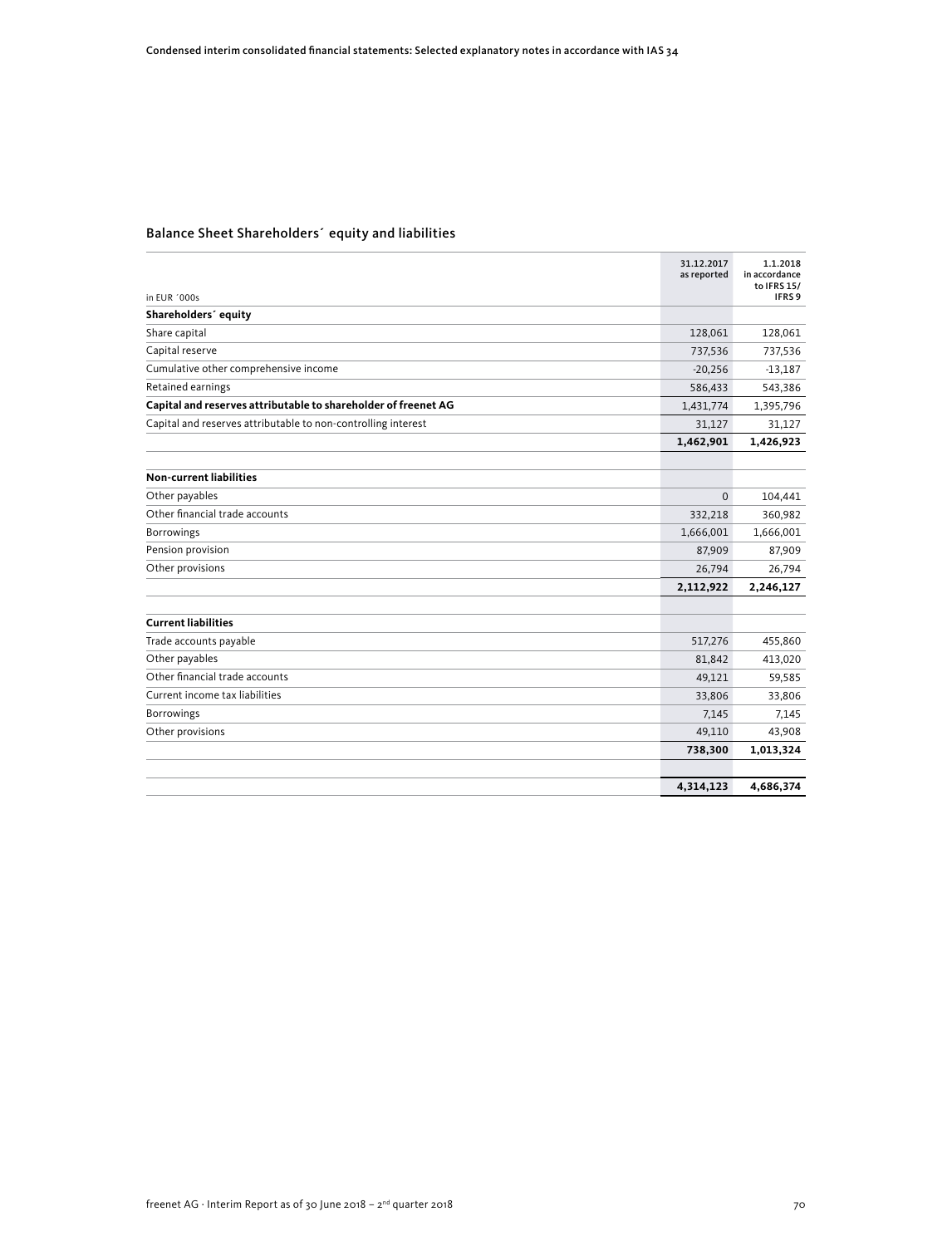## Balance Sheet Shareholders´ equity and liabilities

| in EUR ´000s | 31.12.2017 as reported | 1.1.2018 in accordance to IFRS 15/ IFRS 9 |
|---|---|---|
| **Shareholders´ equity** | | |
| Share capital | 128,061 | 128,061 |
| Capital reserve | 737,536 | 737,536 |
| Cumulative other comprehensive income | -20,256 | -13,187 |
| Retained earnings | 586,433 | 543,386 |
| **Capital and reserves attributable to shareholder of freenet AG** | 1,431,774 | 1,395,796 |
| Capital and reserves attributable to non-controlling interest | 31,127 | 31,127 |
| | **1,462,901** | **1,426,923** |
| | | |
| **Non-current liabilities** | | |
| Other payables | 0 | 104,441 |
| Other financial trade accounts | 332,218 | 360,982 |
| Borrowings | 1,666,001 | 1,666,001 |
| Pension provision | 87,909 | 87,909 |
| Other provisions | 26,794 | 26,794 |
| | **2,112,922** | **2,246,127** |
| | | |
| **Current liabilities** | | |
| Trade accounts payable | 517,276 | 455,860 |
| Other payables | 81,842 | 413,020 |
| Other financial trade accounts | 49,121 | 59,585 |
| Current income tax liabilities | 33,806 | 33,806 |
| Borrowings | 7,145 | 7,145 |
| Other provisions | 49,110 | 43,908 |
| | **738,300** | **1,013,324** |
| | | |
| | **4,314,123** | **4,686,374** |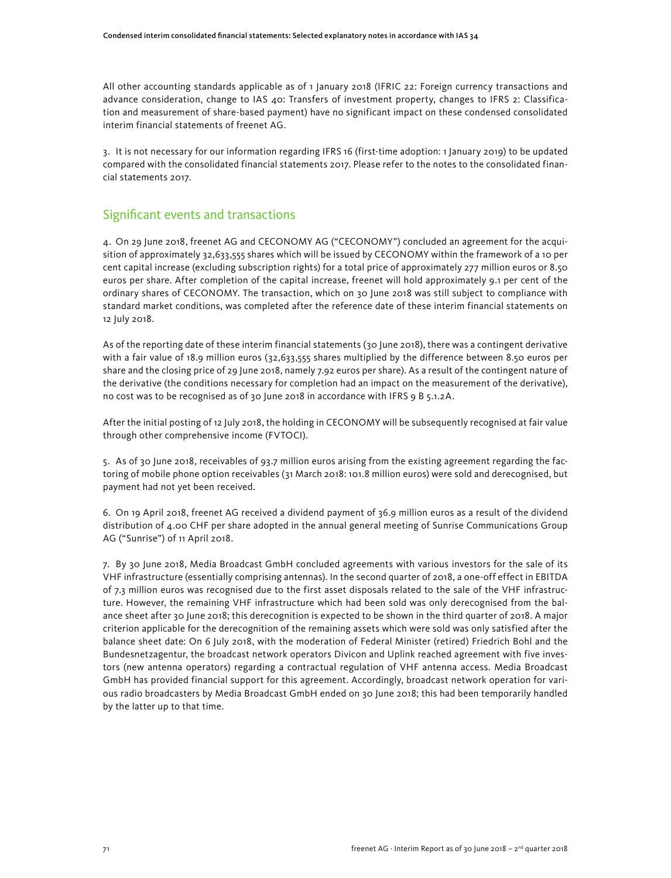All other accounting standards applicable as of 1 January 2018 (IFRIC 22: Foreign currency transactions and advance consideration, change to IAS 40: Transfers of investment property, changes to IFRS 2: Classification and measurement of share-based payment) have no significant impact on these condensed consolidated interim financial statements of freenet AG.

3. It is not necessary for our information regarding IFRS 16 (first-time adoption: 1 January 2019) to be updated compared with the consolidated financial statements 2017. Please refer to the notes to the consolidated financial statements 2017.

## Significant events and transactions

4. On 29 June 2018, freenet AG and CECONOMY AG ("CECONOMY") concluded an agreement for the acquisition of approximately 32,633,555 shares which will be issued by CECONOMY within the framework of a 10 per cent capital increase (excluding subscription rights) for a total price of approximately 277 million euros or 8.50 euros per share. After completion of the capital increase, freenet will hold approximately 9.1 per cent of the ordinary shares of CECONOMY. The transaction, which on 30 June 2018 was still subject to compliance with standard market conditions, was completed after the reference date of these interim financial statements on 12 July 2018.

As of the reporting date of these interim financial statements (30 June 2018), there was a contingent derivative with a fair value of 18.9 million euros (32,633,555 shares multiplied by the difference between 8.50 euros per share and the closing price of 29 June 2018, namely 7.92 euros per share). As a result of the contingent nature of the derivative (the conditions necessary for completion had an impact on the measurement of the derivative), no cost was to be recognised as of 30 June 2018 in accordance with IFRS 9 B 5.1.2A.

After the initial posting of 12 July 2018, the holding in CECONOMY will be subsequently recognised at fair value through other comprehensive income (FVTOCI).

5. As of 30 June 2018, receivables of 93.7 million euros arising from the existing agreement regarding the factoring of mobile phone option receivables (31 March 2018: 101.8 million euros) were sold and derecognised, but payment had not yet been received.

6. On 19 April 2018, freenet AG received a dividend payment of 36.9 million euros as a result of the dividend distribution of 4.00 CHF per share adopted in the annual general meeting of Sunrise Communications Group AG ("Sunrise") of 11 April 2018.

7. By 30 June 2018, Media Broadcast GmbH concluded agreements with various investors for the sale of its VHF infrastructure (essentially comprising antennas). In the second quarter of 2018, a one-off effect in EBITDA of 7.3 million euros was recognised due to the first asset disposals related to the sale of the VHF infrastructure. However, the remaining VHF infrastructure which had been sold was only derecognised from the balance sheet after 30 June 2018; this derecognition is expected to be shown in the third quarter of 2018. A major criterion applicable for the derecognition of the remaining assets which were sold was only satisfied after the balance sheet date: On 6 July 2018, with the moderation of Federal Minister (retired) Friedrich Bohl and the Bundesnetzagentur, the broadcast network operators Divicon and Uplink reached agreement with five investors (new antenna operators) regarding a contractual regulation of VHF antenna access. Media Broadcast GmbH has provided financial support for this agreement. Accordingly, broadcast network operation for various radio broadcasters by Media Broadcast GmbH ended on 30 June 2018; this had been temporarily handled by the latter up to that time.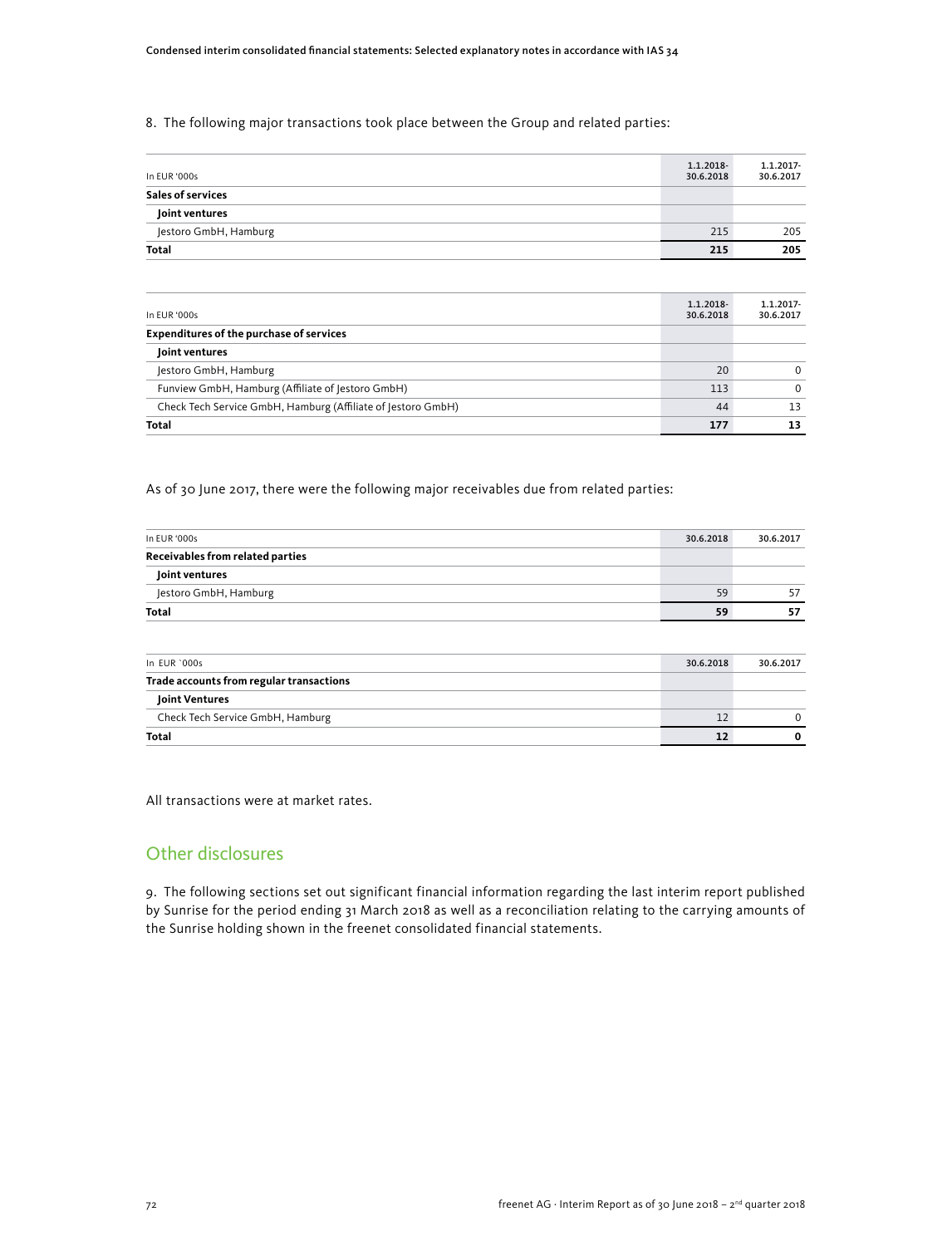8. The following major transactions took place between the Group and related parties:

| In EUR '000s | 1.1.2018-30.6.2018 | 1.1.2017-30.6.2017 |
|---|---|---|
| **Sales of services** | | |
| **Joint ventures** | | |
| Jestoro GmbH, Hamburg | 215 | 205 |
| **Total** | **215** | **205** |

| In EUR '000s | 1.1.2018-30.6.2018 | 1.1.2017-30.6.2017 |
|---|---|---|
| **Expenditures of the purchase of services** | | |
| **Joint ventures** | | |
| Jestoro GmbH, Hamburg | 20 | 0 |
| Funview GmbH, Hamburg (Affiliate of Jestoro GmbH) | 113 | 0 |
| Check Tech Service GmbH, Hamburg (Affiliate of Jestoro GmbH) | 44 | 13 |
| **Total** | **177** | **13** |

As of 30 June 2017, there were the following major receivables due from related parties:

| In EUR '000s | 30.6.2018 | 30.6.2017 |
|---|---|---|
| **Receivables from related parties** | | |
| **Joint ventures** | | |
| Jestoro GmbH, Hamburg | 59 | 57 |
| **Total** | **59** | **57** |

| In EUR `000s | 30.6.2018 | 30.6.2017 |
|---|---|---|
| **Trade accounts from regular transactions** | | |
| **Joint Ventures** | | |
| Check Tech Service GmbH, Hamburg | 12 | 0 |
| **Total** | **12** | **0** |

All transactions were at market rates.

## Other disclosures

9. The following sections set out significant financial information regarding the last interim report published by Sunrise for the period ending 31 March 2018 as well as a reconciliation relating to the carrying amounts of the Sunrise holding shown in the freenet consolidated financial statements.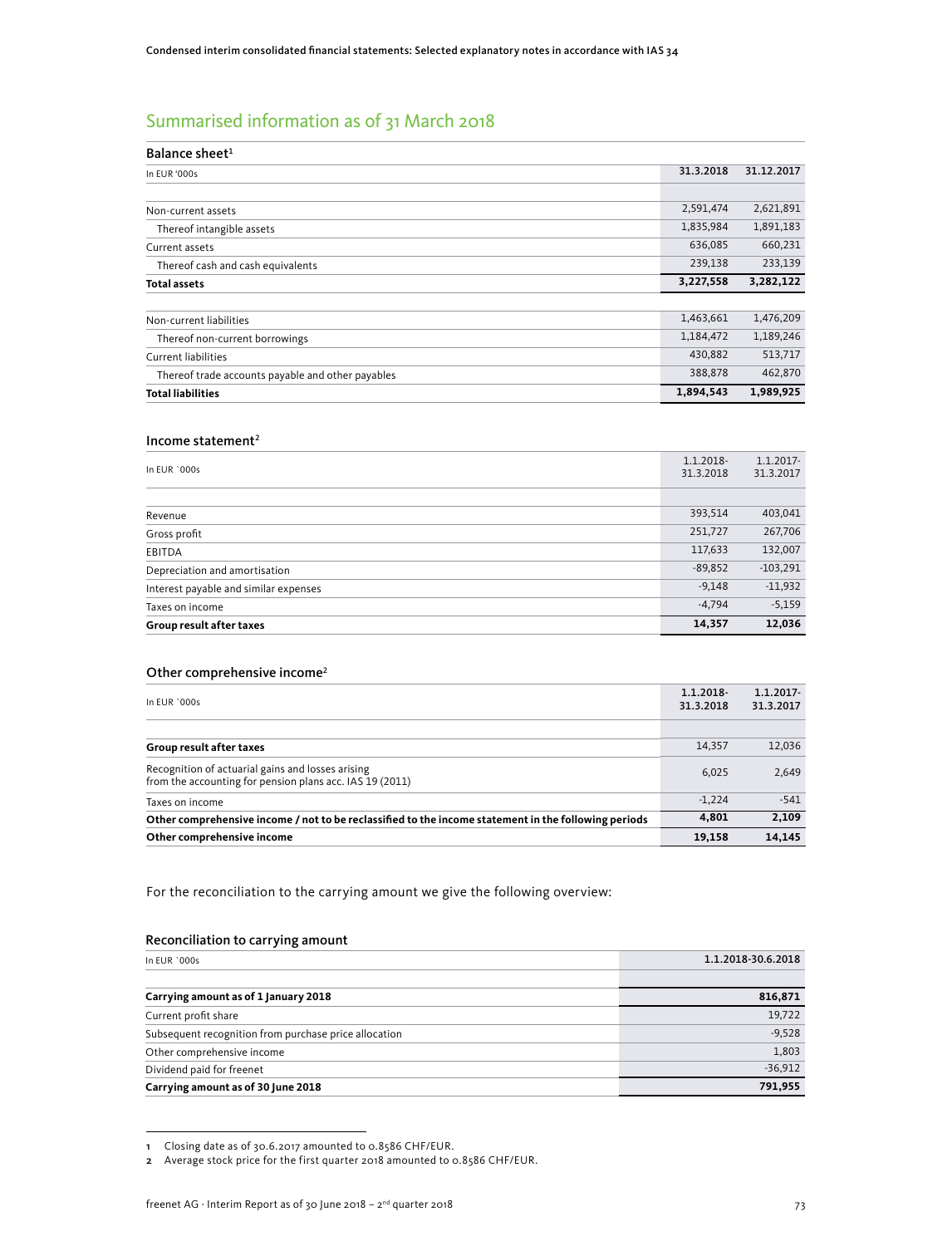## Summarised information as of 31 March 2018

### Balance sheet[1]

| In EUR '000s | 31.3.2018 | 31.12.2017 |
|---|---|---|
| Non-current assets | 2,591,474 | 2,621,891 |
| Thereof intangible assets | 1,835,984 | 1,891,183 |
| Current assets | 636,085 | 660,231 |
| Thereof cash and cash equivalents | 239,138 | 233,139 |
| **Total assets** | **3,227,558** | **3,282,122** |
| | | |
| Non-current liabilities | 1,463,661 | 1,476,209 |
| Thereof non-current borrowings | 1,184,472 | 1,189,246 |
| Current liabilities | 430,882 | 513,717 |
| Thereof trade accounts payable and other payables | 388,878 | 462,870 |
| **Total liabilities** | **1,894,543** | **1,989,925** |

### Income statement[2]

| In EUR `000s | 1.1.2018-31.3.2018 | 1.1.2017-31.3.2017 |
|---|---|---|
| Revenue | 393,514 | 403,041 |
| Gross profit | 251,727 | 267,706 |
| EBITDA | 117,633 | 132,007 |
| Depreciation and amortisation | -89,852 | -103,291 |
| Interest payable and similar expenses | -9,148 | -11,932 |
| Taxes on income | -4,794 | -5,159 |
| **Group result after taxes** | **14,357** | **12,036** |

### Other comprehensive income[2]

| In EUR `000s | 1.1.2018-31.3.2018 | 1.1.2017-31.3.2017 |
|---|---|---|
| **Group result after taxes** | 14,357 | 12,036 |
| Recognition of actuarial gains and losses arising from the accounting for pension plans acc. IAS 19 (2011) | 6,025 | 2,649 |
| Taxes on income | -1,224 | -541 |
| **Other comprehensive income / not to be reclassified to the income statement in the following periods** | **4,801** | **2,109** |
| **Other comprehensive income** | **19,158** | **14,145** |

For the reconciliation to the carrying amount we give the following overview:

### Reconciliation to carrying amount

| In EUR `000s | 1.1.2018-30.6.2018 |
|---|---|
| **Carrying amount as of 1 January 2018** | **816,871** |
| Current profit share | 19,722 |
| Subsequent recognition from purchase price allocation | -9,528 |
| Other comprehensive income | 1,803 |
| Dividend paid for freenet | -36,912 |
| **Carrying amount as of 30 June 2018** | **791,955** |

1 Closing date as of 30.6.2017 amounted to 0.8586 CHF/EUR.

2 Average stock price for the first quarter 2018 amounted to 0.8586 CHF/EUR.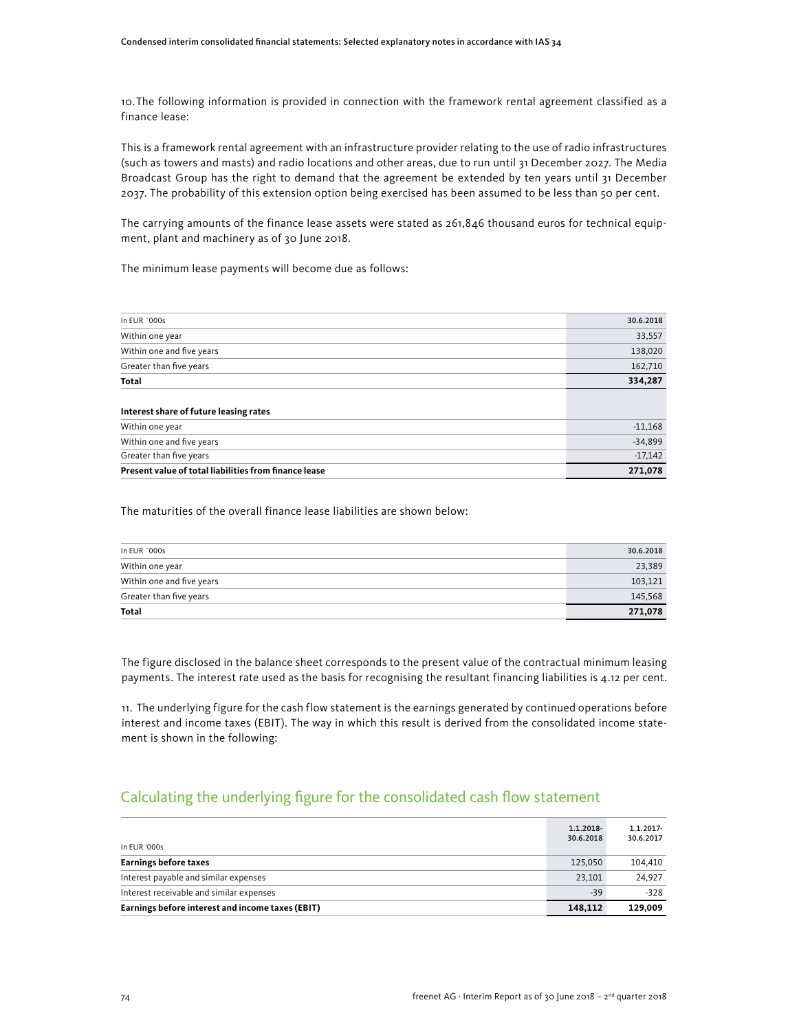10. The following information is provided in connection with the framework rental agreement classified as a finance lease:

This is a framework rental agreement with an infrastructure provider relating to the use of radio infrastructures (such as towers and masts) and radio locations and other areas, due to run until 31 December 2027. The Media Broadcast Group has the right to demand that the agreement be extended by ten years until 31 December 2037. The probability of this extension option being exercised has been assumed to be less than 50 per cent.

The carrying amounts of the finance lease assets were stated as 261,846 thousand euros for technical equipment, plant and machinery as of 30 June 2018.

The minimum lease payments will become due as follows:

| In EUR `000s | 30.6.2018 |
|---|---|
| Within one year | 33,557 |
| Within one and five years | 138,020 |
| Greater than five years | 162,710 |
| **Total** | **334,287** |
| | |
| **Interest share of future leasing rates** | |
| Within one year | -11,168 |
| Within one and five years | -34,899 |
| Greater than five years | -17,142 |
| **Present value of total liabilities from finance lease** | **271,078** |

The maturities of the overall finance lease liabilities are shown below:

| In EUR `000s | 30.6.2018 |
|---|---|
| Within one year | 23,389 |
| Within one and five years | 103,121 |
| Greater than five years | 145,568 |
| **Total** | **271,078** |

The figure disclosed in the balance sheet corresponds to the present value of the contractual minimum leasing payments. The interest rate used as the basis for recognising the resultant financing liabilities is 4.12 per cent.

11. The underlying figure for the cash flow statement is the earnings generated by continued operations before interest and income taxes (EBIT). The way in which this result is derived from the consolidated income statement is shown in the following:

## Calculating the underlying figure for the consolidated cash flow statement

| In EUR '000s | 1.1.2018-30.6.2018 | 1.1.2017-30.6.2017 |
|---|---|---|
| **Earnings before taxes** | 125,050 | 104,410 |
| Interest payable and similar expenses | 23,101 | 24,927 |
| Interest receivable and similar expenses | -39 | -328 |
| **Earnings before interest and income taxes (EBIT)** | **148,112** | **129,009** |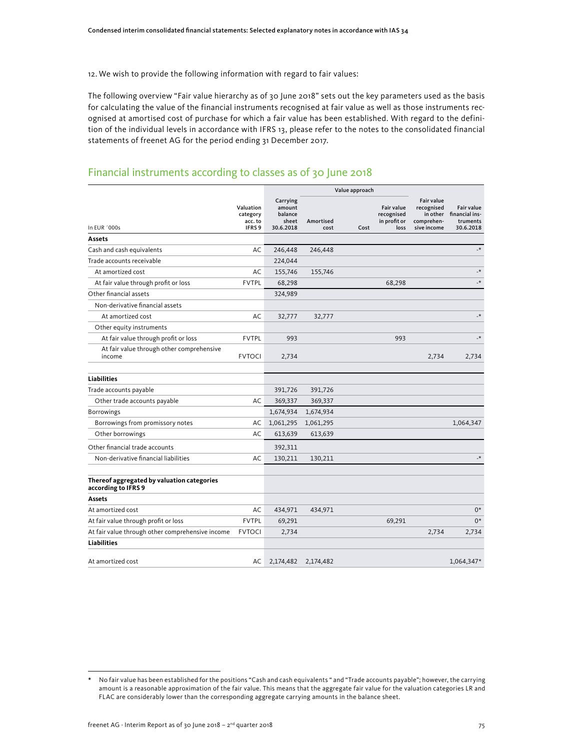12. We wish to provide the following information with regard to fair values:

The following overview "Fair value hierarchy as of 30 June 2018" sets out the key parameters used as the basis for calculating the value of the financial instruments recognised at fair value as well as those instruments recognised at amortised cost of purchase for which a fair value has been established. With regard to the definition of the individual levels in accordance with IFRS 13, please refer to the notes to the consolidated financial statements of freenet AG for the period ending 31 December 2017.

## Financial instruments according to classes as of 30 June 2018

| In EUR ´000s | Valuation category acc. to IFRS 9 | Carrying amount balance sheet 30.6.2018 | Value approach | | | | Fair value financial instruments 30.6.2018 |
|---|---|---|---|---|---|---|---|
| | | | Amortised cost | Cost | Fair value recognised in profit or loss | Fair value recognised in other comprehensive income | |
| **Assets** | | | | | | | |
| Cash and cash equivalents | AC | 246,448 | 246,448 | | | | -* |
| Trade accounts receivable | | 224,044 | | | | | |
| At amortized cost | AC | 155,746 | 155,746 | | | | -* |
| At fair value through profit or loss | FVTPL | 68,298 | | | 68,298 | | -* |
| Other financial assets | | 324,989 | | | | | |
| Non-derivative financial assets | | | | | | | |
| At amortized cost | AC | 32,777 | 32,777 | | | | -* |
| Other equity instruments | | | | | | | |
| At fair value through profit or loss | FVTPL | 993 | | | 993 | | -* |
| At fair value through other comprehensive income | FVTOCI | 2,734 | | | | 2,734 | 2,734 |
| **Liabilities** | | | | | | | |
| Trade accounts payable | | 391,726 | 391,726 | | | | |
| Other trade accounts payable | AC | 369,337 | 369,337 | | | | |
| Borrowings | | 1,674,934 | 1,674,934 | | | | |
| Borrowings from promissory notes | AC | 1,061,295 | 1,061,295 | | | | 1,064,347 |
| Other borrowings | AC | 613,639 | 613,639 | | | | |
| Other financial trade accounts | | 392,311 | | | | | |
| Non-derivative financial liabilities | AC | 130,211 | 130,211 | | | | -* |
| **Thereof aggregated by valuation categories according to IFRS 9** | | | | | | | |
| **Assets** | | | | | | | |
| At amortized cost | AC | 434,971 | 434,971 | | | | 0* |
| At fair value through profit or loss | FVTPL | 69,291 | | | 69,291 | | 0* |
| At fair value through other comprehensive income | FVTOCI | 2,734 | | | | 2,734 | 2,734 |
| **Liabilities** | | | | | | | |
| At amortized cost | AC | 2,174,482 | 2,174,482 | | | | 1,064,347* |

\* No fair value has been established for the positions "Cash and cash equivalents" and "Trade accounts payable"; however, the carrying amount is a reasonable approximation of the fair value. This means that the aggregate fair value for the valuation categories LR and FLAC are considerably lower than the corresponding aggregate carrying amounts in the balance sheet.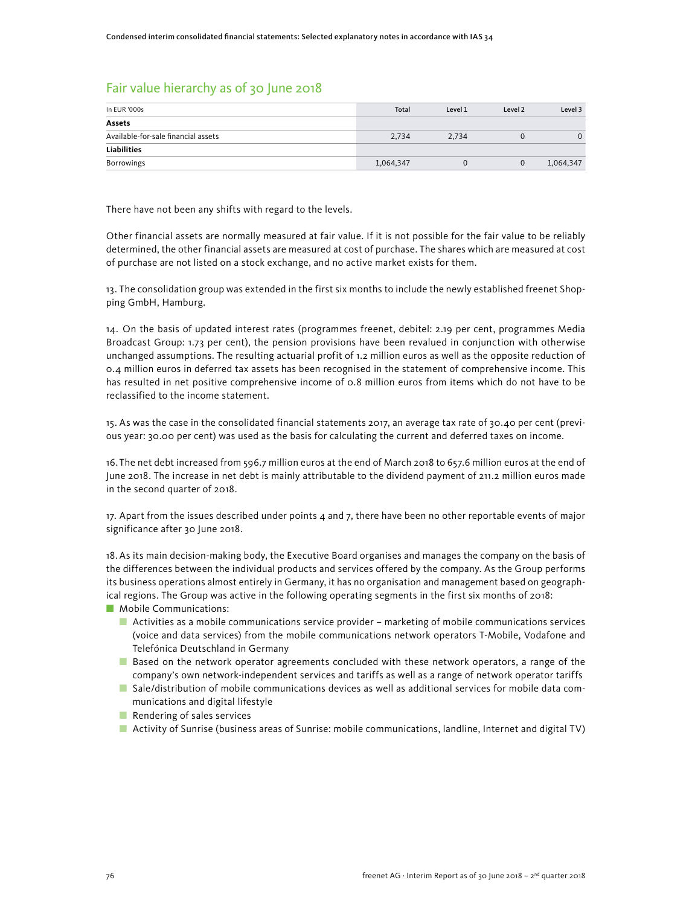## Fair value hierarchy as of 30 June 2018

| In EUR '000s | Total | Level 1 | Level 2 | Level 3 |
|---|---|---|---|---|
| **Assets** | | | | |
| Available-for-sale financial assets | 2,734 | 2,734 | 0 | 0 |
| **Liabilities** | | | | |
| Borrowings | 1,064,347 | 0 | 0 | 1,064,347 |

There have not been any shifts with regard to the levels.

Other financial assets are normally measured at fair value. If it is not possible for the fair value to be reliably determined, the other financial assets are measured at cost of purchase. The shares which are measured at cost of purchase are not listed on a stock exchange, and no active market exists for them.

13. The consolidation group was extended in the first six months to include the newly established freenet Shopping GmbH, Hamburg.

14. On the basis of updated interest rates (programmes freenet, debitel: 2.19 per cent, programmes Media Broadcast Group: 1.73 per cent), the pension provisions have been revalued in conjunction with otherwise unchanged assumptions. The resulting actuarial profit of 1.2 million euros as well as the opposite reduction of 0.4 million euros in deferred tax assets has been recognised in the statement of comprehensive income. This has resulted in net positive comprehensive income of 0.8 million euros from items which do not have to be reclassified to the income statement.

15. As was the case in the consolidated financial statements 2017, an average tax rate of 30.40 per cent (previous year: 30.00 per cent) was used as the basis for calculating the current and deferred taxes on income.

16. The net debt increased from 596.7 million euros at the end of March 2018 to 657.6 million euros at the end of June 2018. The increase in net debt is mainly attributable to the dividend payment of 211.2 million euros made in the second quarter of 2018.

17. Apart from the issues described under points 4 and 7, there have been no other reportable events of major significance after 30 June 2018.

18. As its main decision-making body, the Executive Board organises and manages the company on the basis of the differences between the individual products and services offered by the company. As the Group performs its business operations almost entirely in Germany, it has no organisation and management based on geographical regions. The Group was active in the following operating segments in the first six months of 2018:

- Mobile Communications:
  - Activities as a mobile communications service provider – marketing of mobile communications services (voice and data services) from the mobile communications network operators T-Mobile, Vodafone and Telefónica Deutschland in Germany
  - Based on the network operator agreements concluded with these network operators, a range of the company's own network-independent services and tariffs as well as a range of network operator tariffs
  - Sale/distribution of mobile communications devices as well as additional services for mobile data communications and digital lifestyle
  - Rendering of sales services
  - Activity of Sunrise (business areas of Sunrise: mobile communications, landline, Internet and digital TV)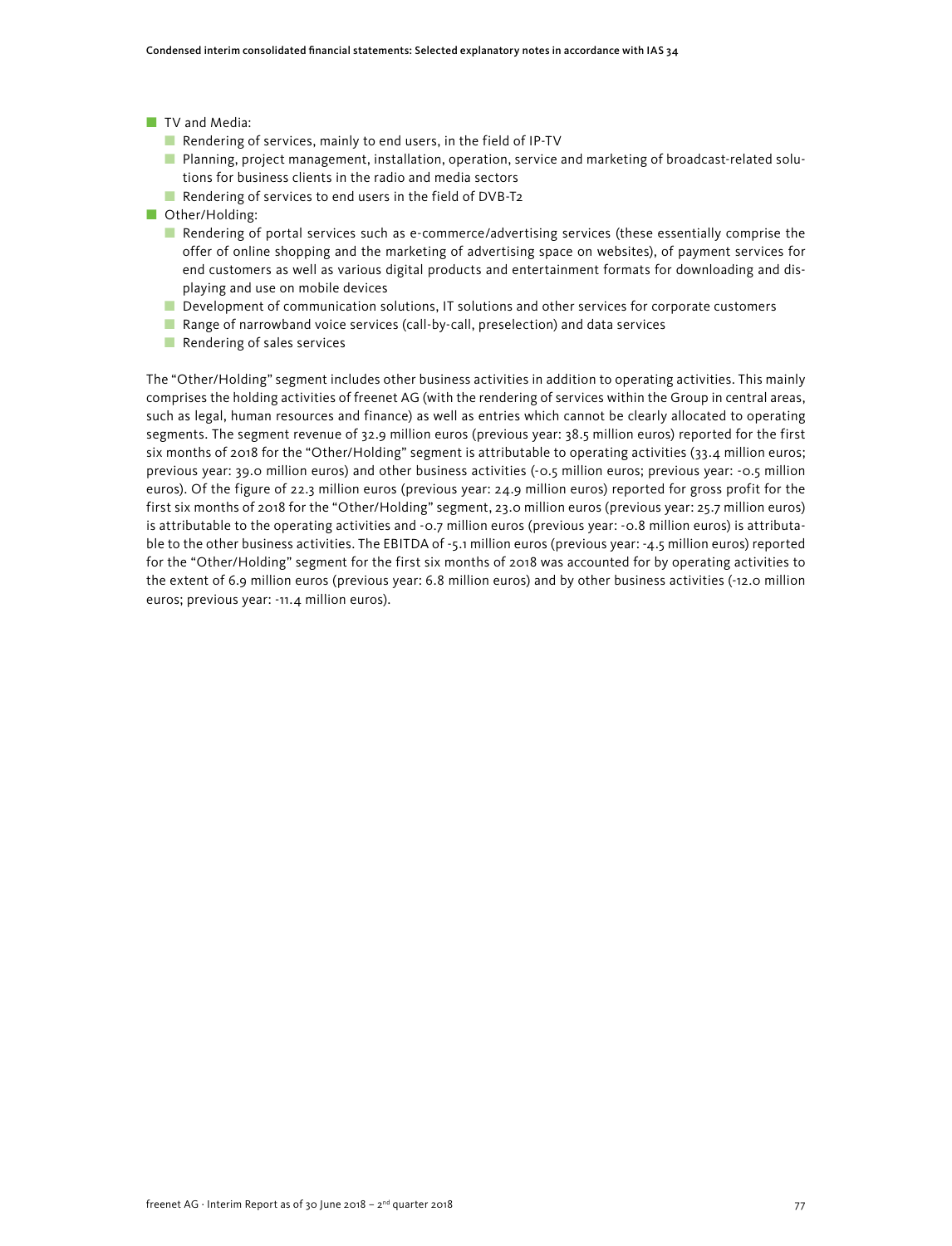- TV and Media:
  - Rendering of services, mainly to end users, in the field of IP-TV
  - Planning, project management, installation, operation, service and marketing of broadcast-related solutions for business clients in the radio and media sectors
  - Rendering of services to end users in the field of DVB-T2
- Other/Holding:
  - Rendering of portal services such as e-commerce/advertising services (these essentially comprise the offer of online shopping and the marketing of advertising space on websites), of payment services for end customers as well as various digital products and entertainment formats for downloading and displaying and use on mobile devices
  - Development of communication solutions, IT solutions and other services for corporate customers
  - Range of narrowband voice services (call-by-call, preselection) and data services
  - Rendering of sales services

The "Other/Holding" segment includes other business activities in addition to operating activities. This mainly comprises the holding activities of freenet AG (with the rendering of services within the Group in central areas, such as legal, human resources and finance) as well as entries which cannot be clearly allocated to operating segments. The segment revenue of 32.9 million euros (previous year: 38.5 million euros) reported for the first six months of 2018 for the "Other/Holding" segment is attributable to operating activities (33.4 million euros; previous year: 39.0 million euros) and other business activities (-0.5 million euros; previous year: -0.5 million euros). Of the figure of 22.3 million euros (previous year: 24.9 million euros) reported for gross profit for the first six months of 2018 for the "Other/Holding" segment, 23.0 million euros (previous year: 25.7 million euros) is attributable to the operating activities and -0.7 million euros (previous year: -0.8 million euros) is attributable to the other business activities. The EBITDA of -5.1 million euros (previous year: -4.5 million euros) reported for the "Other/Holding" segment for the first six months of 2018 was accounted for by operating activities to the extent of 6.9 million euros (previous year: 6.8 million euros) and by other business activities (-12.0 million euros; previous year: -11.4 million euros).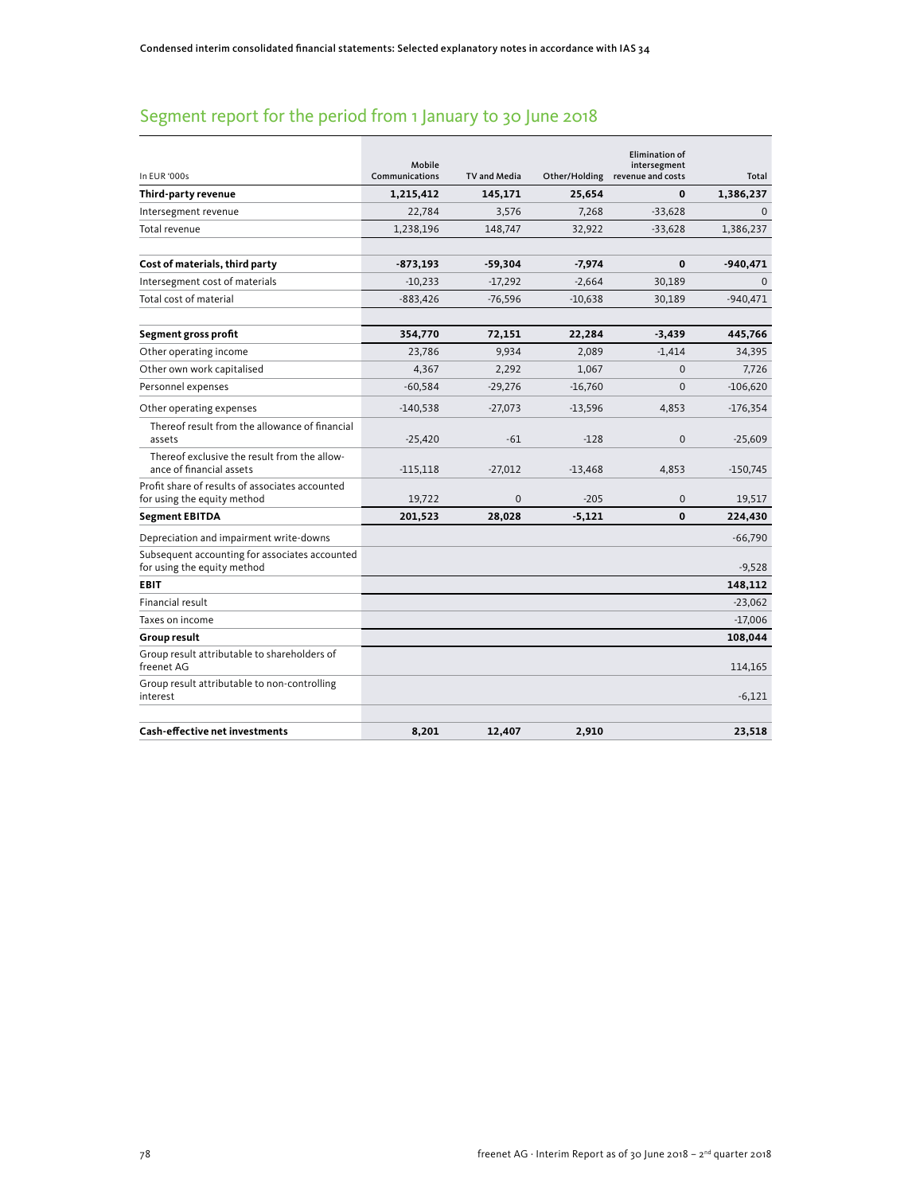## Segment report for the period from 1 January to 30 June 2018

| In EUR '000s | Mobile Communications | TV and Media | Other/Holding | Elimination of intersegment revenue and costs | Total |
|---|---|---|---|---|---|
| **Third-party revenue** | **1,215,412** | **145,171** | **25,654** | **0** | **1,386,237** |
| Intersegment revenue | 22,784 | 3,576 | 7,268 | -33,628 | 0 |
| Total revenue | 1,238,196 | 148,747 | 32,922 | -33,628 | 1,386,237 |
| | | | | | |
| **Cost of materials, third party** | **-873,193** | **-59,304** | **-7,974** | **0** | **-940,471** |
| Intersegment cost of materials | -10,233 | -17,292 | -2,664 | 30,189 | 0 |
| Total cost of material | -883,426 | -76,596 | -10,638 | 30,189 | -940,471 |
| | | | | | |
| **Segment gross profit** | **354,770** | **72,151** | **22,284** | **-3,439** | **445,766** |
| Other operating income | 23,786 | 9,934 | 2,089 | -1,414 | 34,395 |
| Other own work capitalised | 4,367 | 2,292 | 1,067 | 0 | 7,726 |
| Personnel expenses | -60,584 | -29,276 | -16,760 | 0 | -106,620 |
| Other operating expenses | -140,538 | -27,073 | -13,596 | 4,853 | -176,354 |
| Thereof result from the allowance of financial assets | -25,420 | -61 | -128 | 0 | -25,609 |
| Thereof exclusive the result from the allowance of financial assets | -115,118 | -27,012 | -13,468 | 4,853 | -150,745 |
| Profit share of results of associates accounted for using the equity method | 19,722 | 0 | -205 | 0 | 19,517 |
| **Segment EBITDA** | **201,523** | **28,028** | **-5,121** | **0** | **224,430** |
| Depreciation and impairment write-downs | | | | | -66,790 |
| Subsequent accounting for associates accounted for using the equity method | | | | | -9,528 |
| **EBIT** | | | | | **148,112** |
| Financial result | | | | | -23,062 |
| Taxes on income | | | | | -17,006 |
| **Group result** | | | | | **108,044** |
| Group result attributable to shareholders of freenet AG | | | | | 114,165 |
| Group result attributable to non-controlling interest | | | | | -6,121 |
| | | | | | |
| **Cash-effective net investments** | **8,201** | **12,407** | **2,910** | | **23,518** |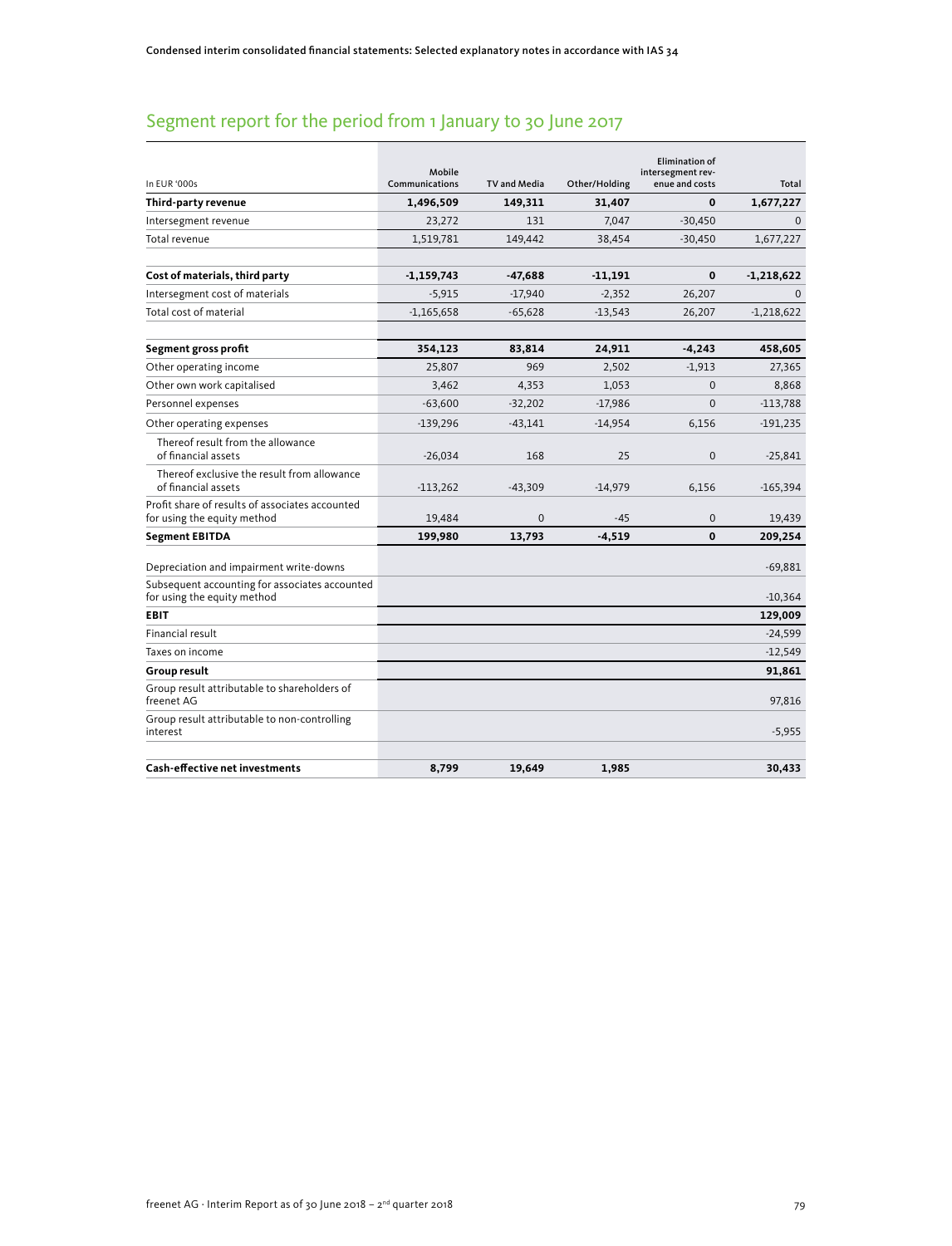## Segment report for the period from 1 January to 30 June 2017

| In EUR '000s | Mobile Communications | TV and Media | Other/Holding | Elimination of intersegment revenue and costs | Total |
|---|---|---|---|---|---|
| **Third-party revenue** | **1,496,509** | **149,311** | **31,407** | **0** | **1,677,227** |
| Intersegment revenue | 23,272 | 131 | 7,047 | -30,450 | 0 |
| Total revenue | 1,519,781 | 149,442 | 38,454 | -30,450 | 1,677,227 |
| | | | | | |
| **Cost of materials, third party** | **-1,159,743** | **-47,688** | **-11,191** | **0** | **-1,218,622** |
| Intersegment cost of materials | -5,915 | -17,940 | -2,352 | 26,207 | 0 |
| Total cost of material | -1,165,658 | -65,628 | -13,543 | 26,207 | -1,218,622 |
| | | | | | |
| **Segment gross profit** | **354,123** | **83,814** | **24,911** | **-4,243** | **458,605** |
| Other operating income | 25,807 | 969 | 2,502 | -1,913 | 27,365 |
| Other own work capitalised | 3,462 | 4,353 | 1,053 | 0 | 8,868 |
| Personnel expenses | -63,600 | -32,202 | -17,986 | 0 | -113,788 |
| Other operating expenses | -139,296 | -43,141 | -14,954 | 6,156 | -191,235 |
| Thereof result from the allowance of financial assets | -26,034 | 168 | 25 | 0 | -25,841 |
| Thereof exclusive the result from allowance of financial assets | -113,262 | -43,309 | -14,979 | 6,156 | -165,394 |
| Profit share of results of associates accounted for using the equity method | 19,484 | 0 | -45 | 0 | 19,439 |
| **Segment EBITDA** | **199,980** | **13,793** | **-4,519** | **0** | **209,254** |
| | | | | | |
| Depreciation and impairment write-downs | | | | | -69,881 |
| Subsequent accounting for associates accounted for using the equity method | | | | | -10,364 |
| **EBIT** | | | | | **129,009** |
| Financial result | | | | | -24,599 |
| Taxes on income | | | | | -12,549 |
| **Group result** | | | | | **91,861** |
| Group result attributable to shareholders of freenet AG | | | | | 97,816 |
| Group result attributable to non-controlling interest | | | | | -5,955 |
| | | | | | |
| **Cash-effective net investments** | **8,799** | **19,649** | **1,985** | | **30,433** |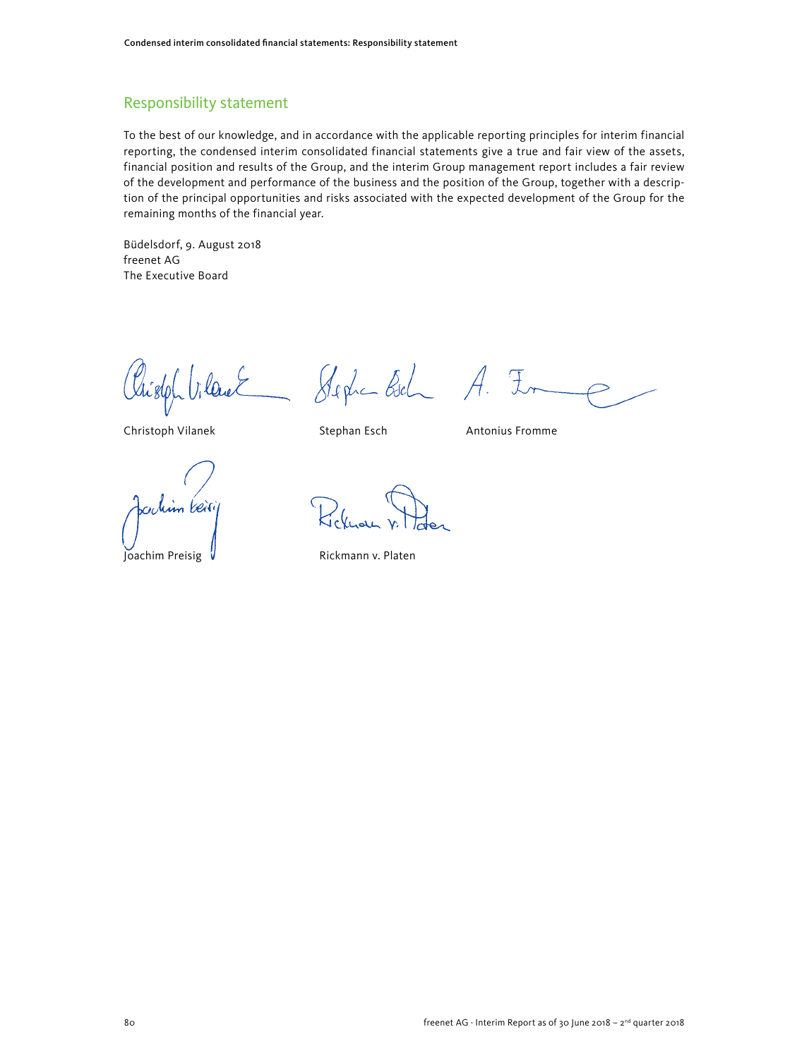## Responsibility statement

To the best of our knowledge, and in accordance with the applicable reporting principles for interim financial reporting, the condensed interim consolidated financial statements give a true and fair view of the assets, financial position and results of the Group, and the interim Group management report includes a fair review of the development and performance of the business and the position of the Group, together with a description of the principal opportunities and risks associated with the expected development of the Group for the remaining months of the financial year.

Büdelsdorf, 9. August 2018
freenet AG
The Executive Board

Christoph Vilanek        Stephan Esch        Antonius Fromme

Joachim Preisig        Rickmann v. Platen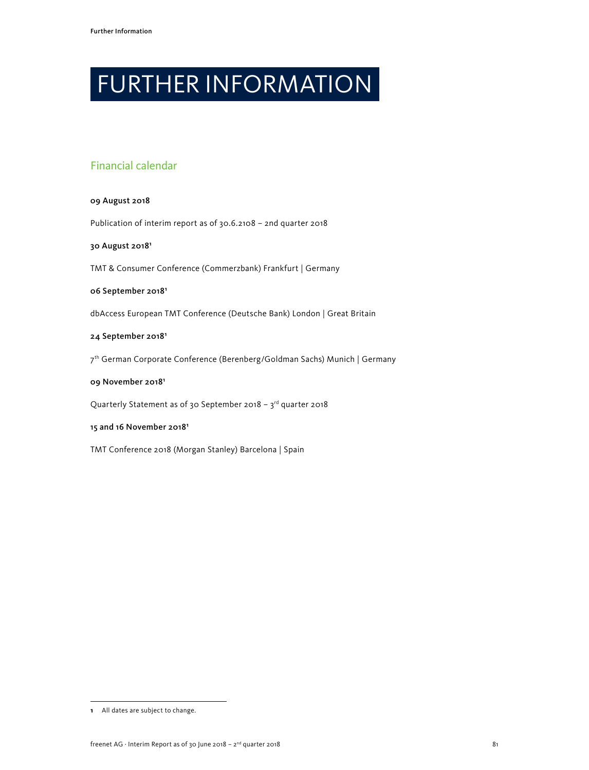# FURTHER INFORMATION

## Financial calendar

**09 August 2018**

Publication of interim report as of 30.6.2108 – 2nd quarter 2018

**30 August 2018[1]**

TMT & Consumer Conference (Commerzbank) Frankfurt | Germany

**06 September 2018[1]**

dbAccess European TMT Conference (Deutsche Bank) London | Great Britain

**24 September 2018[1]**

7th German Corporate Conference (Berenberg/Goldman Sachs) Munich | Germany

**09 November 2018[1]**

Quarterly Statement as of 30 September 2018 – 3rd quarter 2018

**15 and 16 November 2018[1]**

TMT Conference 2018 (Morgan Stanley) Barcelona | Spain

---

**1** All dates are subject to change.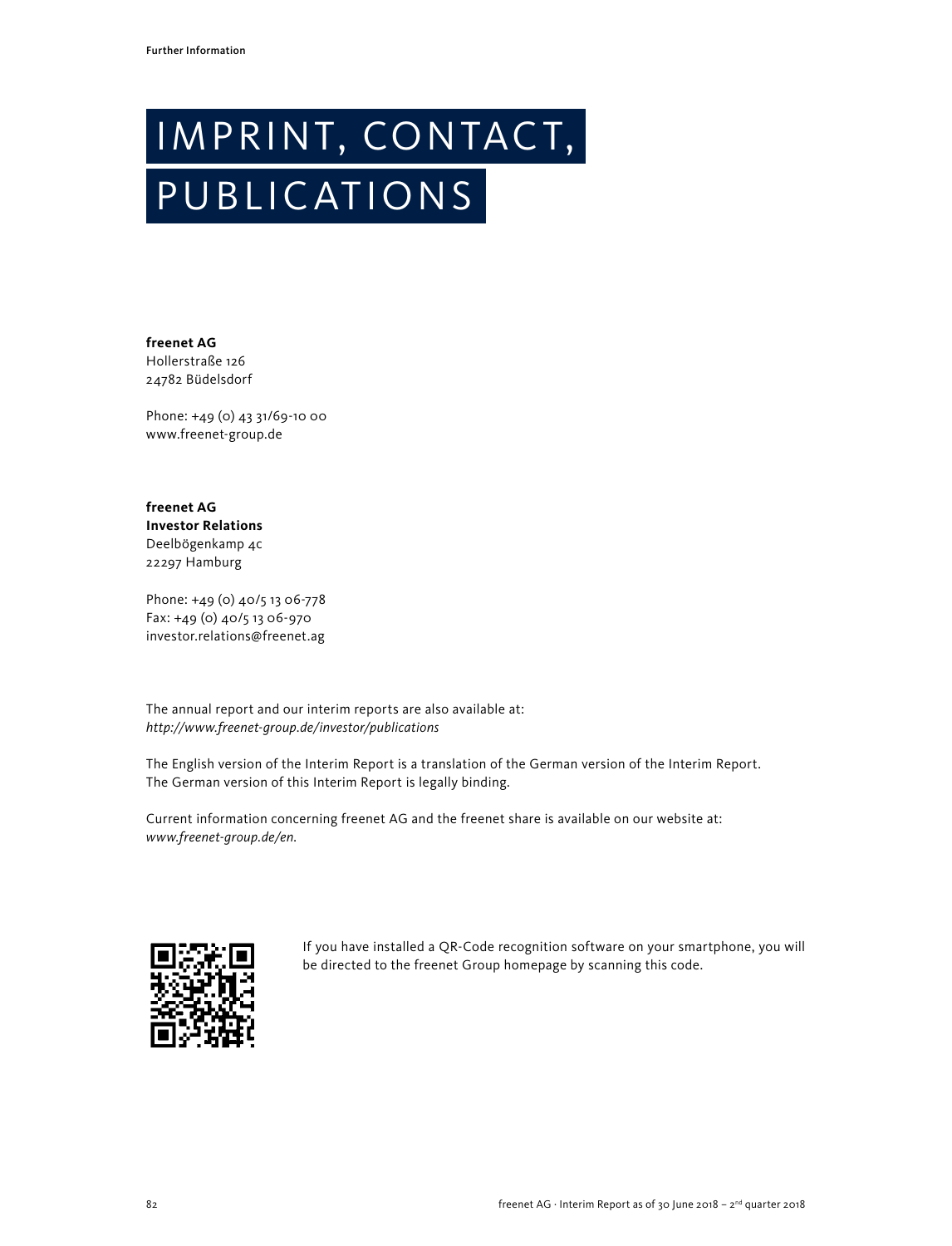# IMPRINT, CONTACT, PUBLICATIONS

**freenet AG**
Hollerstraße 126
24782 Büdelsdorf

Phone: +49 (0) 43 31/69-10 00
www.freenet-group.de

**freenet AG**
**Investor Relations**
Deelbögenkamp 4c
22297 Hamburg

Phone: +49 (0) 40/5 13 06-778
Fax: +49 (0) 40/5 13 06-970
investor.relations@freenet.ag

The annual report and our interim reports are also available at:
*http://www.freenet-group.de/investor/publications*

The English version of the Interim Report is a translation of the German version of the Interim Report. The German version of this Interim Report is legally binding.

Current information concerning freenet AG and the freenet share is available on our website at:
*www.freenet-group.de/en.*

If you have installed a QR-Code recognition software on your smartphone, you will be directed to the freenet Group homepage by scanning this code.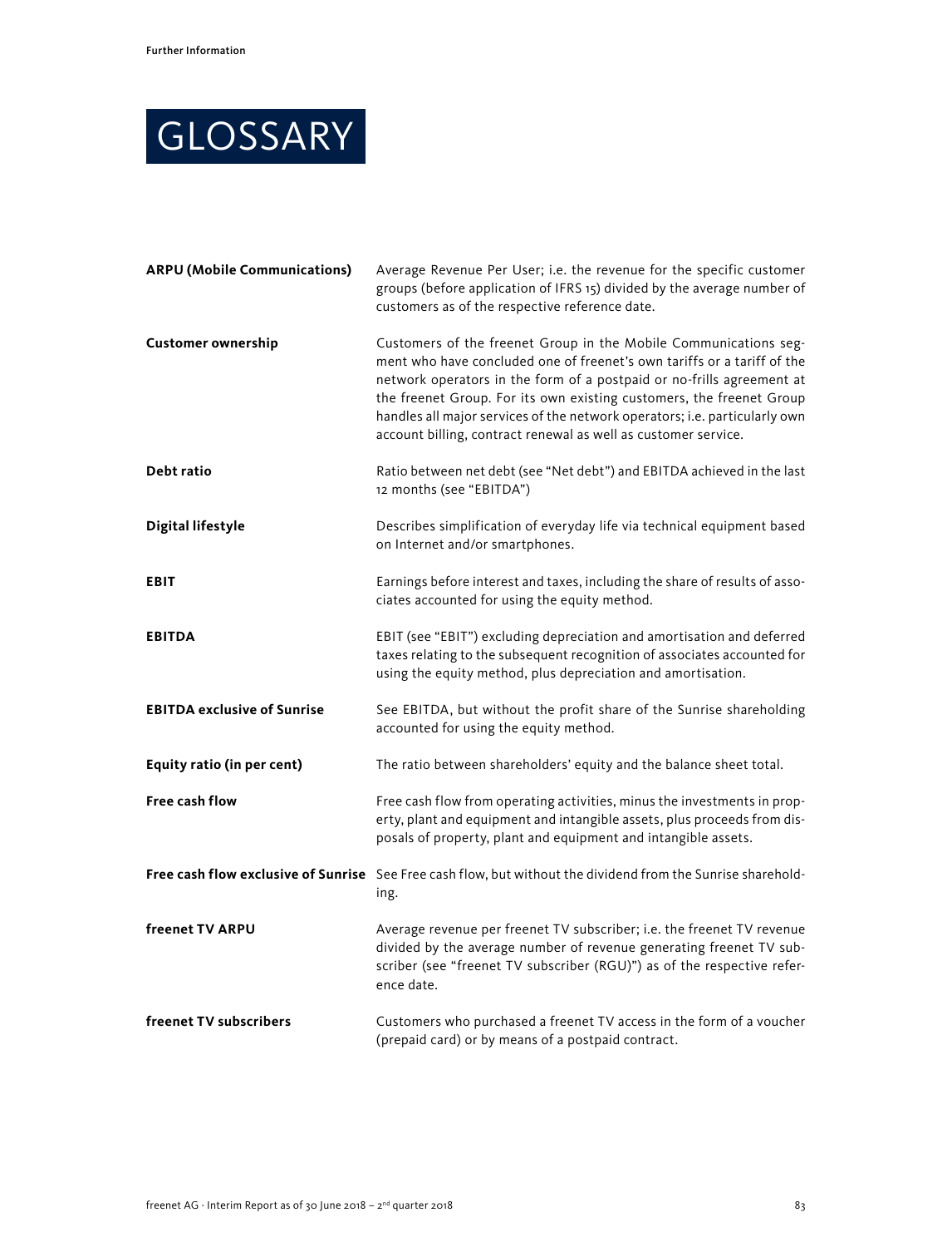# GLOSSARY

**ARPU (Mobile Communications)**
Average Revenue Per User; i.e. the revenue for the specific customer groups (before application of IFRS 15) divided by the average number of customers as of the respective reference date.

**Customer ownership**
Customers of the freenet Group in the Mobile Communications segment who have concluded one of freenet's own tariffs or a tariff of the network operators in the form of a postpaid or no-frills agreement at the freenet Group. For its own existing customers, the freenet Group handles all major services of the network operators; i.e. particularly own account billing, contract renewal as well as customer service.

**Debt ratio**
Ratio between net debt (see "Net debt") and EBITDA achieved in the last 12 months (see "EBITDA")

**Digital lifestyle**
Describes simplification of everyday life via technical equipment based on Internet and/or smartphones.

**EBIT**
Earnings before interest and taxes, including the share of results of associates accounted for using the equity method.

**EBITDA**
EBIT (see "EBIT") excluding depreciation and amortisation and deferred taxes relating to the subsequent recognition of associates accounted for using the equity method, plus depreciation and amortisation.

**EBITDA exclusive of Sunrise**
See EBITDA, but without the profit share of the Sunrise shareholding accounted for using the equity method.

**Equity ratio (in per cent)**
The ratio between shareholders' equity and the balance sheet total.

**Free cash flow**
Free cash flow from operating activities, minus the investments in property, plant and equipment and intangible assets, plus proceeds from disposals of property, plant and equipment and intangible assets.

**Free cash flow exclusive of Sunrise**
See Free cash flow, but without the dividend from the Sunrise shareholding.

**freenet TV ARPU**
Average revenue per freenet TV subscriber; i.e. the freenet TV revenue divided by the average number of revenue generating freenet TV subscriber (see "freenet TV subscriber (RGU)") as of the respective reference date.

**freenet TV subscribers**
Customers who purchased a freenet TV access in the form of a voucher (prepaid card) or by means of a postpaid contract.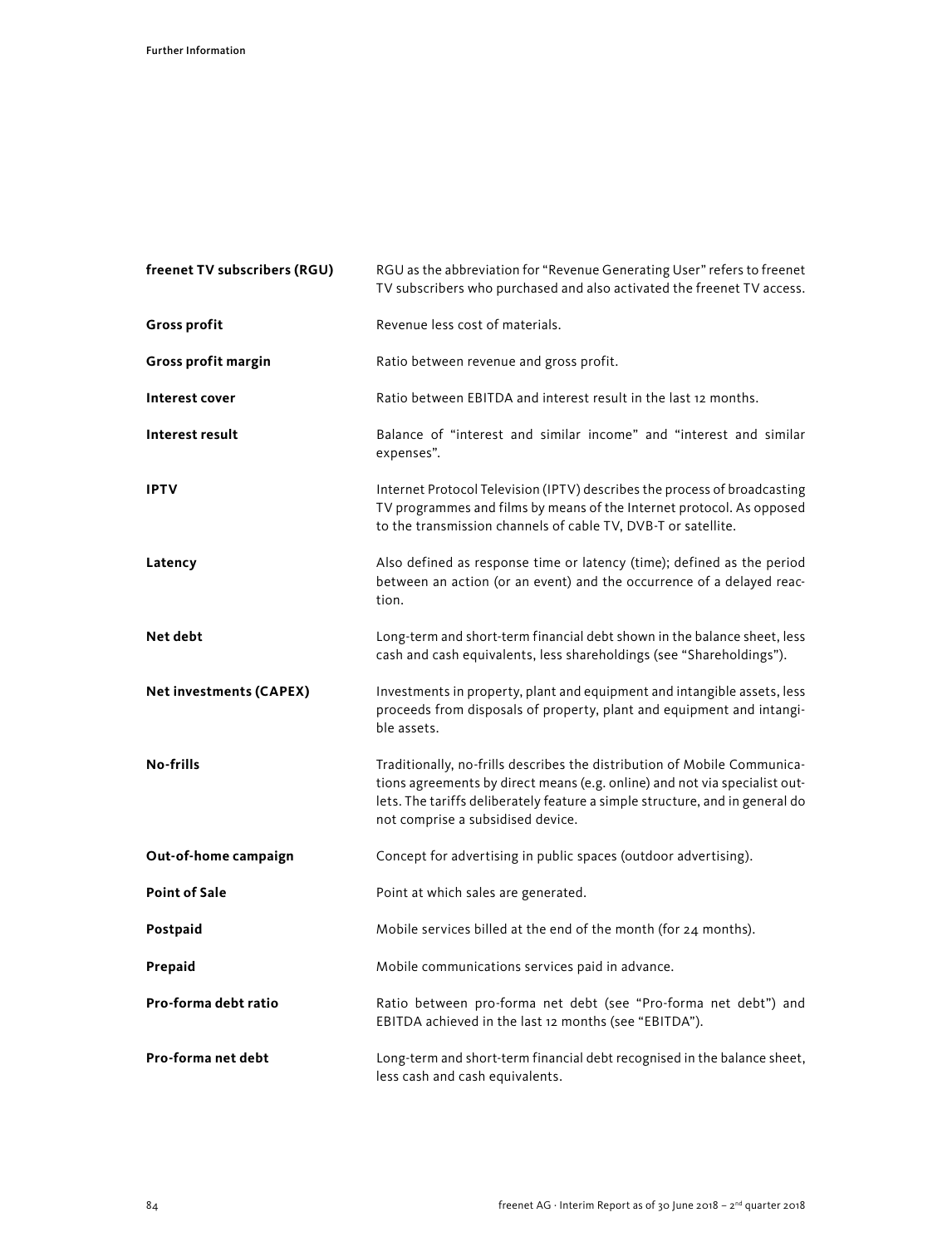**freenet TV subscribers (RGU)**
RGU as the abbreviation for "Revenue Generating User" refers to freenet TV subscribers who purchased and also activated the freenet TV access.

**Gross profit**
Revenue less cost of materials.

**Gross profit margin**
Ratio between revenue and gross profit.

**Interest cover**
Ratio between EBITDA and interest result in the last 12 months.

**Interest result**
Balance of "interest and similar income" and "interest and similar expenses".

**IPTV**
Internet Protocol Television (IPTV) describes the process of broadcasting TV programmes and films by means of the Internet protocol. As opposed to the transmission channels of cable TV, DVB-T or satellite.

**Latency**
Also defined as response time or latency (time); defined as the period between an action (or an event) and the occurrence of a delayed reaction.

**Net debt**
Long-term and short-term financial debt shown in the balance sheet, less cash and cash equivalents, less shareholdings (see "Shareholdings").

**Net investments (CAPEX)**
Investments in property, plant and equipment and intangible assets, less proceeds from disposals of property, plant and equipment and intangible assets.

**No-frills**
Traditionally, no-frills describes the distribution of Mobile Communications agreements by direct means (e.g. online) and not via specialist outlets. The tariffs deliberately feature a simple structure, and in general do not comprise a subsidised device.

**Out-of-home campaign**
Concept for advertising in public spaces (outdoor advertising).

**Point of Sale**
Point at which sales are generated.

**Postpaid**
Mobile services billed at the end of the month (for 24 months).

**Prepaid**
Mobile communications services paid in advance.

**Pro-forma debt ratio**
Ratio between pro-forma net debt (see "Pro-forma net debt") and EBITDA achieved in the last 12 months (see "EBITDA").

**Pro-forma net debt**
Long-term and short-term financial debt recognised in the balance sheet, less cash and cash equivalents.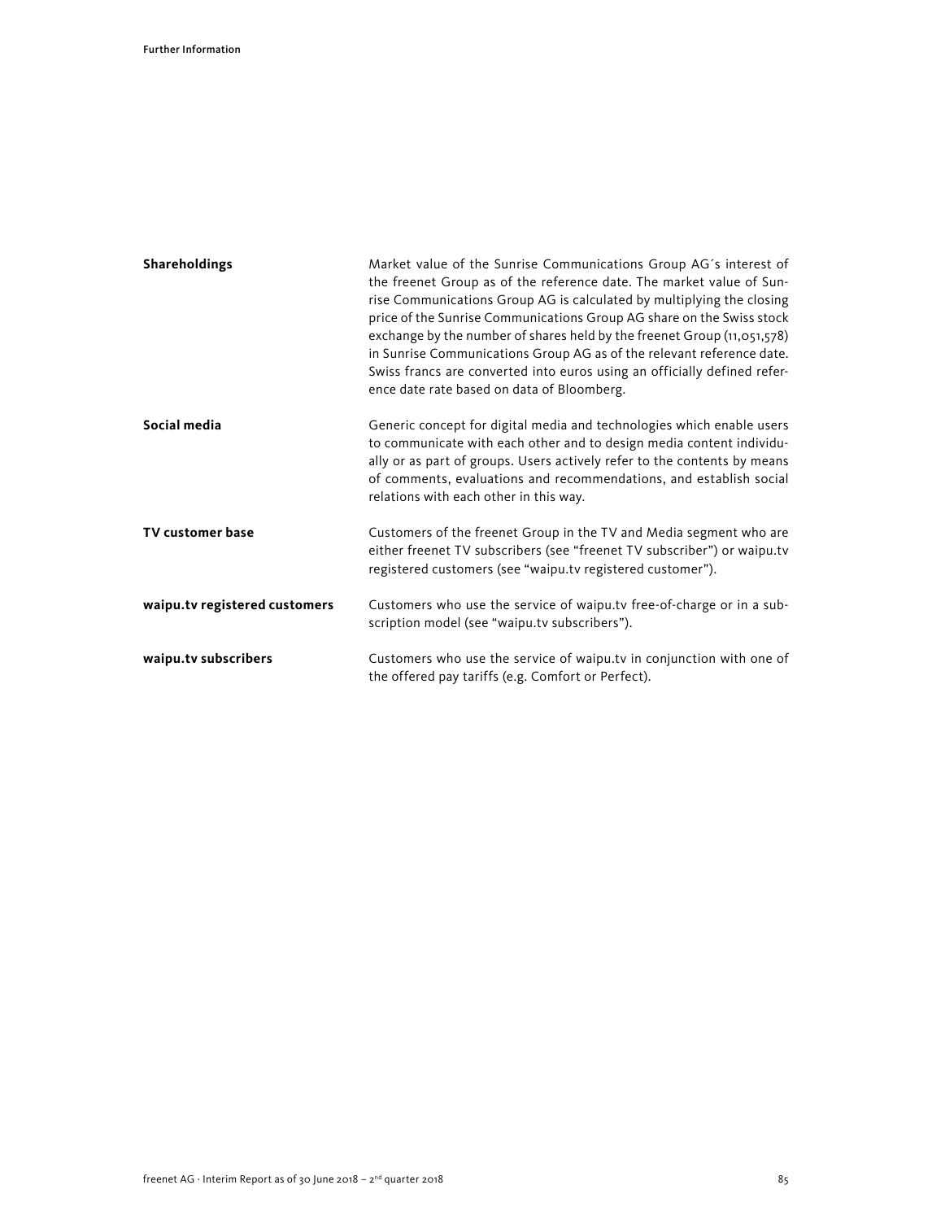**Shareholdings**

Market value of the Sunrise Communications Group AG´s interest of the freenet Group as of the reference date. The market value of Sunrise Communications Group AG is calculated by multiplying the closing price of the Sunrise Communications Group AG share on the Swiss stock exchange by the number of shares held by the freenet Group (11,051,578) in Sunrise Communications Group AG as of the relevant reference date. Swiss francs are converted into euros using an officially defined reference date rate based on data of Bloomberg.

**Social media**

Generic concept for digital media and technologies which enable users to communicate with each other and to design media content individually or as part of groups. Users actively refer to the contents by means of comments, evaluations and recommendations, and establish social relations with each other in this way.

**TV customer base**

Customers of the freenet Group in the TV and Media segment who are either freenet TV subscribers (see "freenet TV subscriber") or waipu.tv registered customers (see "waipu.tv registered customer").

**waipu.tv registered customers**

Customers who use the service of waipu.tv free-of-charge or in a subscription model (see "waipu.tv subscribers").

**waipu.tv subscribers**

Customers who use the service of waipu.tv in conjunction with one of the offered pay tariffs (e.g. Comfort or Perfect).